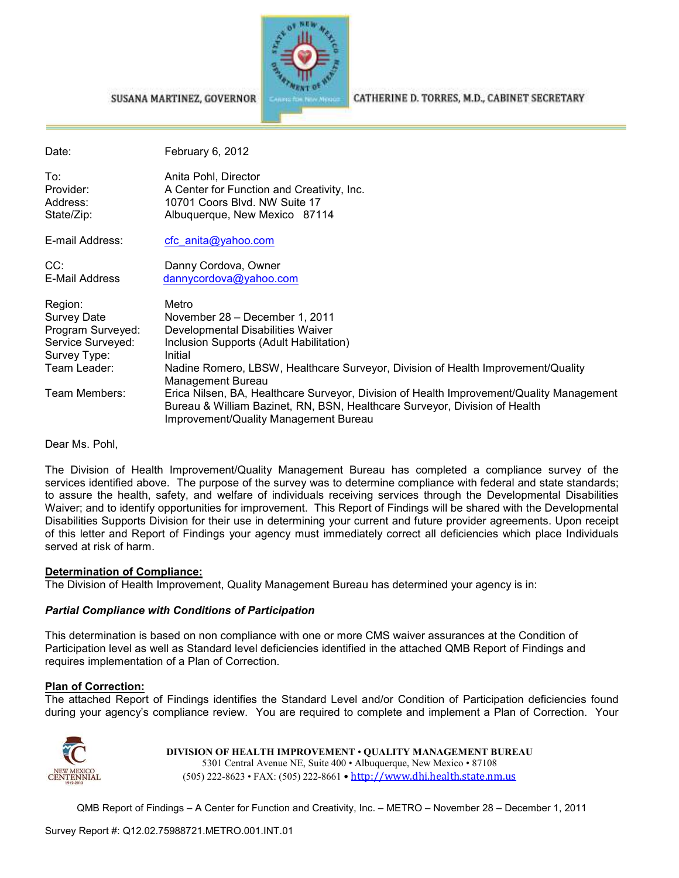SUSANA MARTINEZ, GOVERNOR

CATHERINE D. TORRES, M.D., CABINET SECRETARY

| | |
|---|---|
| Date: | February 6, 2012 |
| To: | Anita Pohl, Director |
| Provider: | A Center for Function and Creativity, Inc. |
| Address: | 10701 Coors Blvd. NW Suite 17 |
| State/Zip: | Albuquerque, New Mexico 87114 |
| E-mail Address: | cfc_anita@yahoo.com |
| CC: | Danny Cordova, Owner |
| E-Mail Address | dannycordova@yahoo.com |
| Region: | Metro |
| Survey Date | November 28 – December 1, 2011 |
| Program Surveyed: | Developmental Disabilities Waiver |
| Service Surveyed: | Inclusion Supports (Adult Habilitation) |
| Survey Type: | Initial |
| Team Leader: | Nadine Romero, LBSW, Healthcare Surveyor, Division of Health Improvement/Quality Management Bureau |
| Team Members: | Erica Nilsen, BA, Healthcare Surveyor, Division of Health Improvement/Quality Management Bureau & William Bazinet, RN, BSN, Healthcare Surveyor, Division of Health Improvement/Quality Management Bureau |

Dear Ms. Pohl,

The Division of Health Improvement/Quality Management Bureau has completed a compliance survey of the services identified above. The purpose of the survey was to determine compliance with federal and state standards; to assure the health, safety, and welfare of individuals receiving services through the Developmental Disabilities Waiver; and to identify opportunities for improvement. This Report of Findings will be shared with the Developmental Disabilities Supports Division for their use in determining your current and future provider agreements. Upon receipt of this letter and Report of Findings your agency must immediately correct all deficiencies which place Individuals served at risk of harm.

**Determination of Compliance:**

The Division of Health Improvement, Quality Management Bureau has determined your agency is in:

***Partial Compliance with Conditions of Participation***

This determination is based on non compliance with one or more CMS waiver assurances at the Condition of Participation level as well as Standard level deficiencies identified in the attached QMB Report of Findings and requires implementation of a Plan of Correction.

**Plan of Correction:**

The attached Report of Findings identifies the Standard Level and/or Condition of Participation deficiencies found during your agency's compliance review. You are required to complete and implement a Plan of Correction. Your

DIVISION OF HEALTH IMPROVEMENT • QUALITY MANAGEMENT BUREAU
5301 Central Avenue NE, Suite 400 • Albuquerque, New Mexico • 87108
(505) 222-8623 • FAX: (505) 222-8661 • http://www.dhi.health.state.nm.us

QMB Report of Findings – A Center for Function and Creativity, Inc. – METRO – November 28 – December 1, 2011

Survey Report #: Q12.02.75988721.METRO.001.INT.01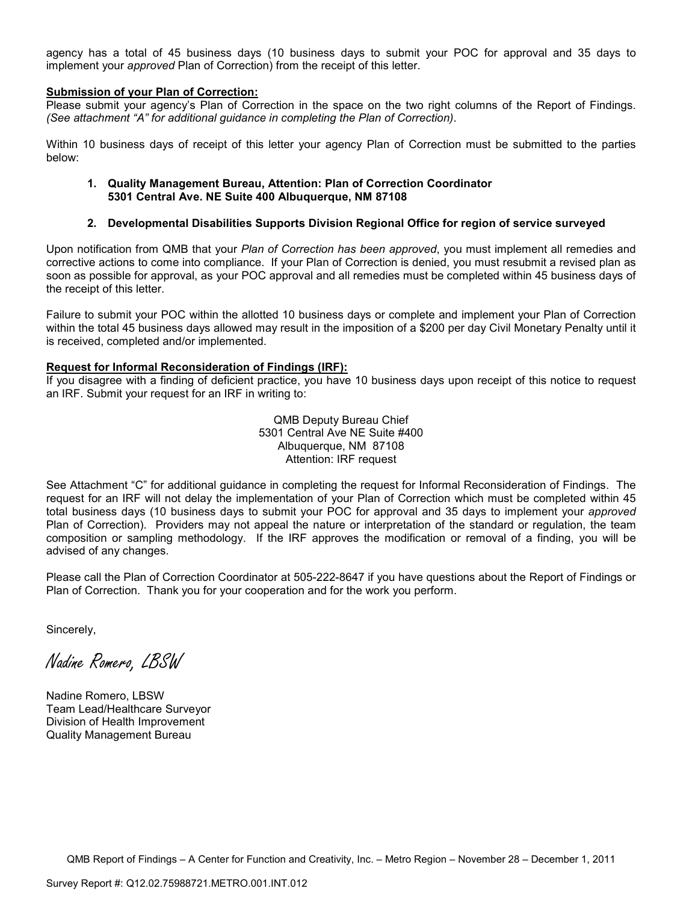agency has a total of 45 business days (10 business days to submit your POC for approval and 35 days to implement your *approved* Plan of Correction) from the receipt of this letter.

**Submission of your Plan of Correction:**

Please submit your agency's Plan of Correction in the space on the two right columns of the Report of Findings. *(See attachment "A" for additional guidance in completing the Plan of Correction)*.

Within 10 business days of receipt of this letter your agency Plan of Correction must be submitted to the parties below:

1. **Quality Management Bureau, Attention: Plan of Correction Coordinator 5301 Central Ave. NE Suite 400 Albuquerque, NM 87108**

2. **Developmental Disabilities Supports Division Regional Office for region of service surveyed**

Upon notification from QMB that your *Plan of Correction has been approved*, you must implement all remedies and corrective actions to come into compliance. If your Plan of Correction is denied, you must resubmit a revised plan as soon as possible for approval, as your POC approval and all remedies must be completed within 45 business days of the receipt of this letter.

Failure to submit your POC within the allotted 10 business days or complete and implement your Plan of Correction within the total 45 business days allowed may result in the imposition of a $200 per day Civil Monetary Penalty until it is received, completed and/or implemented.

**Request for Informal Reconsideration of Findings (IRF):**

If you disagree with a finding of deficient practice, you have 10 business days upon receipt of this notice to request an IRF. Submit your request for an IRF in writing to:

QMB Deputy Bureau Chief
5301 Central Ave NE Suite #400
Albuquerque, NM 87108
Attention: IRF request

See Attachment "C" for additional guidance in completing the request for Informal Reconsideration of Findings. The request for an IRF will not delay the implementation of your Plan of Correction which must be completed within 45 total business days (10 business days to submit your POC for approval and 35 days to implement your *approved* Plan of Correction). Providers may not appeal the nature or interpretation of the standard or regulation, the team composition or sampling methodology. If the IRF approves the modification or removal of a finding, you will be advised of any changes.

Please call the Plan of Correction Coordinator at 505-222-8647 if you have questions about the Report of Findings or Plan of Correction. Thank you for your cooperation and for the work you perform.

Sincerely,

*Nadine Romero, LBSW*

Nadine Romero, LBSW
Team Lead/Healthcare Surveyor
Division of Health Improvement
Quality Management Bureau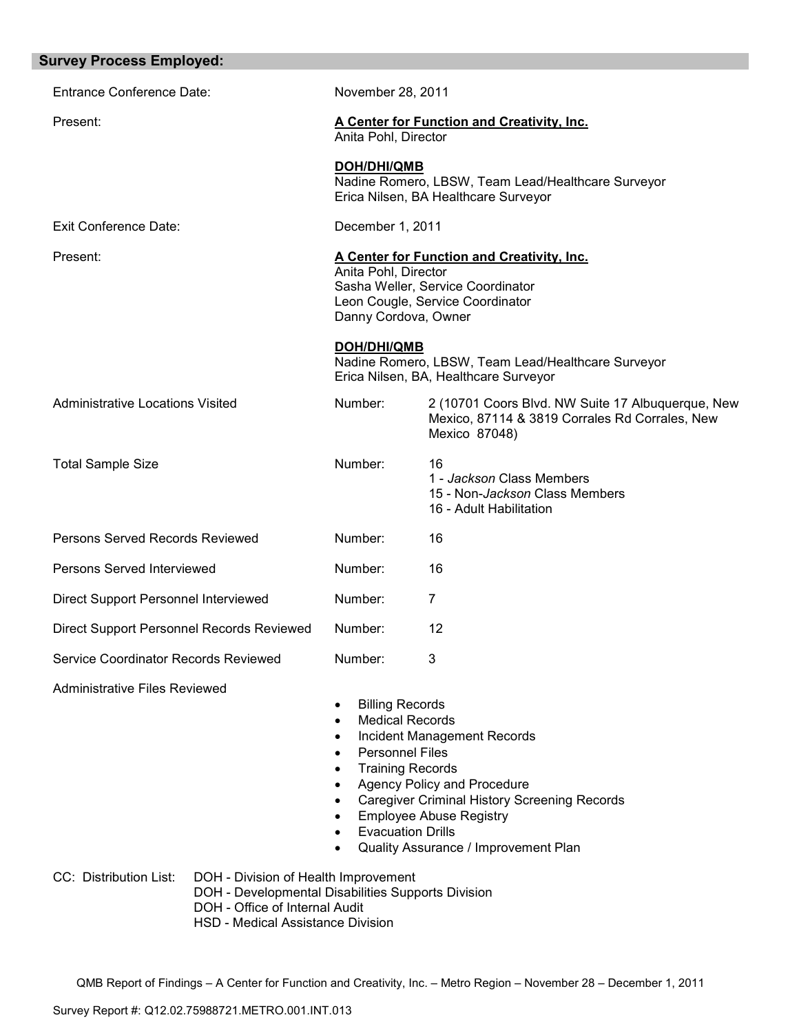## Survey Process Employed:

| | | |
|---|---|---|
| Entrance Conference Date: | November 28, 2011 | |
| Present: | **A Center for Function and Creativity, Inc.**<br>Anita Pohl, Director<br><br>**DOH/DHI/QMB**<br>Nadine Romero, LBSW, Team Lead/Healthcare Surveyor<br>Erica Nilsen, BA Healthcare Surveyor | |
| Exit Conference Date: | December 1, 2011 | |
| Present: | **A Center for Function and Creativity, Inc.**<br>Anita Pohl, Director<br>Sasha Weller, Service Coordinator<br>Leon Cougle, Service Coordinator<br>Danny Cordova, Owner<br><br>**DOH/DHI/QMB**<br>Nadine Romero, LBSW, Team Lead/Healthcare Surveyor<br>Erica Nilsen, BA, Healthcare Surveyor | |
| Administrative Locations Visited | Number: | 2 (10701 Coors Blvd. NW Suite 17 Albuquerque, New Mexico, 87114 & 3819 Corrales Rd Corrales, New Mexico 87048) |
| Total Sample Size | Number: | 16<br>1 - *Jackson* Class Members<br>15 - Non-*Jackson* Class Members<br>16 - Adult Habilitation |
| Persons Served Records Reviewed | Number: | 16 |
| Persons Served Interviewed | Number: | 16 |
| Direct Support Personnel Interviewed | Number: | 7 |
| Direct Support Personnel Records Reviewed | Number: | 12 |
| Service Coordinator Records Reviewed | Number: | 3 |

Administrative Files Reviewed

- Billing Records
- Medical Records
- Incident Management Records
- Personnel Files
- Training Records
- Agency Policy and Procedure
- Caregiver Criminal History Screening Records
- Employee Abuse Registry
- Evacuation Drills
- Quality Assurance / Improvement Plan

CC: Distribution List:
- DOH - Division of Health Improvement
- DOH - Developmental Disabilities Supports Division
- DOH - Office of Internal Audit
- HSD - Medical Assistance Division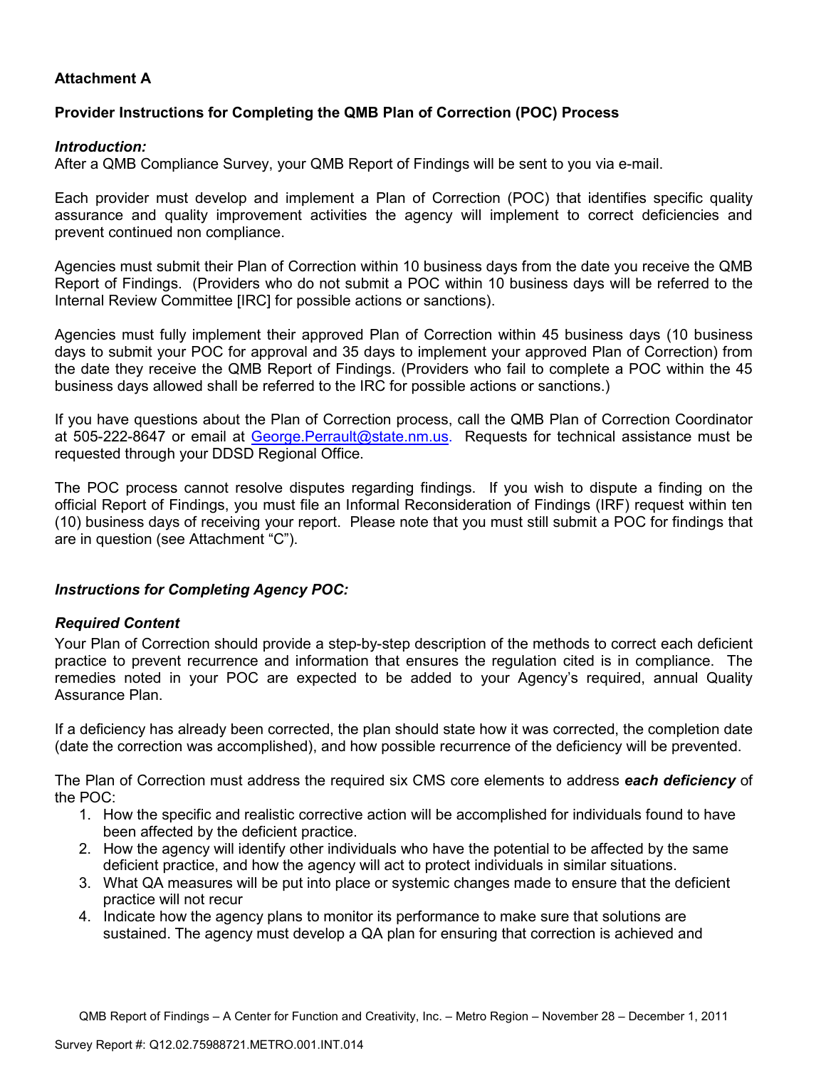**Attachment A**

**Provider Instructions for Completing the QMB Plan of Correction (POC) Process**

***Introduction:***
After a QMB Compliance Survey, your QMB Report of Findings will be sent to you via e-mail.

Each provider must develop and implement a Plan of Correction (POC) that identifies specific quality assurance and quality improvement activities the agency will implement to correct deficiencies and prevent continued non compliance.

Agencies must submit their Plan of Correction within 10 business days from the date you receive the QMB Report of Findings. (Providers who do not submit a POC within 10 business days will be referred to the Internal Review Committee [IRC] for possible actions or sanctions).

Agencies must fully implement their approved Plan of Correction within 45 business days (10 business days to submit your POC for approval and 35 days to implement your approved Plan of Correction) from the date they receive the QMB Report of Findings. (Providers who fail to complete a POC within the 45 business days allowed shall be referred to the IRC for possible actions or sanctions.)

If you have questions about the Plan of Correction process, call the QMB Plan of Correction Coordinator at 505-222-8647 or email at George.Perrault@state.nm.us. Requests for technical assistance must be requested through your DDSD Regional Office.

The POC process cannot resolve disputes regarding findings. If you wish to dispute a finding on the official Report of Findings, you must file an Informal Reconsideration of Findings (IRF) request within ten (10) business days of receiving your report. Please note that you must still submit a POC for findings that are in question (see Attachment "C").

***Instructions for Completing Agency POC:***

***Required Content***
Your Plan of Correction should provide a step-by-step description of the methods to correct each deficient practice to prevent recurrence and information that ensures the regulation cited is in compliance. The remedies noted in your POC are expected to be added to your Agency's required, annual Quality Assurance Plan.

If a deficiency has already been corrected, the plan should state how it was corrected, the completion date (date the correction was accomplished), and how possible recurrence of the deficiency will be prevented.

The Plan of Correction must address the required six CMS core elements to address ***each deficiency*** of the POC:

1. How the specific and realistic corrective action will be accomplished for individuals found to have been affected by the deficient practice.
2. How the agency will identify other individuals who have the potential to be affected by the same deficient practice, and how the agency will act to protect individuals in similar situations.
3. What QA measures will be put into place or systemic changes made to ensure that the deficient practice will not recur
4. Indicate how the agency plans to monitor its performance to make sure that solutions are sustained. The agency must develop a QA plan for ensuring that correction is achieved and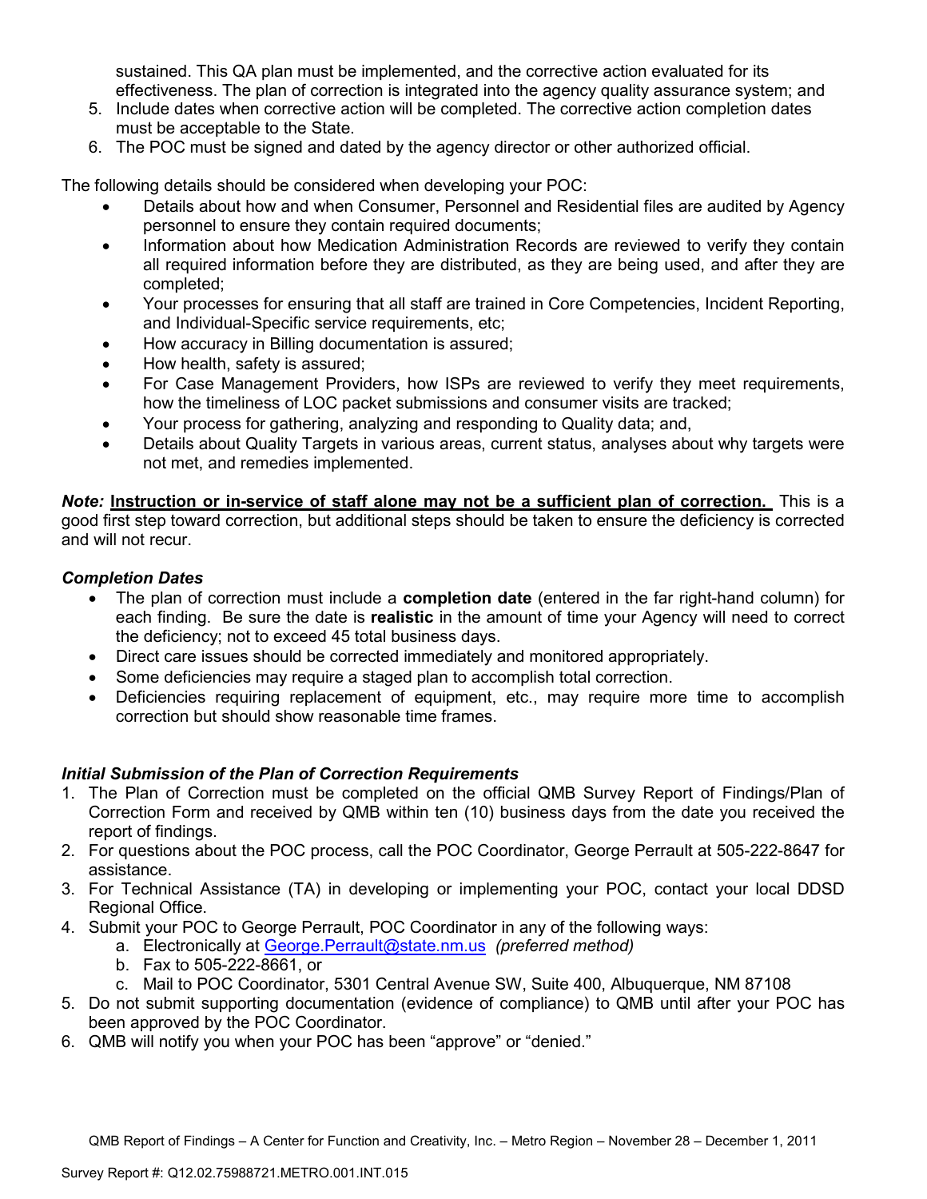sustained. This QA plan must be implemented, and the corrective action evaluated for its effectiveness. The plan of correction is integrated into the agency quality assurance system; and

5. Include dates when corrective action will be completed. The corrective action completion dates must be acceptable to the State.
6. The POC must be signed and dated by the agency director or other authorized official.

The following details should be considered when developing your POC:

- Details about how and when Consumer, Personnel and Residential files are audited by Agency personnel to ensure they contain required documents;
- Information about how Medication Administration Records are reviewed to verify they contain all required information before they are distributed, as they are being used, and after they are completed;
- Your processes for ensuring that all staff are trained in Core Competencies, Incident Reporting, and Individual-Specific service requirements, etc;
- How accuracy in Billing documentation is assured;
- How health, safety is assured;
- For Case Management Providers, how ISPs are reviewed to verify they meet requirements, how the timeliness of LOC packet submissions and consumer visits are tracked;
- Your process for gathering, analyzing and responding to Quality data; and,
- Details about Quality Targets in various areas, current status, analyses about why targets were not met, and remedies implemented.

***Note:*** **Instruction or in-service of staff alone may not be a sufficient plan of correction.** This is a good first step toward correction, but additional steps should be taken to ensure the deficiency is corrected and will not recur.

***Completion Dates***

- The plan of correction must include a **completion date** (entered in the far right-hand column) for each finding. Be sure the date is **realistic** in the amount of time your Agency will need to correct the deficiency; not to exceed 45 total business days.
- Direct care issues should be corrected immediately and monitored appropriately.
- Some deficiencies may require a staged plan to accomplish total correction.
- Deficiencies requiring replacement of equipment, etc., may require more time to accomplish correction but should show reasonable time frames.

***Initial Submission of the Plan of Correction Requirements***

1. The Plan of Correction must be completed on the official QMB Survey Report of Findings/Plan of Correction Form and received by QMB within ten (10) business days from the date you received the report of findings.
2. For questions about the POC process, call the POC Coordinator, George Perrault at 505-222-8647 for assistance.
3. For Technical Assistance (TA) in developing or implementing your POC, contact your local DDSD Regional Office.
4. Submit your POC to George Perrault, POC Coordinator in any of the following ways:
   a. Electronically at George.Perrault@state.nm.us *(preferred method)*
   b. Fax to 505-222-8661, or
   c. Mail to POC Coordinator, 5301 Central Avenue SW, Suite 400, Albuquerque, NM 87108
5. Do not submit supporting documentation (evidence of compliance) to QMB until after your POC has been approved by the POC Coordinator.
6. QMB will notify you when your POC has been "approve" or "denied."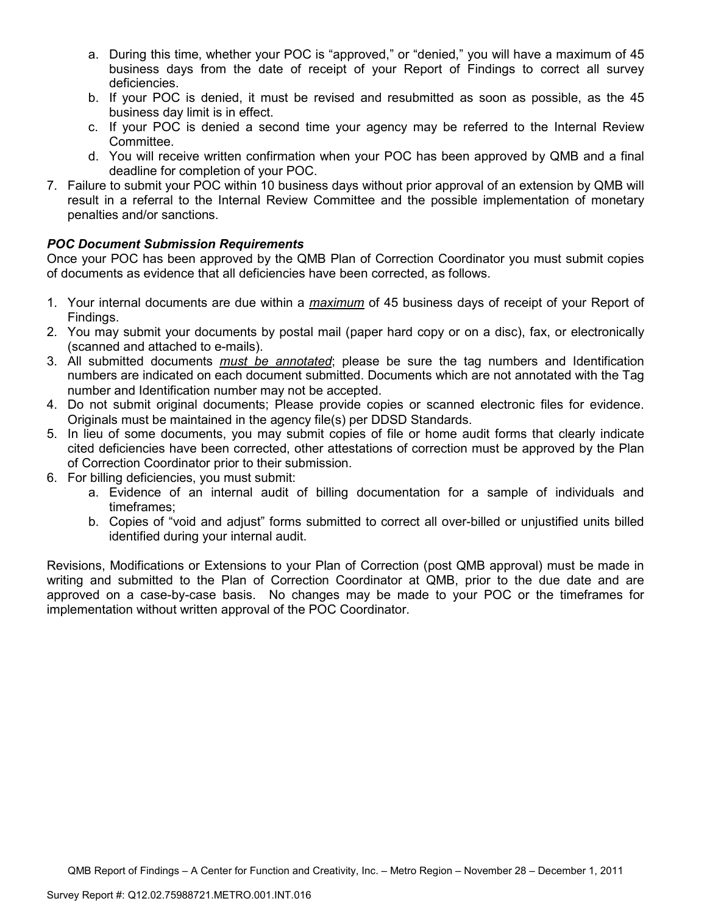a. During this time, whether your POC is "approved," or "denied," you will have a maximum of 45 business days from the date of receipt of your Report of Findings to correct all survey deficiencies.
   b. If your POC is denied, it must be revised and resubmitted as soon as possible, as the 45 business day limit is in effect.
   c. If your POC is denied a second time your agency may be referred to the Internal Review Committee.
   d. You will receive written confirmation when your POC has been approved by QMB and a final deadline for completion of your POC.
7. Failure to submit your POC within 10 business days without prior approval of an extension by QMB will result in a referral to the Internal Review Committee and the possible implementation of monetary penalties and/or sanctions.

***POC Document Submission Requirements***

Once your POC has been approved by the QMB Plan of Correction Coordinator you must submit copies of documents as evidence that all deficiencies have been corrected, as follows.

1. Your internal documents are due within a ***maximum*** of 45 business days of receipt of your Report of Findings.
2. You may submit your documents by postal mail (paper hard copy or on a disc), fax, or electronically (scanned and attached to e-mails).
3. All submitted documents ***must be annotated***; please be sure the tag numbers and Identification numbers are indicated on each document submitted. Documents which are not annotated with the Tag number and Identification number may not be accepted.
4. Do not submit original documents; Please provide copies or scanned electronic files for evidence. Originals must be maintained in the agency file(s) per DDSD Standards.
5. In lieu of some documents, you may submit copies of file or home audit forms that clearly indicate cited deficiencies have been corrected, other attestations of correction must be approved by the Plan of Correction Coordinator prior to their submission.
6. For billing deficiencies, you must submit:
   a. Evidence of an internal audit of billing documentation for a sample of individuals and timeframes;
   b. Copies of "void and adjust" forms submitted to correct all over-billed or unjustified units billed identified during your internal audit.

Revisions, Modifications or Extensions to your Plan of Correction (post QMB approval) must be made in writing and submitted to the Plan of Correction Coordinator at QMB, prior to the due date and are approved on a case-by-case basis. No changes may be made to your POC or the timeframes for implementation without written approval of the POC Coordinator.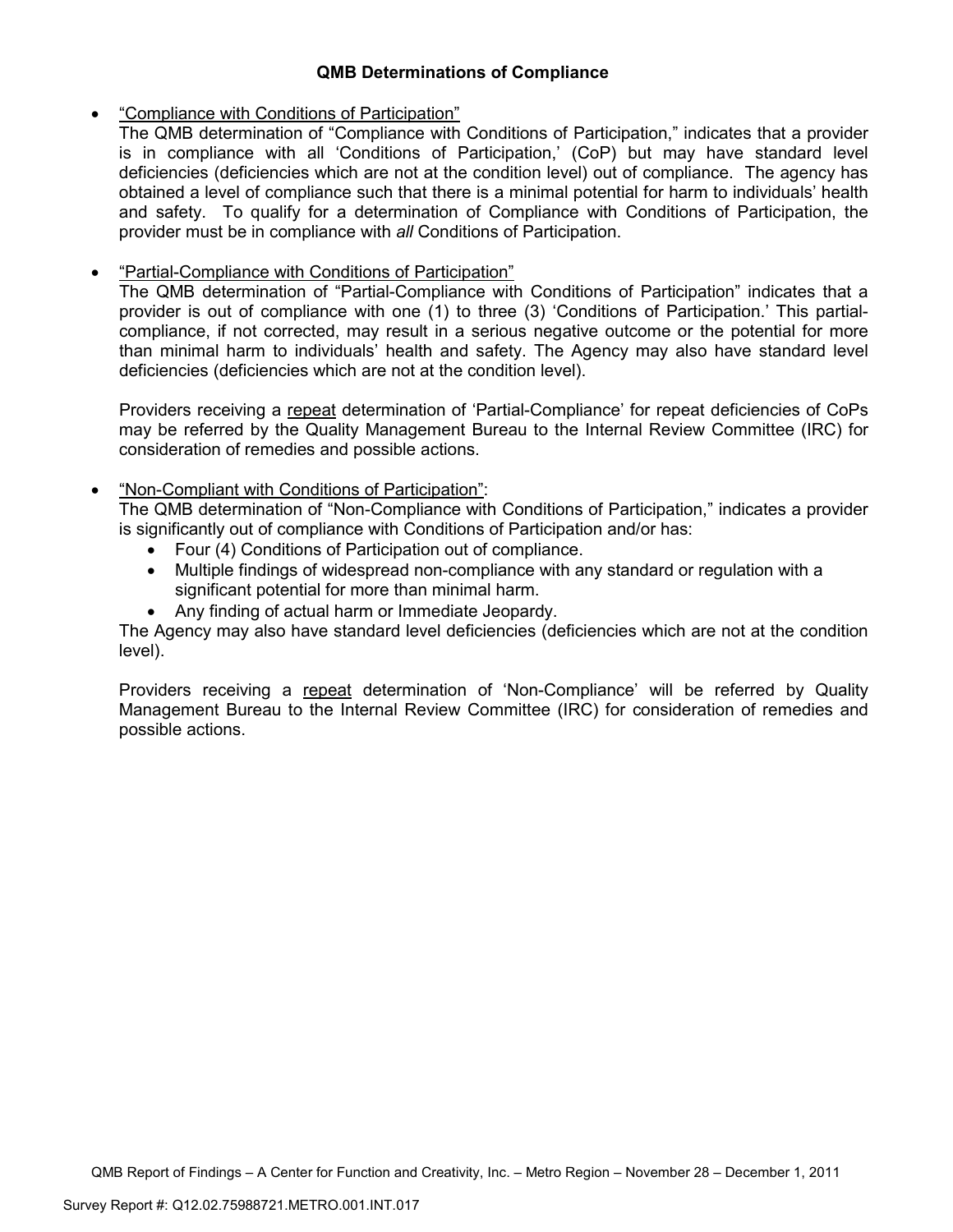## QMB Determinations of Compliance

- "Compliance with Conditions of Participation"
  The QMB determination of "Compliance with Conditions of Participation," indicates that a provider is in compliance with all 'Conditions of Participation,' (CoP) but may have standard level deficiencies (deficiencies which are not at the condition level) out of compliance. The agency has obtained a level of compliance such that there is a minimal potential for harm to individuals' health and safety. To qualify for a determination of Compliance with Conditions of Participation, the provider must be in compliance with *all* Conditions of Participation.

- "Partial-Compliance with Conditions of Participation"
  The QMB determination of "Partial-Compliance with Conditions of Participation" indicates that a provider is out of compliance with one (1) to three (3) 'Conditions of Participation.' This partial-compliance, if not corrected, may result in a serious negative outcome or the potential for more than minimal harm to individuals' health and safety. The Agency may also have standard level deficiencies (deficiencies which are not at the condition level).

  Providers receiving a repeat determination of 'Partial-Compliance' for repeat deficiencies of CoPs may be referred by the Quality Management Bureau to the Internal Review Committee (IRC) for consideration of remedies and possible actions.

- "Non-Compliant with Conditions of Participation":
  The QMB determination of "Non-Compliance with Conditions of Participation," indicates a provider is significantly out of compliance with Conditions of Participation and/or has:
  - Four (4) Conditions of Participation out of compliance.
  - Multiple findings of widespread non-compliance with any standard or regulation with a significant potential for more than minimal harm.
  - Any finding of actual harm or Immediate Jeopardy.

  The Agency may also have standard level deficiencies (deficiencies which are not at the condition level).

  Providers receiving a repeat determination of 'Non-Compliance' will be referred by Quality Management Bureau to the Internal Review Committee (IRC) for consideration of remedies and possible actions.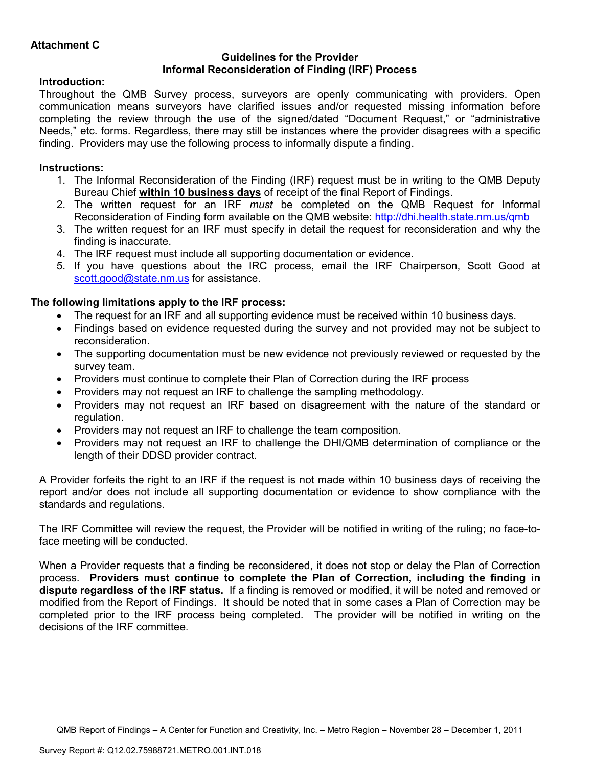**Attachment C**

## Guidelines for the Provider
## Informal Reconsideration of Finding (IRF) Process

**Introduction:**

Throughout the QMB Survey process, surveyors are openly communicating with providers. Open communication means surveyors have clarified issues and/or requested missing information before completing the review through the use of the signed/dated "Document Request," or "administrative Needs," etc. forms. Regardless, there may still be instances where the provider disagrees with a specific finding. Providers may use the following process to informally dispute a finding.

**Instructions:**

1. The Informal Reconsideration of the Finding (IRF) request must be in writing to the QMB Deputy Bureau Chief **within 10 business days** of receipt of the final Report of Findings.
2. The written request for an IRF *must* be completed on the QMB Request for Informal Reconsideration of Finding form available on the QMB website: http://dhi.health.state.nm.us/qmb
3. The written request for an IRF must specify in detail the request for reconsideration and why the finding is inaccurate.
4. The IRF request must include all supporting documentation or evidence.
5. If you have questions about the IRC process, email the IRF Chairperson, Scott Good at scott.good@state.nm.us for assistance.

**The following limitations apply to the IRF process:**

- The request for an IRF and all supporting evidence must be received within 10 business days.
- Findings based on evidence requested during the survey and not provided may not be subject to reconsideration.
- The supporting documentation must be new evidence not previously reviewed or requested by the survey team.
- Providers must continue to complete their Plan of Correction during the IRF process
- Providers may not request an IRF to challenge the sampling methodology.
- Providers may not request an IRF based on disagreement with the nature of the standard or regulation.
- Providers may not request an IRF to challenge the team composition.
- Providers may not request an IRF to challenge the DHI/QMB determination of compliance or the length of their DDSD provider contract.

A Provider forfeits the right to an IRF if the request is not made within 10 business days of receiving the report and/or does not include all supporting documentation or evidence to show compliance with the standards and regulations.

The IRF Committee will review the request, the Provider will be notified in writing of the ruling; no face-to-face meeting will be conducted.

When a Provider requests that a finding be reconsidered, it does not stop or delay the Plan of Correction process. **Providers must continue to complete the Plan of Correction, including the finding in dispute regardless of the IRF status.** If a finding is removed or modified, it will be noted and removed or modified from the Report of Findings. It should be noted that in some cases a Plan of Correction may be completed prior to the IRF process being completed. The provider will be notified in writing on the decisions of the IRF committee.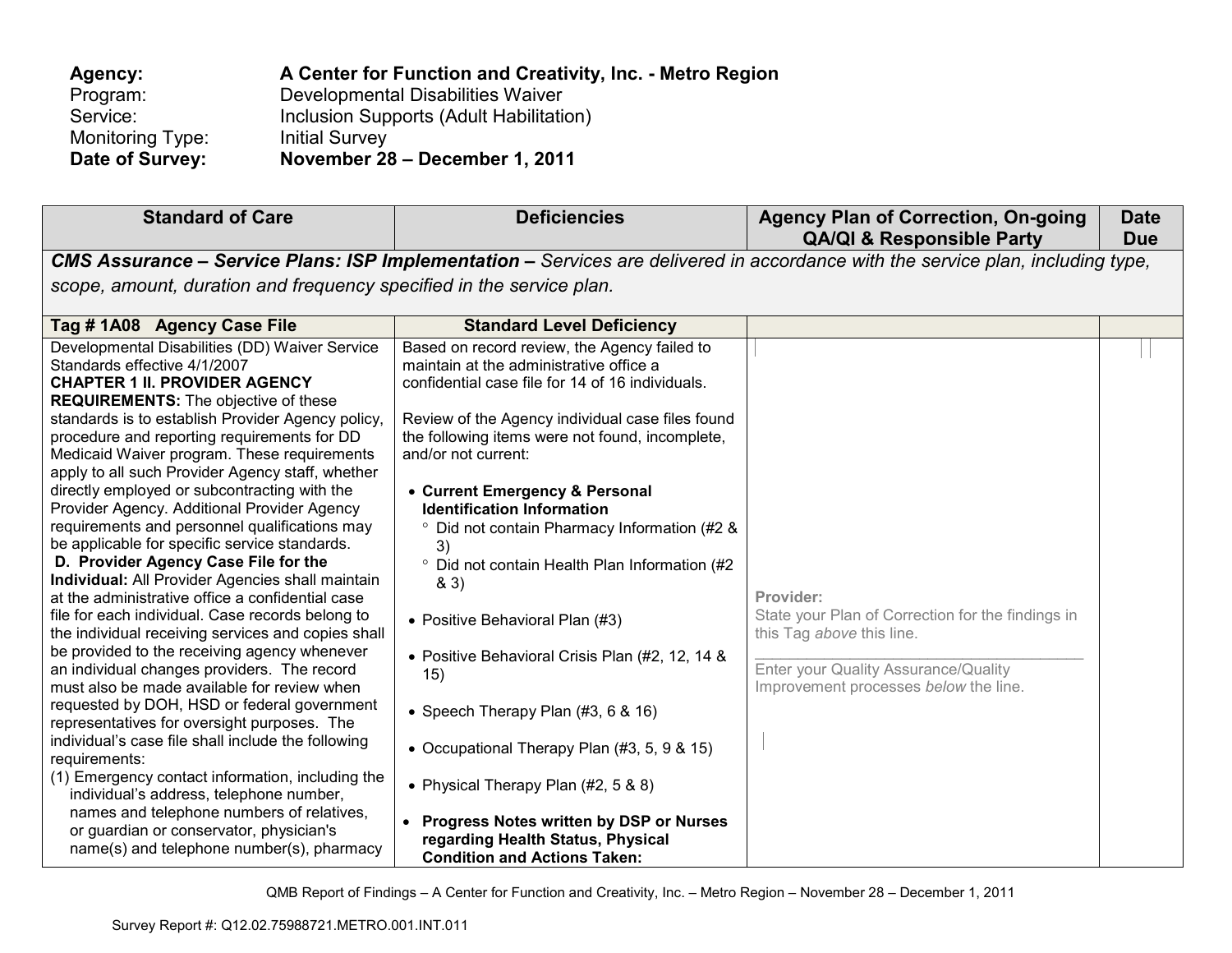**Agency:** **A Center for Function and Creativity, Inc. - Metro Region**
Program: Developmental Disabilities Waiver
Service: Inclusion Supports (Adult Habilitation)
Monitoring Type: Initial Survey
**Date of Survey:** **November 28 – December 1, 2011**

| Standard of Care | Deficiencies | Agency Plan of Correction, On-going QA/QI & Responsible Party | Date Due |
|---|---|---|---|
| ***CMS Assurance – Service Plans: ISP Implementation –*** *Services are delivered in accordance with the service plan, including type, scope, amount, duration and frequency specified in the service plan.* | | | |
| **Tag # 1A08 Agency Case File** | **Standard Level Deficiency** | | |
| Developmental Disabilities (DD) Waiver Service Standards effective 4/1/2007<br>**CHAPTER 1 II. PROVIDER AGENCY REQUIREMENTS:** The objective of these standards is to establish Provider Agency policy, procedure and reporting requirements for DD Medicaid Waiver program. These requirements apply to all such Provider Agency staff, whether directly employed or subcontracting with the Provider Agency. Additional Provider Agency requirements and personnel qualifications may be applicable for specific service standards.<br>**D. Provider Agency Case File for the Individual:** All Provider Agencies shall maintain at the administrative office a confidential case file for each individual. Case records belong to the individual receiving services and copies shall be provided to the receiving agency whenever an individual changes providers. The record must also be made available for review when requested by DOH, HSD or federal government representatives for oversight purposes. The individual's case file shall include the following requirements:<br>(1) Emergency contact information, including the individual's address, telephone number, names and telephone numbers of relatives, or guardian or conservator, physician's name(s) and telephone number(s), pharmacy | Based on record review, the Agency failed to maintain at the administrative office a confidential case file for 14 of 16 individuals.<br><br>Review of the Agency individual case files found the following items were not found, incomplete, and/or not current:<br><br>• **Current Emergency & Personal Identification Information**<br>° Did not contain Pharmacy Information (#2 & 3)<br>° Did not contain Health Plan Information (#2 & 3)<br><br>• Positive Behavioral Plan (#3)<br><br>• Positive Behavioral Crisis Plan (#2, 12, 14 & 15)<br><br>• Speech Therapy Plan (#3, 6 & 16)<br><br>• Occupational Therapy Plan (#3, 5, 9 & 15)<br><br>• Physical Therapy Plan (#2, 5 & 8)<br><br>• **Progress Notes written by DSP or Nurses regarding Health Status, Physical Condition and Actions Taken:** | **Provider:**<br>State your Plan of Correction for the findings in this Tag *above* this line.<br>\_\_\_\_\_\_\_\_\_\_\_\_\_\_\_\_\_\_\_\_\_\_\_\_\_\_\_\_\_\_\_\_<br>Enter your Quality Assurance/Quality Improvement processes *below* the line. | |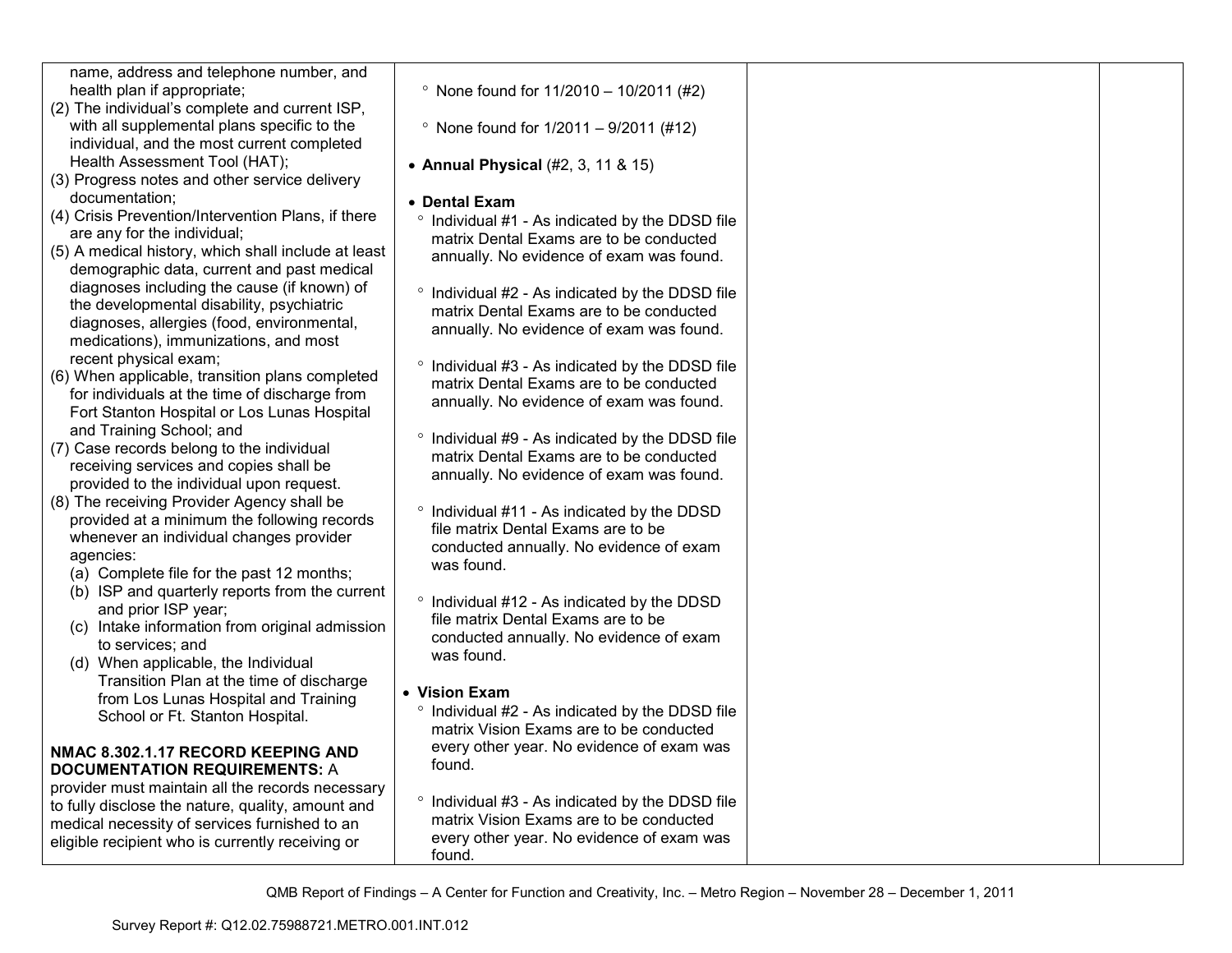| | | | |
|---|---|---|---|
| name, address and telephone number, and health plan if appropriate;<br>(2) The individual's complete and current ISP, with all supplemental plans specific to the individual, and the most current completed Health Assessment Tool (HAT);<br>(3) Progress notes and other service delivery documentation;<br>(4) Crisis Prevention/Intervention Plans, if there are any for the individual;<br>(5) A medical history, which shall include at least demographic data, current and past medical diagnoses including the cause (if known) of the developmental disability, psychiatric diagnoses, allergies (food, environmental, medications), immunizations, and most recent physical exam;<br>(6) When applicable, transition plans completed for individuals at the time of discharge from Fort Stanton Hospital or Los Lunas Hospital and Training School; and<br>(7) Case records belong to the individual receiving services and copies shall be provided to the individual upon request.<br>(8) The receiving Provider Agency shall be provided at a minimum the following records whenever an individual changes provider agencies:<br>(a) Complete file for the past 12 months;<br>(b) ISP and quarterly reports from the current and prior ISP year;<br>(c) Intake information from original admission to services; and<br>(d) When applicable, the Individual Transition Plan at the time of discharge from Los Lunas Hospital and Training School or Ft. Stanton Hospital.<br><br>**NMAC 8.302.1.17 RECORD KEEPING AND DOCUMENTATION REQUIREMENTS:** A provider must maintain all the records necessary to fully disclose the nature, quality, amount and medical necessity of services furnished to an eligible recipient who is currently receiving or | ° None found for 11/2010 – 10/2011 (#2)<br><br>° None found for 1/2011 – 9/2011 (#12)<br><br>• **Annual Physical** (#2, 3, 11 & 15)<br><br>• **Dental Exam**<br>° Individual #1 - As indicated by the DDSD file matrix Dental Exams are to be conducted annually. No evidence of exam was found.<br><br>° Individual #2 - As indicated by the DDSD file matrix Dental Exams are to be conducted annually. No evidence of exam was found.<br><br>° Individual #3 - As indicated by the DDSD file matrix Dental Exams are to be conducted annually. No evidence of exam was found.<br><br>° Individual #9 - As indicated by the DDSD file matrix Dental Exams are to be conducted annually. No evidence of exam was found.<br><br>° Individual #11 - As indicated by the DDSD file matrix Dental Exams are to be conducted annually. No evidence of exam was found.<br><br>° Individual #12 - As indicated by the DDSD file matrix Dental Exams are to be conducted annually. No evidence of exam was found.<br><br>• **Vision Exam**<br>° Individual #2 - As indicated by the DDSD file matrix Vision Exams are to be conducted every other year. No evidence of exam was found.<br><br>° Individual #3 - As indicated by the DDSD file matrix Vision Exams are to be conducted every other year. No evidence of exam was found. | | |

QMB Report of Findings – A Center for Function and Creativity, Inc. – Metro Region – November 28 – December 1, 2011

Survey Report #: Q12.02.75988721.METRO.001.INT.012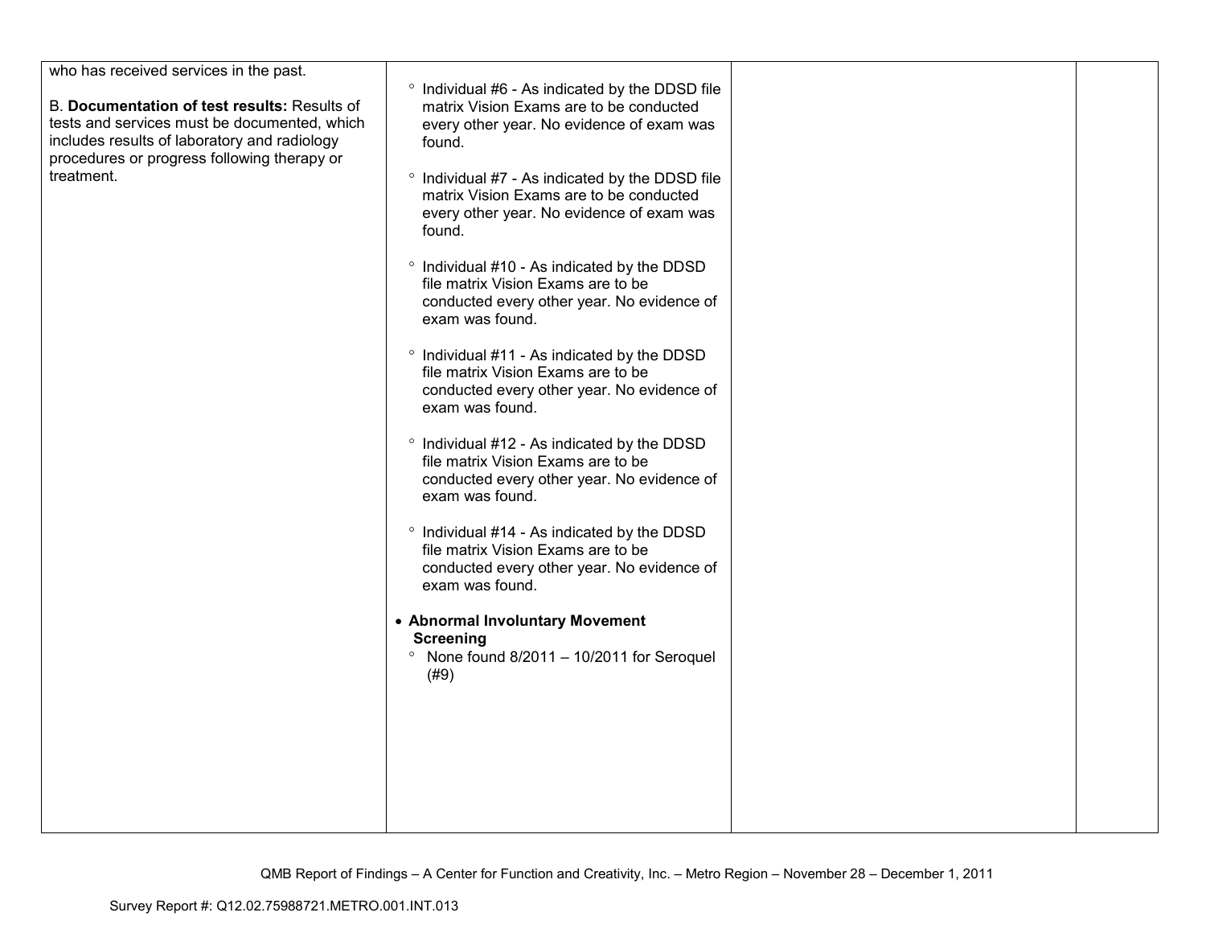| | | | |
|---|---|---|---|
| who has received services in the past.<br><br>B. **Documentation of test results:** Results of tests and services must be documented, which includes results of laboratory and radiology procedures or progress following therapy or treatment. | ° Individual #6 - As indicated by the DDSD file matrix Vision Exams are to be conducted every other year. No evidence of exam was found.<br><br>° Individual #7 - As indicated by the DDSD file matrix Vision Exams are to be conducted every other year. No evidence of exam was found.<br><br>° Individual #10 - As indicated by the DDSD file matrix Vision Exams are to be conducted every other year. No evidence of exam was found.<br><br>° Individual #11 - As indicated by the DDSD file matrix Vision Exams are to be conducted every other year. No evidence of exam was found.<br><br>° Individual #12 - As indicated by the DDSD file matrix Vision Exams are to be conducted every other year. No evidence of exam was found.<br><br>° Individual #14 - As indicated by the DDSD file matrix Vision Exams are to be conducted every other year. No evidence of exam was found.<br><br>• **Abnormal Involuntary Movement Screening**<br>° None found 8/2011 – 10/2011 for Seroquel (#9) | | |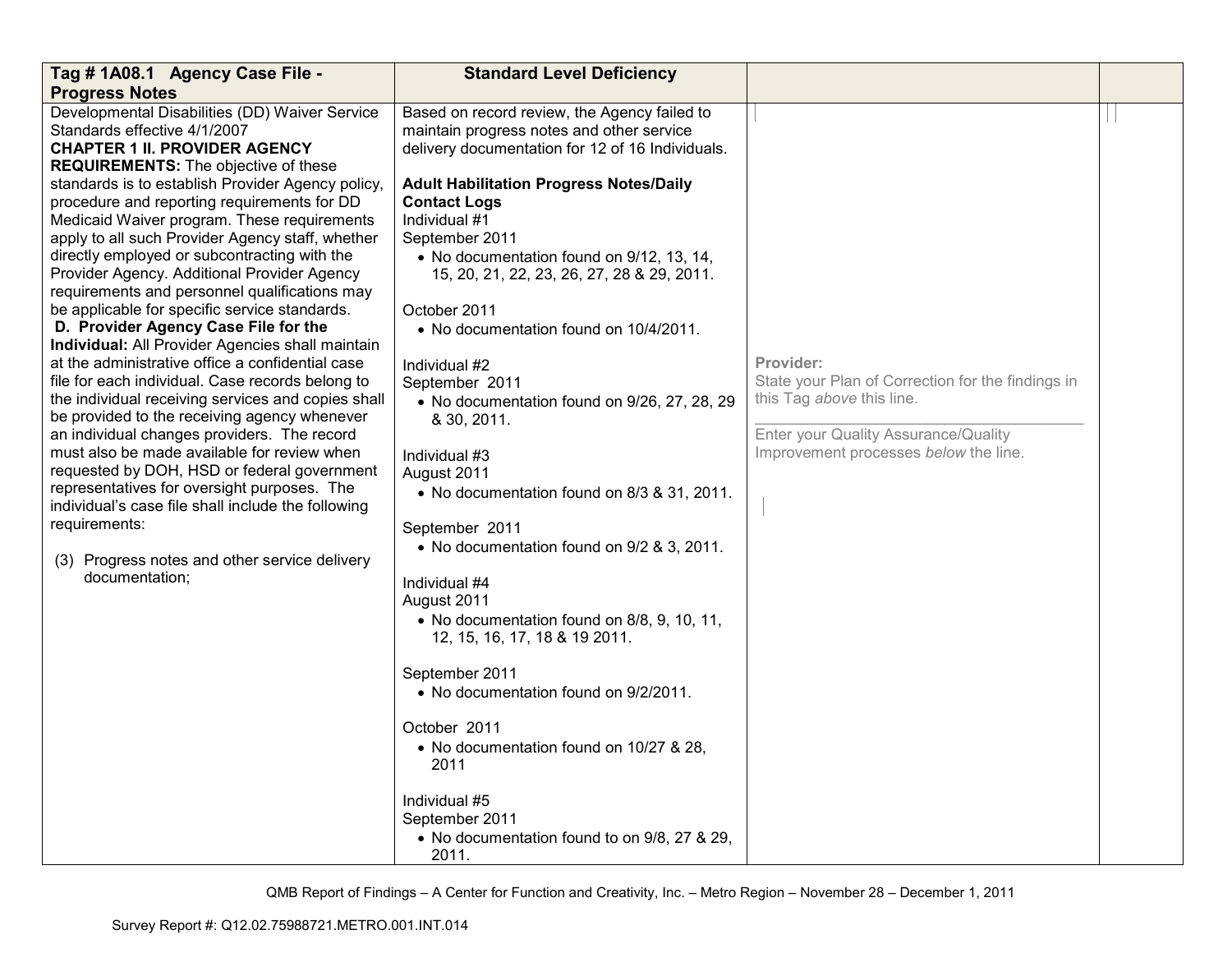| Tag # 1A08.1 Agency Case File - Progress Notes | Standard Level Deficiency | | |
|---|---|---|---|
| Developmental Disabilities (DD) Waiver Service Standards effective 4/1/2007<br>**CHAPTER 1 II. PROVIDER AGENCY REQUIREMENTS:** The objective of these standards is to establish Provider Agency policy, procedure and reporting requirements for DD Medicaid Waiver program. These requirements apply to all such Provider Agency staff, whether directly employed or subcontracting with the Provider Agency. Additional Provider Agency requirements and personnel qualifications may be applicable for specific service standards.<br>**D. Provider Agency Case File for the Individual:** All Provider Agencies shall maintain at the administrative office a confidential case file for each individual. Case records belong to the individual receiving services and copies shall be provided to the receiving agency whenever an individual changes providers. The record must also be made available for review when requested by DOH, HSD or federal government representatives for oversight purposes. The individual's case file shall include the following requirements:<br><br>(3) Progress notes and other service delivery documentation; | Based on record review, the Agency failed to maintain progress notes and other service delivery documentation for 12 of 16 Individuals.<br><br>**Adult Habilitation Progress Notes/Daily Contact Logs**<br>Individual #1<br>September 2011<br>• No documentation found on 9/12, 13, 14, 15, 20, 21, 22, 23, 26, 27, 28 & 29, 2011.<br><br>October 2011<br>• No documentation found on 10/4/2011.<br><br>Individual #2<br>September 2011<br>• No documentation found on 9/26, 27, 28, 29 & 30, 2011.<br><br>Individual #3<br>August 2011<br>• No documentation found on 8/3 & 31, 2011.<br><br>September 2011<br>• No documentation found on 9/2 & 3, 2011.<br><br>Individual #4<br>August 2011<br>• No documentation found on 8/8, 9, 10, 11, 12, 15, 16, 17, 18 & 19 2011.<br><br>September 2011<br>• No documentation found on 9/2/2011.<br><br>October 2011<br>• No documentation found on 10/27 & 28, 2011<br><br>Individual #5<br>September 2011<br>• No documentation found to on 9/8, 27 & 29, 2011. | Provider:<br>State your Plan of Correction for the findings in this Tag *above* this line.<br>\_\_\_\_\_\_\_\_\_\_\_\_\_\_\_\_\_\_\_\_\_\_\_\_\_\_\_\_\_\_\_\_\_\_\_\_\_\_\_\_<br>Enter your Quality Assurance/Quality Improvement processes *below* the line. | |

QMB Report of Findings – A Center for Function and Creativity, Inc. – Metro Region – November 28 – December 1, 2011

Survey Report #: Q12.02.75988721.METRO.001.INT.014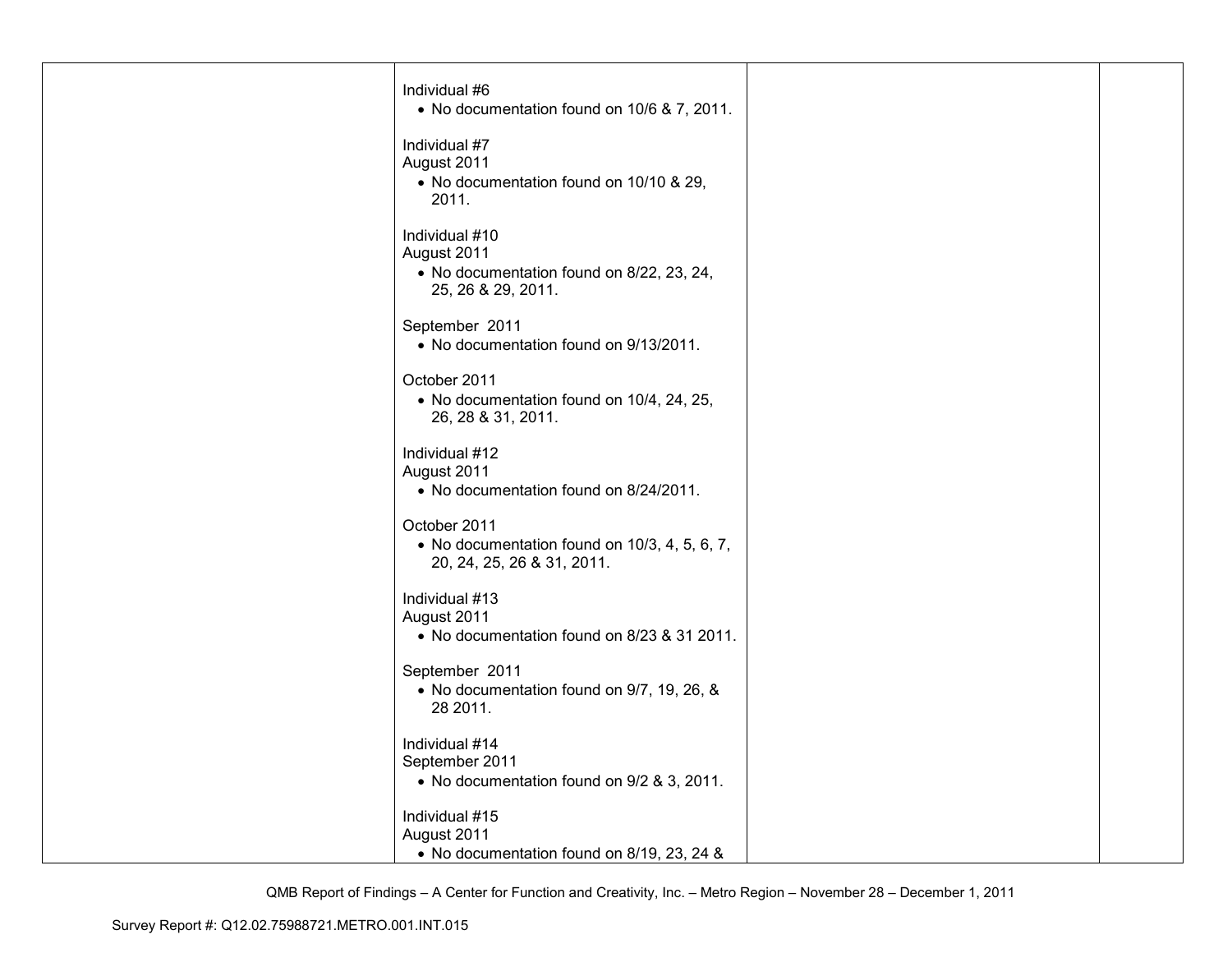| | | | |
|---|---|---|---|
| | Individual #6<br>• No documentation found on 10/6 & 7, 2011.<br><br>Individual #7<br>August 2011<br>• No documentation found on 10/10 & 29, 2011.<br><br>Individual #10<br>August 2011<br>• No documentation found on 8/22, 23, 24, 25, 26 & 29, 2011.<br><br>September 2011<br>• No documentation found on 9/13/2011.<br><br>October 2011<br>• No documentation found on 10/4, 24, 25, 26, 28 & 31, 2011.<br><br>Individual #12<br>August 2011<br>• No documentation found on 8/24/2011.<br><br>October 2011<br>• No documentation found on 10/3, 4, 5, 6, 7, 20, 24, 25, 26 & 31, 2011.<br><br>Individual #13<br>August 2011<br>• No documentation found on 8/23 & 31 2011.<br><br>September 2011<br>• No documentation found on 9/7, 19, 26, & 28 2011.<br><br>Individual #14<br>September 2011<br>• No documentation found on 9/2 & 3, 2011.<br><br>Individual #15<br>August 2011<br>• No documentation found on 8/19, 23, 24 & | | |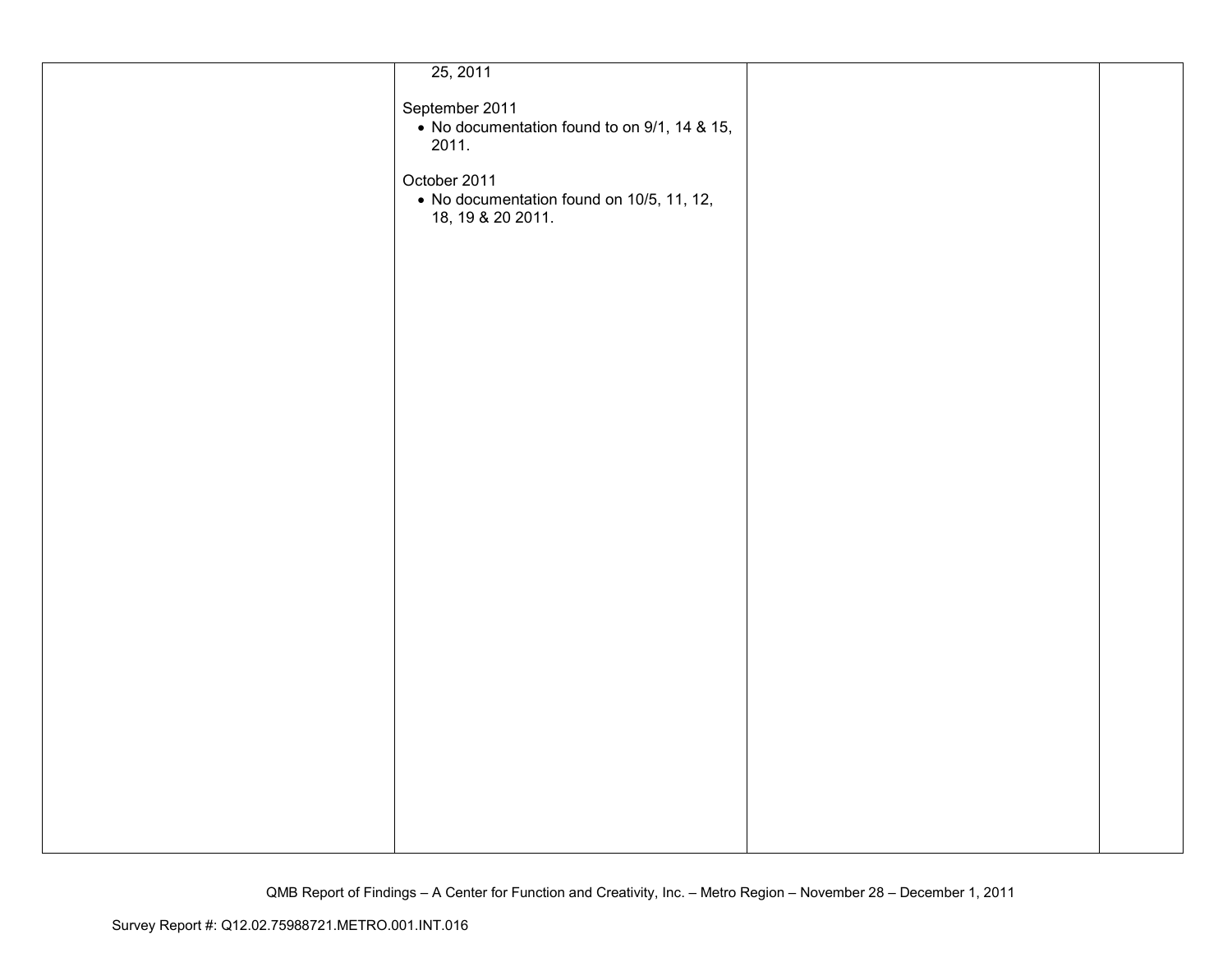| | | | |
|---|---|---|---|
| | 25, 2011<br><br>September 2011<br>• No documentation found to on 9/1, 14 & 15, 2011.<br><br>October 2011<br>• No documentation found on 10/5, 11, 12, 18, 19 & 20 2011. | | |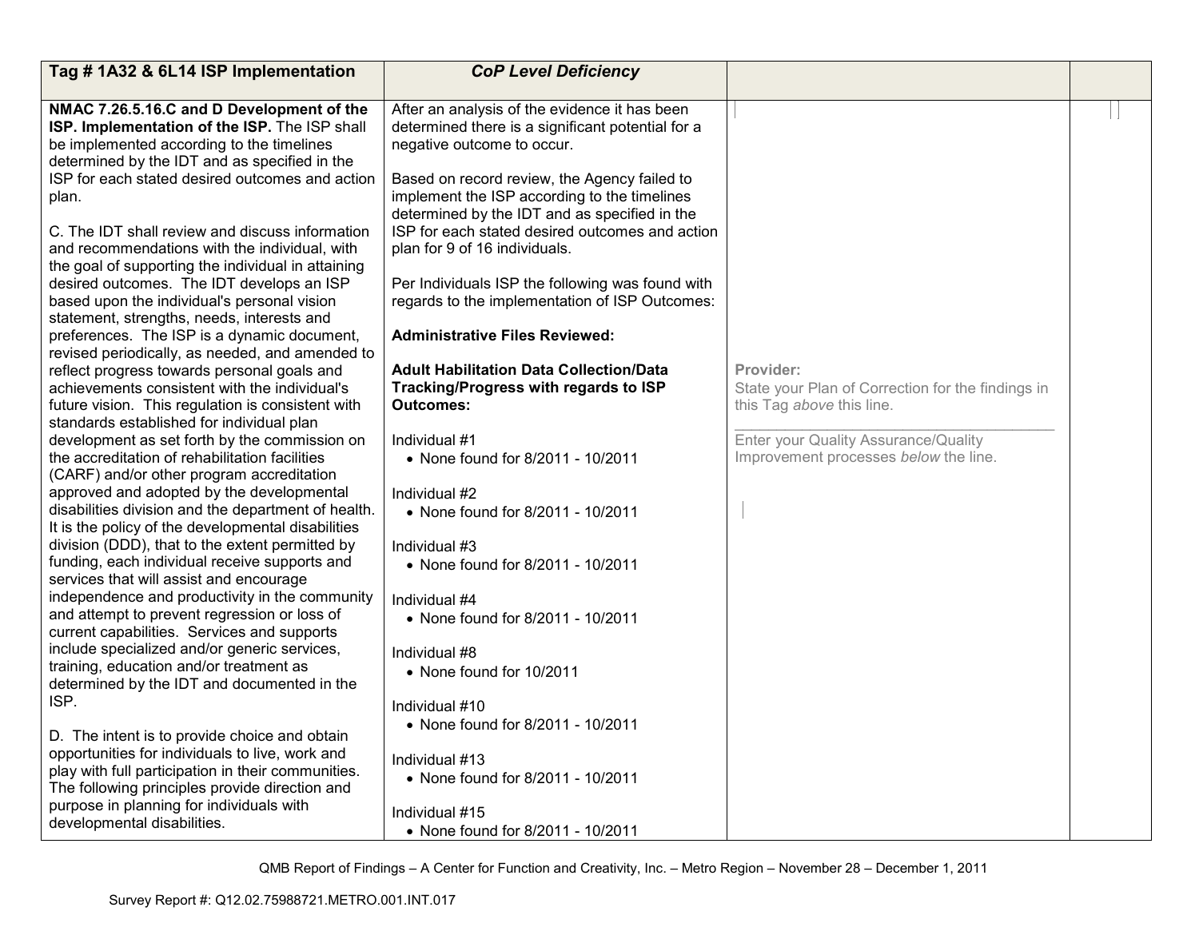| Tag # 1A32 & 6L14 ISP Implementation | *CoP Level Deficiency* | | |
|---|---|---|---|
| **NMAC 7.26.5.16.C and D Development of the ISP. Implementation of the ISP.** The ISP shall be implemented according to the timelines determined by the IDT and as specified in the ISP for each stated desired outcomes and action plan.<br><br>C. The IDT shall review and discuss information and recommendations with the individual, with the goal of supporting the individual in attaining desired outcomes. The IDT develops an ISP based upon the individual's personal vision statement, strengths, needs, interests and preferences. The ISP is a dynamic document, revised periodically, as needed, and amended to reflect progress towards personal goals and achievements consistent with the individual's future vision. This regulation is consistent with standards established for individual plan development as set forth by the commission on the accreditation of rehabilitation facilities (CARF) and/or other program accreditation approved and adopted by the developmental disabilities division and the department of health. It is the policy of the developmental disabilities division (DDD), that to the extent permitted by funding, each individual receive supports and services that will assist and encourage independence and productivity in the community and attempt to prevent regression or loss of current capabilities. Services and supports include specialized and/or generic services, training, education and/or treatment as determined by the IDT and documented in the ISP.<br><br>D. The intent is to provide choice and obtain opportunities for individuals to live, work and play with full participation in their communities. The following principles provide direction and purpose in planning for individuals with developmental disabilities. | After an analysis of the evidence it has been determined there is a significant potential for a negative outcome to occur.<br><br>Based on record review, the Agency failed to implement the ISP according to the timelines determined by the IDT and as specified in the ISP for each stated desired outcomes and action plan for 9 of 16 individuals.<br><br>Per Individuals ISP the following was found with regards to the implementation of ISP Outcomes:<br><br>**Administrative Files Reviewed:**<br><br>**Adult Habilitation Data Collection/Data Tracking/Progress with regards to ISP Outcomes:**<br><br>Individual #1<br>• None found for 8/2011 - 10/2011<br><br>Individual #2<br>• None found for 8/2011 - 10/2011<br><br>Individual #3<br>• None found for 8/2011 - 10/2011<br><br>Individual #4<br>• None found for 8/2011 - 10/2011<br><br>Individual #8<br>• None found for 10/2011<br><br>Individual #10<br>• None found for 8/2011 - 10/2011<br><br>Individual #13<br>• None found for 8/2011 - 10/2011<br><br>Individual #15<br>• None found for 8/2011 - 10/2011 | **Provider:**<br>State your Plan of Correction for the findings in this Tag *above* this line.<br>\_\_\_\_\_\_\_\_\_\_\_\_\_\_\_\_\_\_\_\_\_\_\_\_\_\_\_\_\_\_\_\_\_<br>Enter your Quality Assurance/Quality Improvement processes *below* the line. | |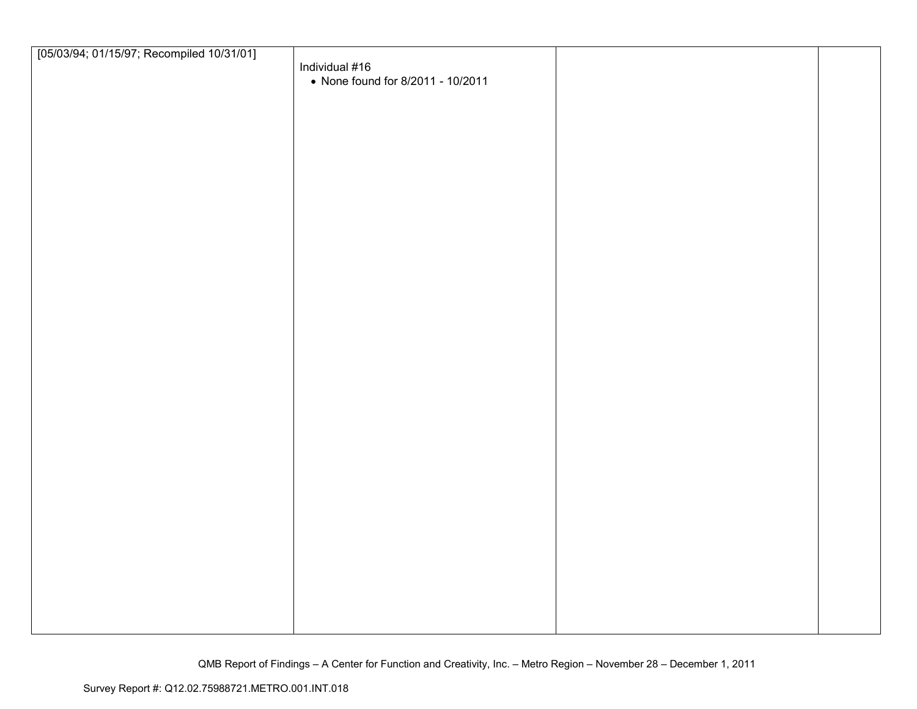| | | | |
|---|---|---|---|
| [05/03/94; 01/15/97; Recompiled 10/31/01] | Individual #16<br>• None found for 8/2011 - 10/2011 | | |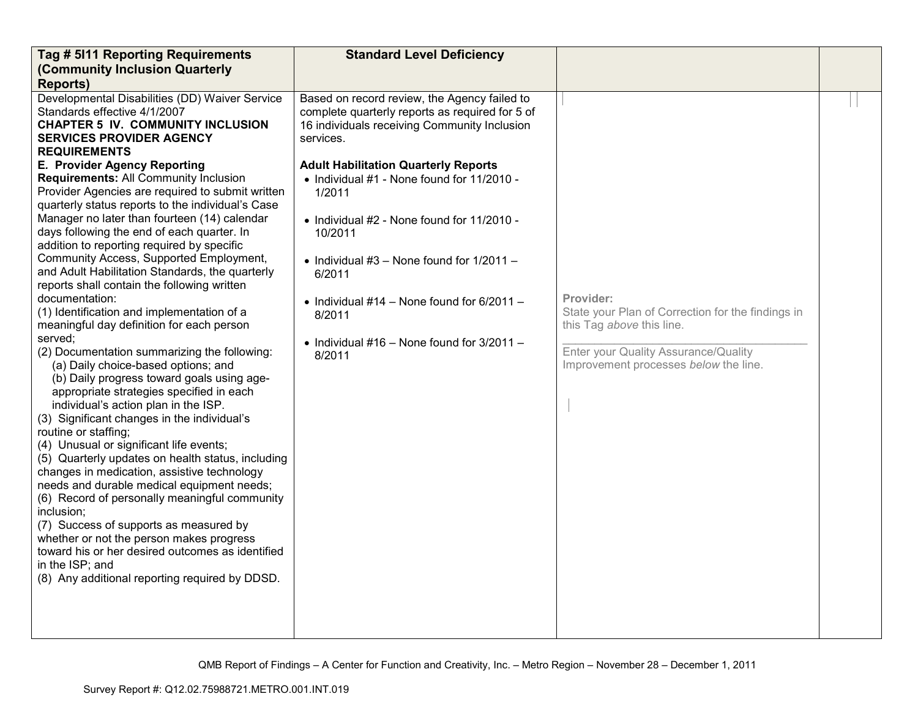| Tag # 5I11 Reporting Requirements (Community Inclusion Quarterly Reports) | Standard Level Deficiency | | |
|---|---|---|---|
| Developmental Disabilities (DD) Waiver Service Standards effective 4/1/2007<br>**CHAPTER 5 IV. COMMUNITY INCLUSION SERVICES PROVIDER AGENCY REQUIREMENTS**<br>**E. Provider Agency Reporting Requirements:** All Community Inclusion Provider Agencies are required to submit written quarterly status reports to the individual's Case Manager no later than fourteen (14) calendar days following the end of each quarter. In addition to reporting required by specific Community Access, Supported Employment, and Adult Habilitation Standards, the quarterly reports shall contain the following written documentation:<br>(1) Identification and implementation of a meaningful day definition for each person served;<br>(2) Documentation summarizing the following:<br>(a) Daily choice-based options; and<br>(b) Daily progress toward goals using age-appropriate strategies specified in each individual's action plan in the ISP.<br>(3) Significant changes in the individual's routine or staffing;<br>(4) Unusual or significant life events;<br>(5) Quarterly updates on health status, including changes in medication, assistive technology needs and durable medical equipment needs;<br>(6) Record of personally meaningful community inclusion;<br>(7) Success of supports as measured by whether or not the person makes progress toward his or her desired outcomes as identified in the ISP; and<br>(8) Any additional reporting required by DDSD. | Based on record review, the Agency failed to complete quarterly reports as required for 5 of 16 individuals receiving Community Inclusion services.<br><br>**Adult Habilitation Quarterly Reports**<br>• Individual #1 - None found for 11/2010 - 1/2011<br>• Individual #2 - None found for 11/2010 - 10/2011<br>• Individual #3 – None found for 1/2011 – 6/2011<br>• Individual #14 – None found for 6/2011 – 8/2011<br>• Individual #16 – None found for 3/2011 – 8/2011 | **Provider:**<br>State your Plan of Correction for the findings in this Tag *above* this line.<br>\_\_\_\_\_\_\_\_\_\_\_\_\_\_\_\_\_\_\_\_\_\_\_\_\_\_\_\_\_\_\_\_\_\_\_\_\_\_\_\_<br>Enter your Quality Assurance/Quality Improvement processes *below* the line. | |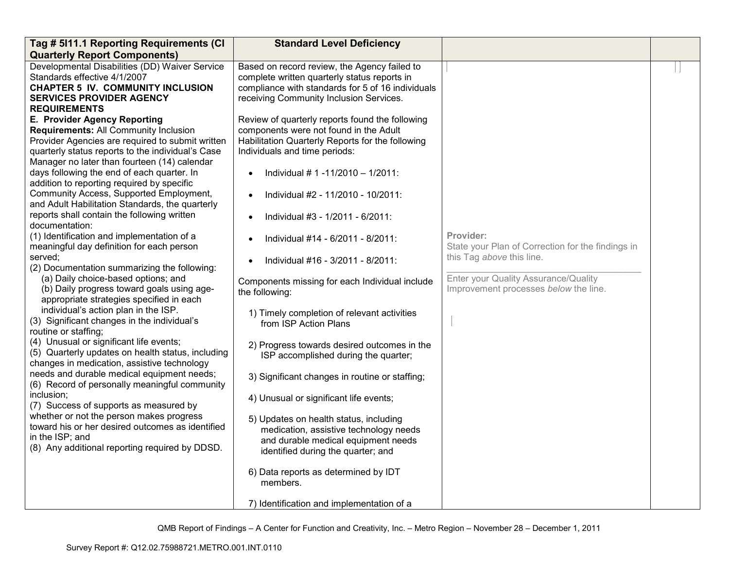| Tag # 5I11.1 Reporting Requirements (CI Quarterly Report Components) | Standard Level Deficiency | | |
|---|---|---|---|
| Developmental Disabilities (DD) Waiver Service Standards effective 4/1/2007<br>**CHAPTER 5 IV. COMMUNITY INCLUSION SERVICES PROVIDER AGENCY REQUIREMENTS**<br>**E. Provider Agency Reporting Requirements:** All Community Inclusion Provider Agencies are required to submit written quarterly status reports to the individual's Case Manager no later than fourteen (14) calendar days following the end of each quarter. In addition to reporting required by specific Community Access, Supported Employment, and Adult Habilitation Standards, the quarterly reports shall contain the following written documentation:<br>(1) Identification and implementation of a meaningful day definition for each person served;<br>(2) Documentation summarizing the following:<br>(a) Daily choice-based options; and<br>(b) Daily progress toward goals using age-appropriate strategies specified in each individual's action plan in the ISP.<br>(3) Significant changes in the individual's routine or staffing;<br>(4) Unusual or significant life events;<br>(5) Quarterly updates on health status, including changes in medication, assistive technology needs and durable medical equipment needs;<br>(6) Record of personally meaningful community inclusion;<br>(7) Success of supports as measured by whether or not the person makes progress toward his or her desired outcomes as identified in the ISP; and<br>(8) Any additional reporting required by DDSD. | Based on record review, the Agency failed to complete written quarterly status reports in compliance with standards for 5 of 16 individuals receiving Community Inclusion Services.<br><br>Review of quarterly reports found the following components were not found in the Adult Habilitation Quarterly Reports for the following Individuals and time periods:<br><br>• Individual # 1 -11/2010 – 1/2011:<br>• Individual #2 - 11/2010 - 10/2011:<br>• Individual #3 - 1/2011 - 6/2011:<br>• Individual #14 - 6/2011 - 8/2011:<br>• Individual #16 - 3/2011 - 8/2011:<br><br>Components missing for each Individual include the following:<br><br>1) Timely completion of relevant activities from ISP Action Plans<br><br>2) Progress towards desired outcomes in the ISP accomplished during the quarter;<br><br>3) Significant changes in routine or staffing;<br><br>4) Unusual or significant life events;<br><br>5) Updates on health status, including medication, assistive technology needs and durable medical equipment needs identified during the quarter; and<br><br>6) Data reports as determined by IDT members.<br><br>7) Identification and implementation of a | **Provider:**<br>State your Plan of Correction for the findings in this Tag *above* this line.<br>\_\_\_\_\_\_\_\_\_\_\_\_\_\_\_\_\_\_\_\_\_\_\_\_\_\_\_\_\_\_\_\_<br>Enter your Quality Assurance/Quality Improvement processes *below* the line. | |

QMB Report of Findings – A Center for Function and Creativity, Inc. – Metro Region – November 28 – December 1, 2011

Survey Report #: Q12.02.75988721.METRO.001.INT.0110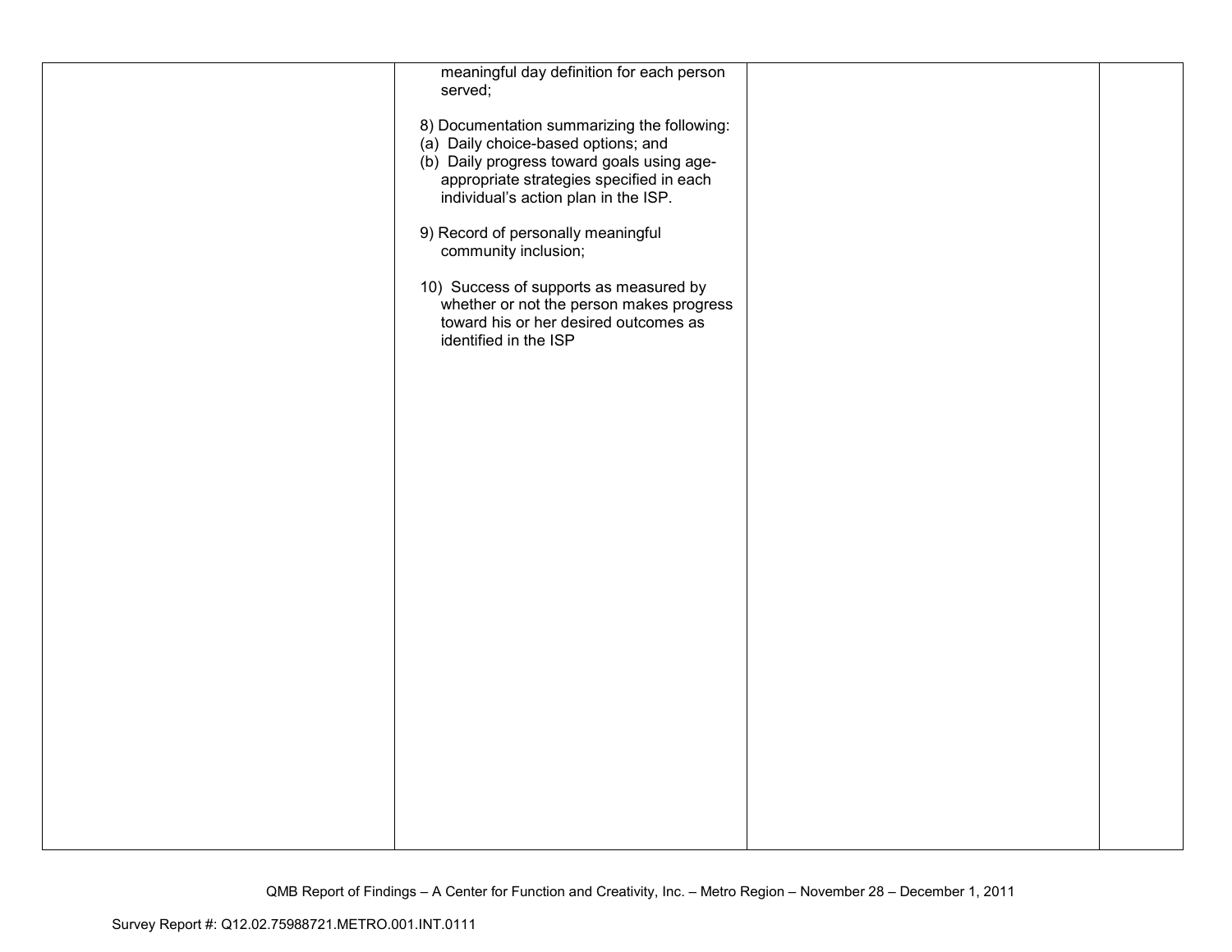| | | | |
|---|---|---|---|
| | meaningful day definition for each person served;<br><br>8) Documentation summarizing the following:<br>(a) Daily choice-based options; and<br>(b) Daily progress toward goals using age-appropriate strategies specified in each individual's action plan in the ISP.<br><br>9) Record of personally meaningful community inclusion;<br><br>10) Success of supports as measured by whether or not the person makes progress toward his or her desired outcomes as identified in the ISP | | |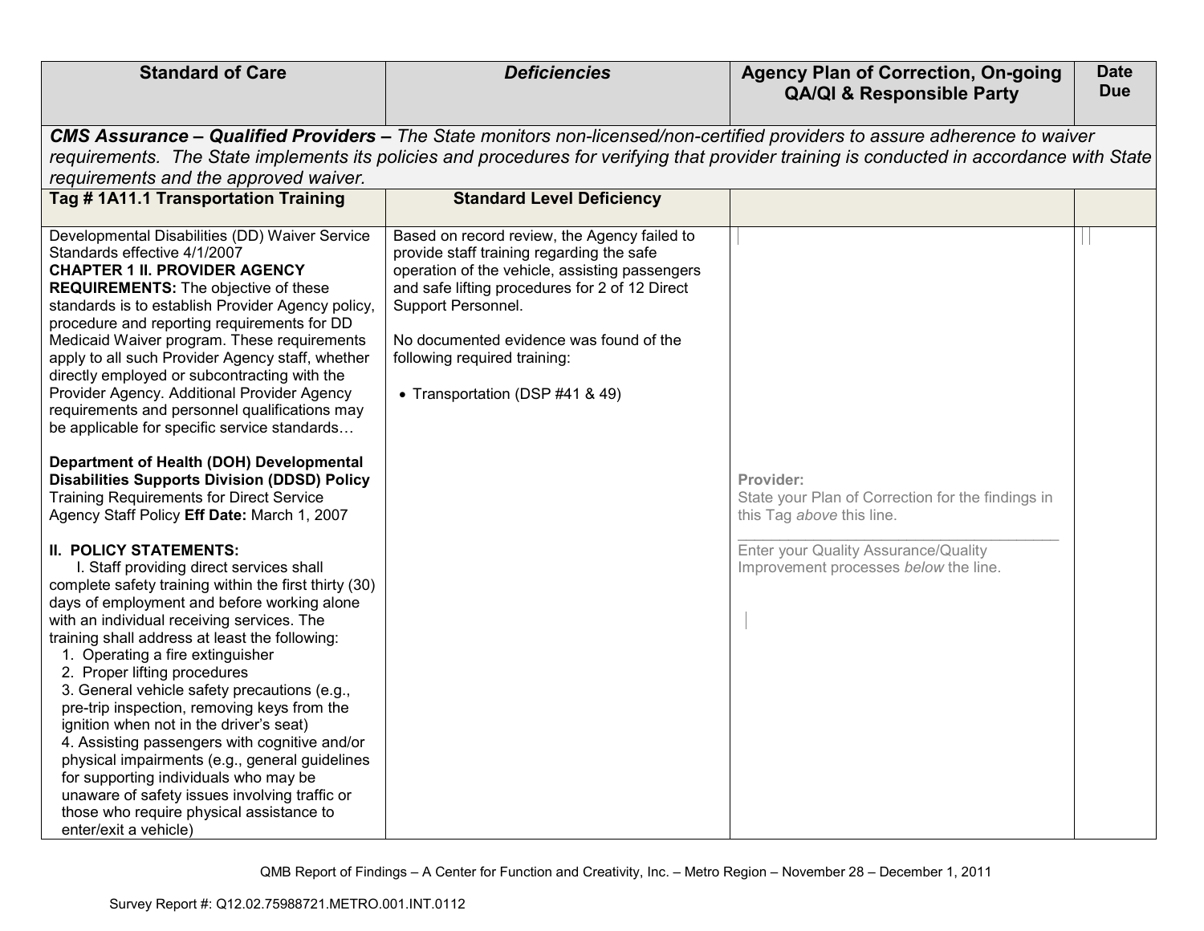| Standard of Care | *Deficiencies* | Agency Plan of Correction, On-going QA/QI & Responsible Party | Date Due |
|---|---|---|---|
| ***CMS Assurance – Qualified Providers –** The State monitors non-licensed/non-certified providers to assure adherence to waiver requirements. The State implements its policies and procedures for verifying that provider training is conducted in accordance with State requirements and the approved waiver.* | | | |
| **Tag # 1A11.1 Transportation Training** | **Standard Level Deficiency** | | |
| Developmental Disabilities (DD) Waiver Service Standards effective 4/1/2007<br>**CHAPTER 1 II. PROVIDER AGENCY REQUIREMENTS:** The objective of these standards is to establish Provider Agency policy, procedure and reporting requirements for DD Medicaid Waiver program. These requirements apply to all such Provider Agency staff, whether directly employed or subcontracting with the Provider Agency. Additional Provider Agency requirements and personnel qualifications may be applicable for specific service standards…<br><br>**Department of Health (DOH) Developmental Disabilities Supports Division (DDSD) Policy** Training Requirements for Direct Service Agency Staff Policy **Eff Date:** March 1, 2007<br><br>**II. POLICY STATEMENTS:**<br>I. Staff providing direct services shall complete safety training within the first thirty (30) days of employment and before working alone with an individual receiving services. The training shall address at least the following:<br>1. Operating a fire extinguisher<br>2. Proper lifting procedures<br>3. General vehicle safety precautions (e.g., pre-trip inspection, removing keys from the ignition when not in the driver's seat)<br>4. Assisting passengers with cognitive and/or physical impairments (e.g., general guidelines for supporting individuals who may be unaware of safety issues involving traffic or those who require physical assistance to enter/exit a vehicle) | Based on record review, the Agency failed to provide staff training regarding the safe operation of the vehicle, assisting passengers and safe lifting procedures for 2 of 12 Direct Support Personnel.<br><br>No documented evidence was found of the following required training:<br><br>• Transportation (DSP #41 & 49) | **Provider:**<br>State your Plan of Correction for the findings in this Tag *above* this line.<br>\_\_\_\_\_\_\_\_\_\_\_\_\_\_\_\_\_\_\_\_\_\_\_\_\_\_\_\_\_\_\_\_\_\_\_<br>Enter your Quality Assurance/Quality Improvement processes *below* the line. | |

QMB Report of Findings – A Center for Function and Creativity, Inc. – Metro Region – November 28 – December 1, 2011

Survey Report #: Q12.02.75988721.METRO.001.INT.0112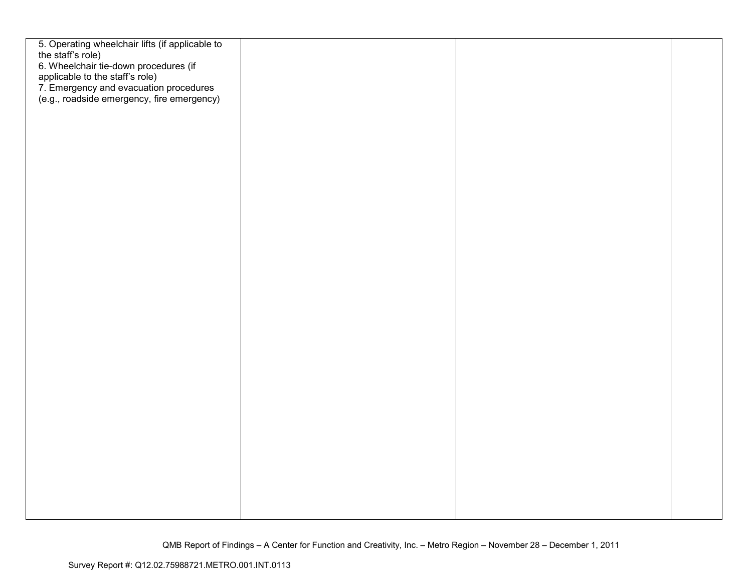| | | | |
|---|---|---|---|
| 5. Operating wheelchair lifts (if applicable to the staff's role)<br>6. Wheelchair tie-down procedures (if applicable to the staff's role)<br>7. Emergency and evacuation procedures (e.g., roadside emergency, fire emergency) | | | |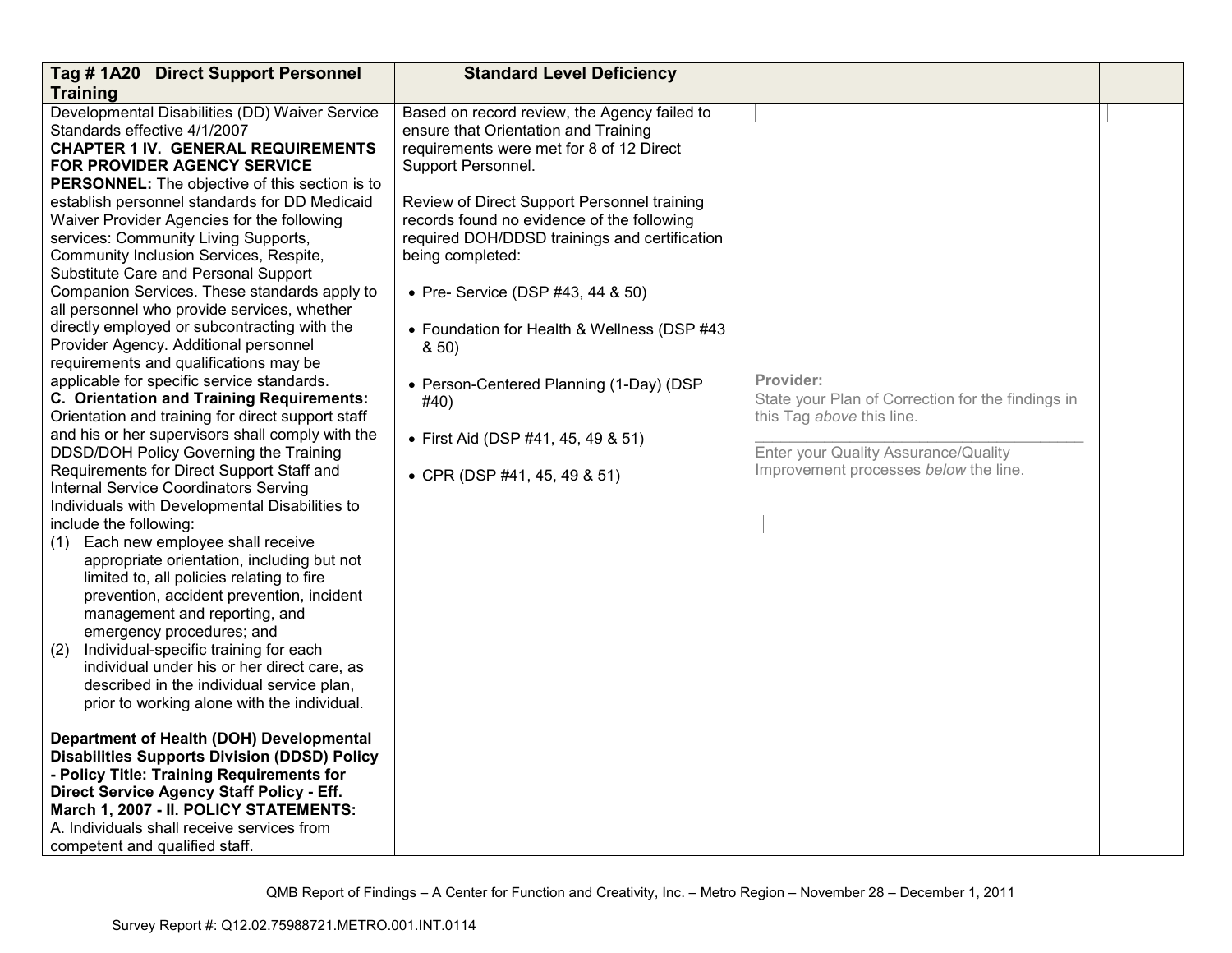| Tag # 1A20 Direct Support Personnel Training | Standard Level Deficiency | | |
|---|---|---|---|
| Developmental Disabilities (DD) Waiver Service Standards effective 4/1/2007<br>**CHAPTER 1 IV. GENERAL REQUIREMENTS FOR PROVIDER AGENCY SERVICE PERSONNEL:** The objective of this section is to establish personnel standards for DD Medicaid Waiver Provider Agencies for the following services: Community Living Supports, Community Inclusion Services, Respite, Substitute Care and Personal Support Companion Services. These standards apply to all personnel who provide services, whether directly employed or subcontracting with the Provider Agency. Additional personnel requirements and qualifications may be applicable for specific service standards.<br>**C. Orientation and Training Requirements:** Orientation and training for direct support staff and his or her supervisors shall comply with the DDSD/DOH Policy Governing the Training Requirements for Direct Support Staff and Internal Service Coordinators Serving Individuals with Developmental Disabilities to include the following:<br>(1) Each new employee shall receive appropriate orientation, including but not limited to, all policies relating to fire prevention, accident prevention, incident management and reporting, and emergency procedures; and<br>(2) Individual-specific training for each individual under his or her direct care, as described in the individual service plan, prior to working alone with the individual.<br><br>**Department of Health (DOH) Developmental Disabilities Supports Division (DDSD) Policy - Policy Title: Training Requirements for Direct Service Agency Staff Policy - Eff. March 1, 2007 - II. POLICY STATEMENTS:**<br>A. Individuals shall receive services from competent and qualified staff. | Based on record review, the Agency failed to ensure that Orientation and Training requirements were met for 8 of 12 Direct Support Personnel.<br><br>Review of Direct Support Personnel training records found no evidence of the following required DOH/DDSD trainings and certification being completed:<br><br>• Pre- Service (DSP #43, 44 & 50)<br><br>• Foundation for Health & Wellness (DSP #43 & 50)<br><br>• Person-Centered Planning (1-Day) (DSP #40)<br><br>• First Aid (DSP #41, 45, 49 & 51)<br><br>• CPR (DSP #41, 45, 49 & 51) | **Provider:**<br>State your Plan of Correction for the findings in this Tag *above* this line.<br>\_\_\_\_\_\_\_\_\_\_\_\_\_\_\_\_\_\_\_\_\_\_\_\_\_\_\_\_\_\_\_\_<br>Enter your Quality Assurance/Quality Improvement processes *below* the line. | |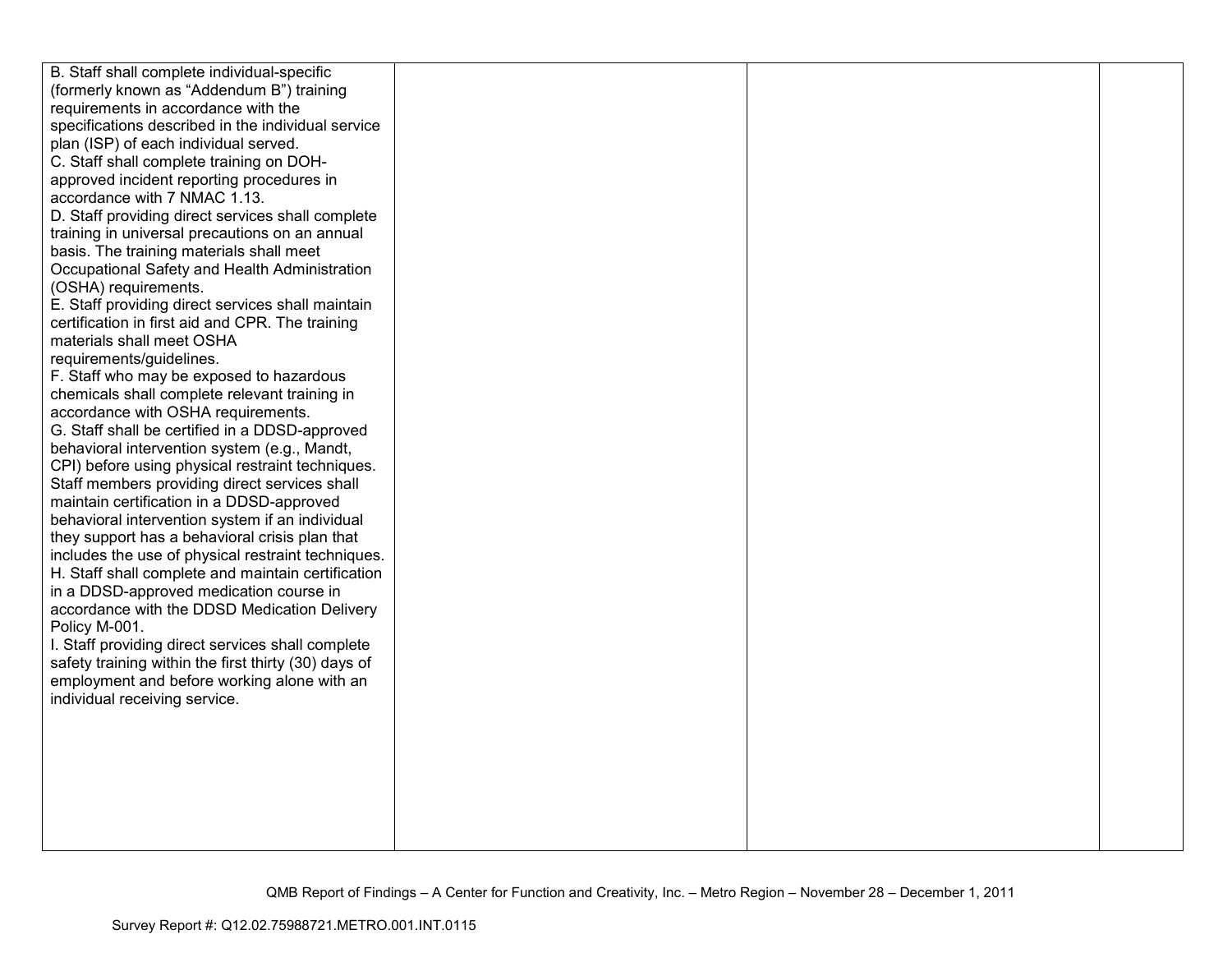| | | | |
|---|---|---|---|
| B. Staff shall complete individual-specific (formerly known as "Addendum B") training requirements in accordance with the specifications described in the individual service plan (ISP) of each individual served.<br>C. Staff shall complete training on DOH-approved incident reporting procedures in accordance with 7 NMAC 1.13.<br>D. Staff providing direct services shall complete training in universal precautions on an annual basis. The training materials shall meet Occupational Safety and Health Administration (OSHA) requirements.<br>E. Staff providing direct services shall maintain certification in first aid and CPR. The training materials shall meet OSHA requirements/guidelines.<br>F. Staff who may be exposed to hazardous chemicals shall complete relevant training in accordance with OSHA requirements.<br>G. Staff shall be certified in a DDSD-approved behavioral intervention system (e.g., Mandt, CPI) before using physical restraint techniques. Staff members providing direct services shall maintain certification in a DDSD-approved behavioral intervention system if an individual they support has a behavioral crisis plan that includes the use of physical restraint techniques.<br>H. Staff shall complete and maintain certification in a DDSD-approved medication course in accordance with the DDSD Medication Delivery Policy M-001.<br>I. Staff providing direct services shall complete safety training within the first thirty (30) days of employment and before working alone with an individual receiving service. | | | |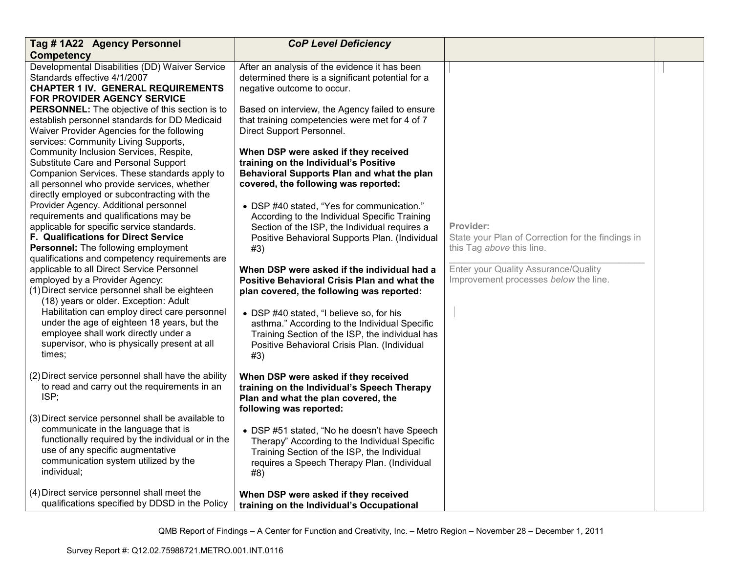| Tag # 1A22 Agency Personnel Competency | CoP Level Deficiency | | |
|---|---|---|---|
| Developmental Disabilities (DD) Waiver Service Standards effective 4/1/2007<br>**CHAPTER 1 IV. GENERAL REQUIREMENTS FOR PROVIDER AGENCY SERVICE PERSONNEL:** The objective of this section is to establish personnel standards for DD Medicaid Waiver Provider Agencies for the following services: Community Living Supports, Community Inclusion Services, Respite, Substitute Care and Personal Support Companion Services. These standards apply to all personnel who provide services, whether directly employed or subcontracting with the Provider Agency. Additional personnel requirements and qualifications may be applicable for specific service standards.<br>**F. Qualifications for Direct Service Personnel:** The following employment qualifications and competency requirements are applicable to all Direct Service Personnel employed by a Provider Agency:<br>(1) Direct service personnel shall be eighteen (18) years or older. Exception: Adult Habilitation can employ direct care personnel under the age of eighteen 18 years, but the employee shall work directly under a supervisor, who is physically present at all times;<br><br>(2) Direct service personnel shall have the ability to read and carry out the requirements in an ISP;<br><br>(3) Direct service personnel shall be available to communicate in the language that is functionally required by the individual or in the use of any specific augmentative communication system utilized by the individual;<br><br>(4) Direct service personnel shall meet the qualifications specified by DDSD in the Policy | After an analysis of the evidence it has been determined there is a significant potential for a negative outcome to occur.<br><br>Based on interview, the Agency failed to ensure that training competencies were met for 4 of 7 Direct Support Personnel.<br><br>**When DSP were asked if they received training on the Individual's Positive Behavioral Supports Plan and what the plan covered, the following was reported:**<br><br>• DSP #40 stated, "Yes for communication." According to the Individual Specific Training Section of the ISP, the Individual requires a Positive Behavioral Supports Plan. (Individual #3)<br><br>**When DSP were asked if the individual had a Positive Behavioral Crisis Plan and what the plan covered, the following was reported:**<br><br>• DSP #40 stated, "I believe so, for his asthma." According to the Individual Specific Training Section of the ISP, the individual has Positive Behavioral Crisis Plan. (Individual #3)<br><br>**When DSP were asked if they received training on the Individual's Speech Therapy Plan and what the plan covered, the following was reported:**<br><br>• DSP #51 stated, "No he doesn't have Speech Therapy" According to the Individual Specific Training Section of the ISP, the Individual requires a Speech Therapy Plan. (Individual #8)<br><br>**When DSP were asked if they received training on the Individual's Occupational** | Provider:<br>State your Plan of Correction for the findings in this Tag *above* this line.<br><br>Enter your Quality Assurance/Quality Improvement processes *below* the line. | |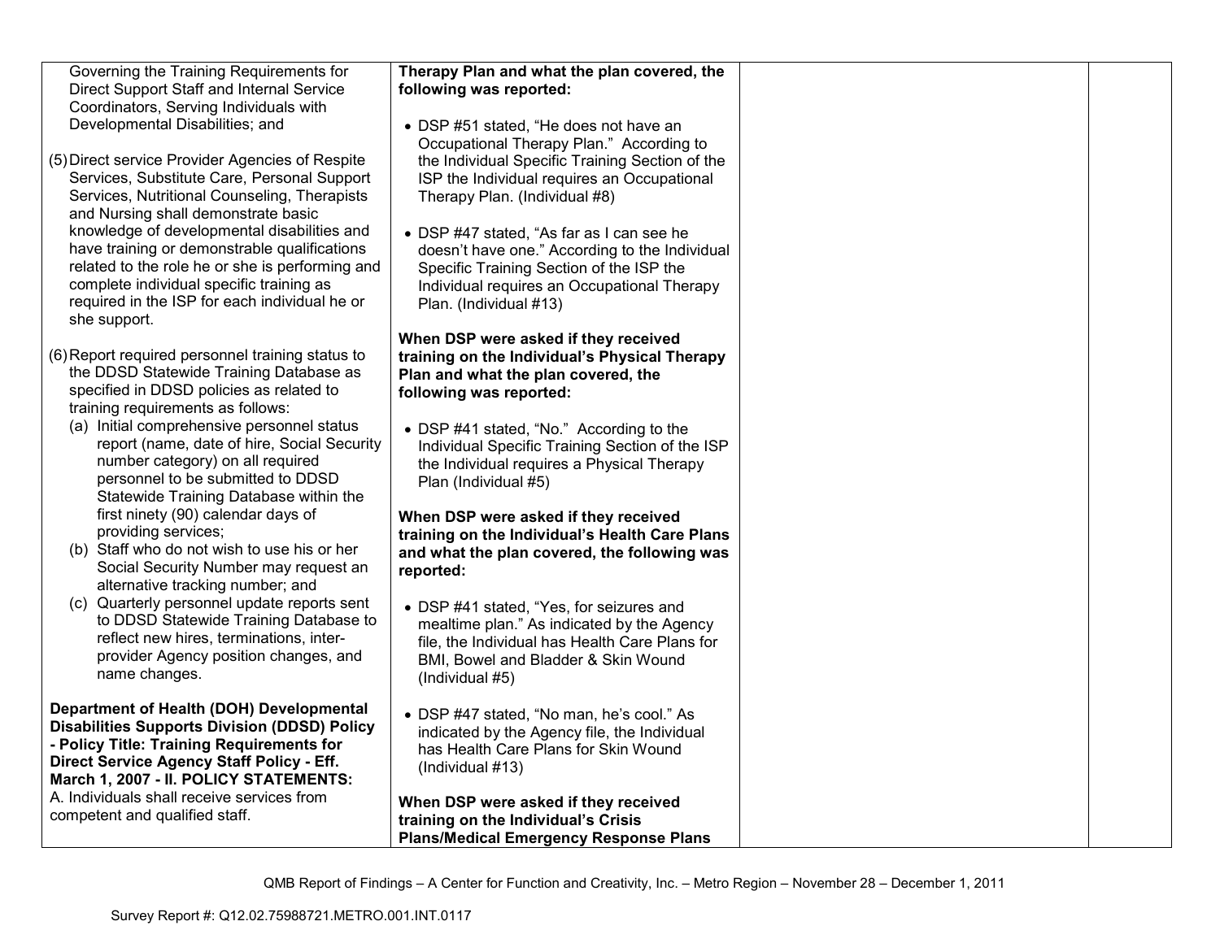| | | | |
|---|---|---|---|
| Governing the Training Requirements for Direct Support Staff and Internal Service Coordinators, Serving Individuals with Developmental Disabilities; and<br><br>(5) Direct service Provider Agencies of Respite Services, Substitute Care, Personal Support Services, Nutritional Counseling, Therapists and Nursing shall demonstrate basic knowledge of developmental disabilities and have training or demonstrable qualifications related to the role he or she is performing and complete individual specific training as required in the ISP for each individual he or she support.<br><br>(6) Report required personnel training status to the DDSD Statewide Training Database as specified in DDSD policies as related to training requirements as follows:<br>(a) Initial comprehensive personnel status report (name, date of hire, Social Security number category) on all required personnel to be submitted to DDSD Statewide Training Database within the first ninety (90) calendar days of providing services;<br>(b) Staff who do not wish to use his or her Social Security Number may request an alternative tracking number; and<br>(c) Quarterly personnel update reports sent to DDSD Statewide Training Database to reflect new hires, terminations, inter-provider Agency position changes, and name changes.<br><br>**Department of Health (DOH) Developmental Disabilities Supports Division (DDSD) Policy - Policy Title: Training Requirements for Direct Service Agency Staff Policy - Eff. March 1, 2007 - II. POLICY STATEMENTS:**<br>A. Individuals shall receive services from competent and qualified staff. | **Therapy Plan and what the plan covered, the following was reported:**<br><br>• DSP #51 stated, "He does not have an Occupational Therapy Plan." According to the Individual Specific Training Section of the ISP the Individual requires an Occupational Therapy Plan. (Individual #8)<br><br>• DSP #47 stated, "As far as I can see he doesn't have one." According to the Individual Specific Training Section of the ISP the Individual requires an Occupational Therapy Plan. (Individual #13)<br><br>**When DSP were asked if they received training on the Individual's Physical Therapy Plan and what the plan covered, the following was reported:**<br><br>• DSP #41 stated, "No." According to the Individual Specific Training Section of the ISP the Individual requires a Physical Therapy Plan (Individual #5)<br><br>**When DSP were asked if they received training on the Individual's Health Care Plans and what the plan covered, the following was reported:**<br><br>• DSP #41 stated, "Yes, for seizures and mealtime plan." As indicated by the Agency file, the Individual has Health Care Plans for BMI, Bowel and Bladder & Skin Wound (Individual #5)<br><br>• DSP #47 stated, "No man, he's cool." As indicated by the Agency file, the Individual has Health Care Plans for Skin Wound (Individual #13)<br><br>**When DSP were asked if they received training on the Individual's Crisis Plans/Medical Emergency Response Plans** | | |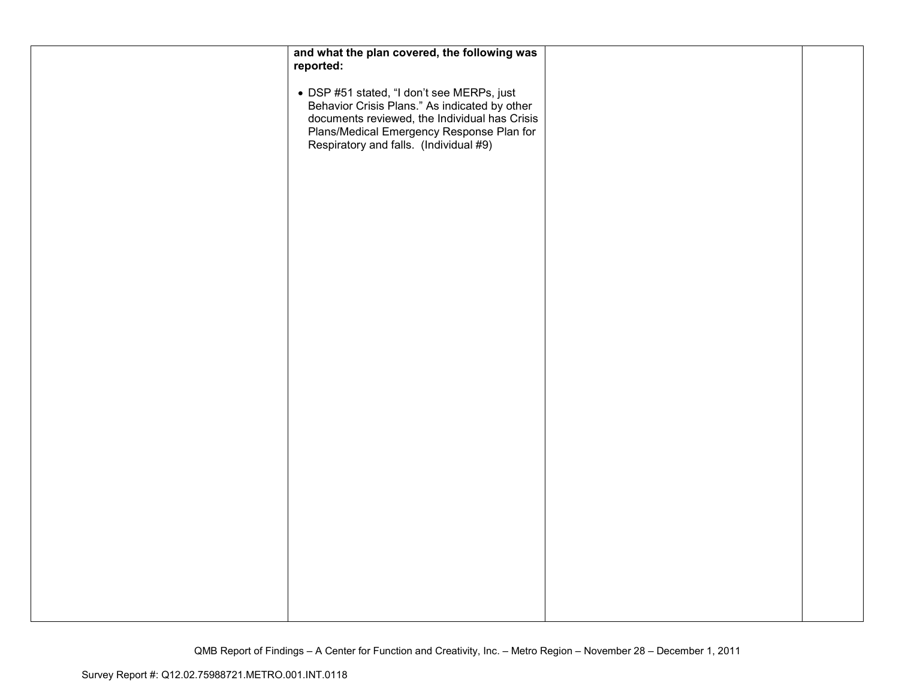| | | | |
|---|---|---|---|
| | **and what the plan covered, the following was reported:**<br><br>• DSP #51 stated, "I don't see MERPs, just Behavior Crisis Plans." As indicated by other documents reviewed, the Individual has Crisis Plans/Medical Emergency Response Plan for Respiratory and falls. (Individual #9) | | |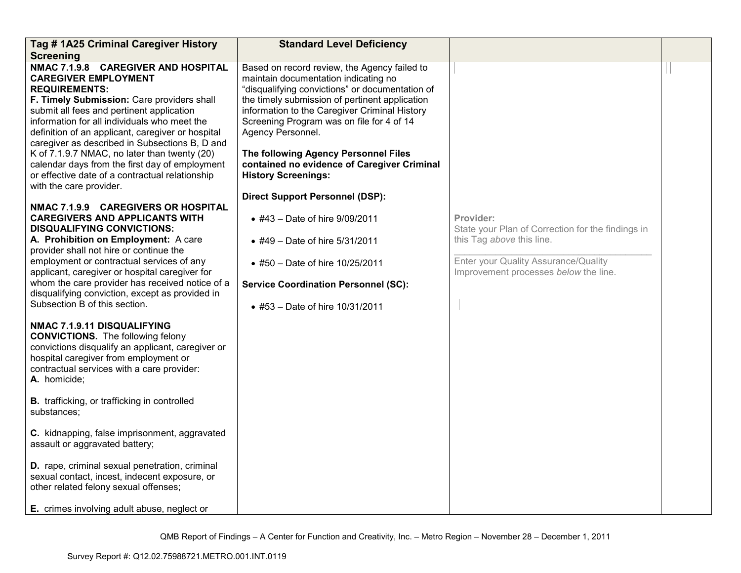| Tag # 1A25 Criminal Caregiver History Screening | Standard Level Deficiency | | |
|---|---|---|---|
| **NMAC 7.1.9.8 CAREGIVER AND HOSPITAL CAREGIVER EMPLOYMENT REQUIREMENTS:**<br>**F. Timely Submission:** Care providers shall submit all fees and pertinent application information for all individuals who meet the definition of an applicant, caregiver or hospital caregiver as described in Subsections B, D and K of 7.1.9.7 NMAC, no later than twenty (20) calendar days from the first day of employment or effective date of a contractual relationship with the care provider.<br><br>**NMAC 7.1.9.9 CAREGIVERS OR HOSPITAL CAREGIVERS AND APPLICANTS WITH DISQUALIFYING CONVICTIONS:**<br>**A. Prohibition on Employment:** A care provider shall not hire or continue the employment or contractual services of any applicant, caregiver or hospital caregiver for whom the care provider has received notice of a disqualifying conviction, except as provided in Subsection B of this section.<br><br>**NMAC 7.1.9.11 DISQUALIFYING CONVICTIONS.** The following felony convictions disqualify an applicant, caregiver or hospital caregiver from employment or contractual services with a care provider:<br>**A.** homicide;<br><br>**B.** trafficking, or trafficking in controlled substances;<br><br>**C.** kidnapping, false imprisonment, aggravated assault or aggravated battery;<br><br>**D.** rape, criminal sexual penetration, criminal sexual contact, incest, indecent exposure, or other related felony sexual offenses;<br><br>**E.** crimes involving adult abuse, neglect or | Based on record review, the Agency failed to maintain documentation indicating no "disqualifying convictions" or documentation of the timely submission of pertinent application information to the Caregiver Criminal History Screening Program was on file for 4 of 14 Agency Personnel.<br><br>**The following Agency Personnel Files contained no evidence of Caregiver Criminal History Screenings:**<br><br>**Direct Support Personnel (DSP):**<br><br>• #43 – Date of hire 9/09/2011<br><br>• #49 – Date of hire 5/31/2011<br><br>• #50 – Date of hire 10/25/2011<br><br>**Service Coordination Personnel (SC):**<br><br>• #53 – Date of hire 10/31/2011 | **Provider:**<br>State your Plan of Correction for the findings in this Tag *above* this line.<br>\_\_\_\_\_\_\_\_\_\_\_\_\_\_\_\_\_\_\_\_\_\_\_\_\_\_\_\_\_\_\_\_\_\_\_\_<br>Enter your Quality Assurance/Quality Improvement processes *below* the line. | |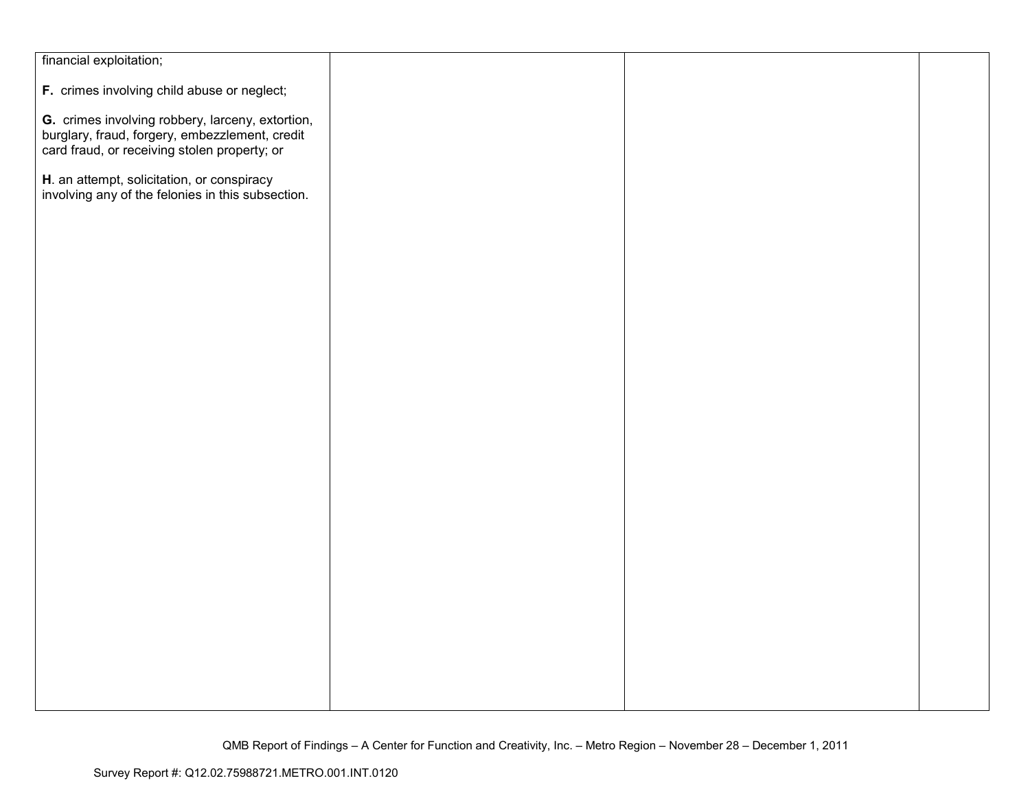| | | | |
|---|---|---|---|
| financial exploitation;<br><br>**F.** crimes involving child abuse or neglect;<br><br>**G.** crimes involving robbery, larceny, extortion, burglary, fraud, forgery, embezzlement, credit card fraud, or receiving stolen property; or<br><br>**H**. an attempt, solicitation, or conspiracy involving any of the felonies in this subsection. | | | |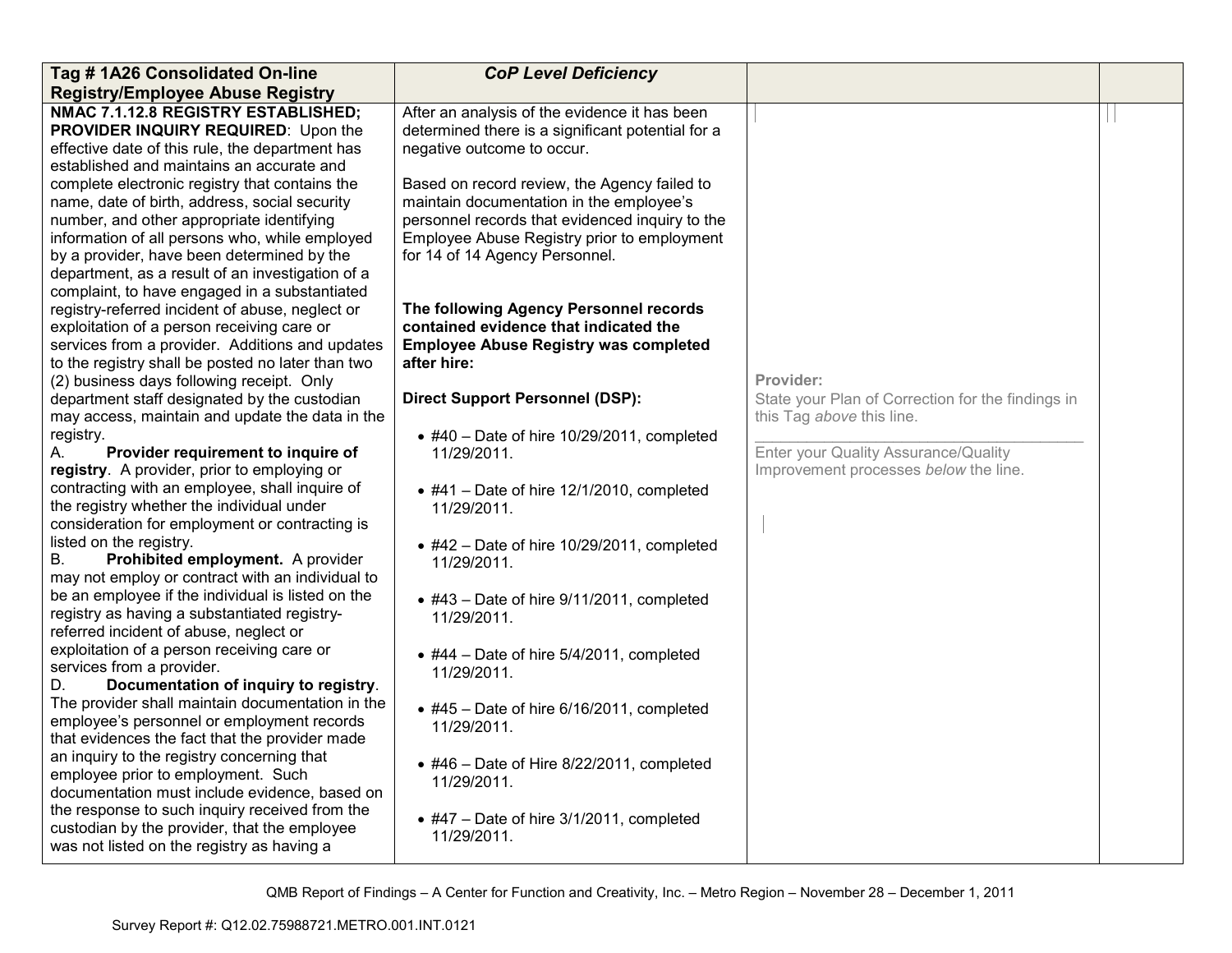| Tag # 1A26 Consolidated On-line Registry/Employee Abuse Registry | *CoP Level Deficiency* | | |
|---|---|---|---|
| **NMAC 7.1.12.8 REGISTRY ESTABLISHED; PROVIDER INQUIRY REQUIRED**: Upon the effective date of this rule, the department has established and maintains an accurate and complete electronic registry that contains the name, date of birth, address, social security number, and other appropriate identifying information of all persons who, while employed by a provider, have been determined by the department, as a result of an investigation of a complaint, to have engaged in a substantiated registry-referred incident of abuse, neglect or exploitation of a person receiving care or services from a provider. Additions and updates to the registry shall be posted no later than two (2) business days following receipt. Only department staff designated by the custodian may access, maintain and update the data in the registry.<br>A. **Provider requirement to inquire of registry**. A provider, prior to employing or contracting with an employee, shall inquire of the registry whether the individual under consideration for employment or contracting is listed on the registry.<br>B. **Prohibited employment.** A provider may not employ or contract with an individual to be an employee if the individual is listed on the registry as having a substantiated registry-referred incident of abuse, neglect or exploitation of a person receiving care or services from a provider.<br>D. **Documentation of inquiry to registry**. The provider shall maintain documentation in the employee's personnel or employment records that evidences the fact that the provider made an inquiry to the registry concerning that employee prior to employment. Such documentation must include evidence, based on the response to such inquiry received from the custodian by the provider, that the employee was not listed on the registry as having a | After an analysis of the evidence it has been determined there is a significant potential for a negative outcome to occur.<br><br>Based on record review, the Agency failed to maintain documentation in the employee's personnel records that evidenced inquiry to the Employee Abuse Registry prior to employment for 14 of 14 Agency Personnel.<br><br>**The following Agency Personnel records contained evidence that indicated the Employee Abuse Registry was completed after hire:**<br><br>**Direct Support Personnel (DSP):**<br><br>• #40 – Date of hire 10/29/2011, completed 11/29/2011.<br><br>• #41 – Date of hire 12/1/2010, completed 11/29/2011.<br><br>• #42 – Date of hire 10/29/2011, completed 11/29/2011.<br><br>• #43 – Date of hire 9/11/2011, completed 11/29/2011.<br><br>• #44 – Date of hire 5/4/2011, completed 11/29/2011.<br><br>• #45 – Date of hire 6/16/2011, completed 11/29/2011.<br><br>• #46 – Date of Hire 8/22/2011, completed 11/29/2011.<br><br>• #47 – Date of hire 3/1/2011, completed 11/29/2011. | Provider:<br>State your Plan of Correction for the findings in this Tag *above* this line.<br>\_\_\_\_\_\_\_\_\_\_\_\_\_\_\_\_\_\_\_\_\_\_\_\_\_\_\_\_\_\_\_\_\_\_\_\_\_\_<br>Enter your Quality Assurance/Quality Improvement processes *below* the line. | |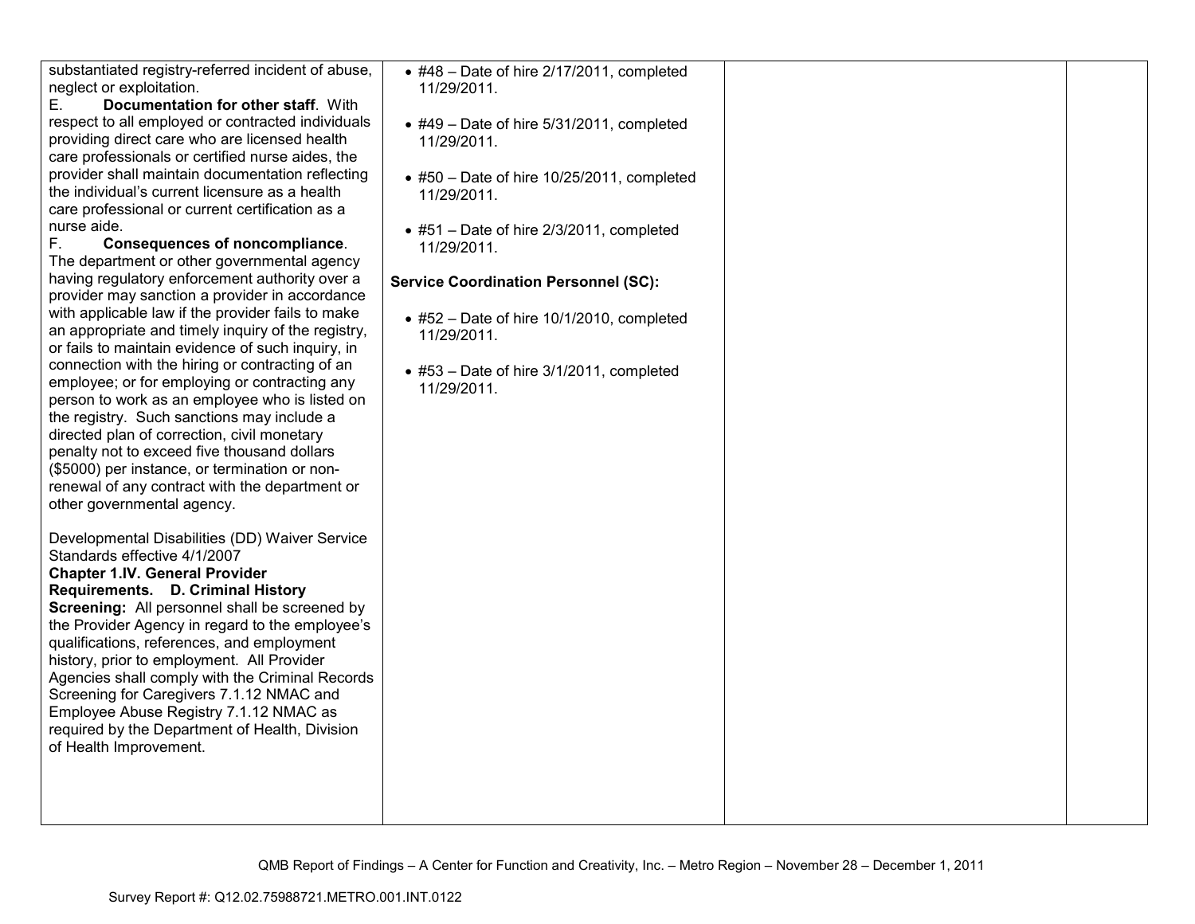| | | | |
|---|---|---|---|
| substantiated registry-referred incident of abuse, neglect or exploitation.<br>E. **Documentation for other staff**. With respect to all employed or contracted individuals providing direct care who are licensed health care professionals or certified nurse aides, the provider shall maintain documentation reflecting the individual's current licensure as a health care professional or current certification as a nurse aide.<br>F. **Consequences of noncompliance**. The department or other governmental agency having regulatory enforcement authority over a provider may sanction a provider in accordance with applicable law if the provider fails to make an appropriate and timely inquiry of the registry, or fails to maintain evidence of such inquiry, in connection with the hiring or contracting of an employee; or for employing or contracting any person to work as an employee who is listed on the registry. Such sanctions may include a directed plan of correction, civil monetary penalty not to exceed five thousand dollars ($5000) per instance, or termination or non-renewal of any contract with the department or other governmental agency.<br><br>Developmental Disabilities (DD) Waiver Service Standards effective 4/1/2007<br>**Chapter 1.IV. General Provider Requirements. D. Criminal History Screening:** All personnel shall be screened by the Provider Agency in regard to the employee's qualifications, references, and employment history, prior to employment. All Provider Agencies shall comply with the Criminal Records Screening for Caregivers 7.1.12 NMAC and Employee Abuse Registry 7.1.12 NMAC as required by the Department of Health, Division of Health Improvement. | • #48 – Date of hire 2/17/2011, completed 11/29/2011.<br><br>• #49 – Date of hire 5/31/2011, completed 11/29/2011.<br><br>• #50 – Date of hire 10/25/2011, completed 11/29/2011.<br><br>• #51 – Date of hire 2/3/2011, completed 11/29/2011.<br><br>**Service Coordination Personnel (SC):**<br><br>• #52 – Date of hire 10/1/2010, completed 11/29/2011.<br><br>• #53 – Date of hire 3/1/2011, completed 11/29/2011. | | |

QMB Report of Findings – A Center for Function and Creativity, Inc. – Metro Region – November 28 – December 1, 2011

Survey Report #: Q12.02.75988721.METRO.001.INT.0122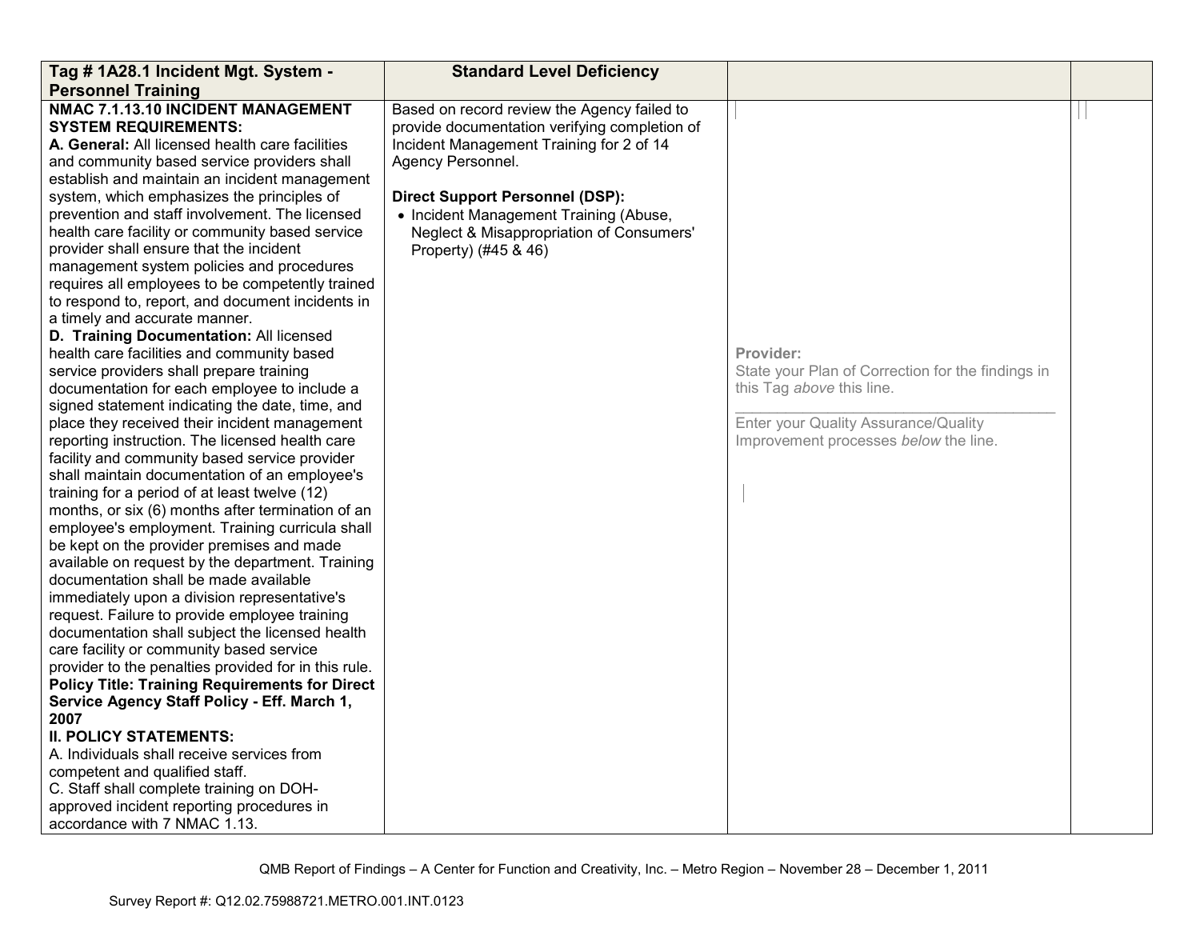| Tag # 1A28.1 Incident Mgt. System - Personnel Training | Standard Level Deficiency | | |
|---|---|---|---|
| **NMAC 7.1.13.10 INCIDENT MANAGEMENT SYSTEM REQUIREMENTS:**<br>**A. General:** All licensed health care facilities and community based service providers shall establish and maintain an incident management system, which emphasizes the principles of prevention and staff involvement. The licensed health care facility or community based service provider shall ensure that the incident management system policies and procedures requires all employees to be competently trained to respond to, report, and document incidents in a timely and accurate manner.<br>**D. Training Documentation:** All licensed health care facilities and community based service providers shall prepare training documentation for each employee to include a signed statement indicating the date, time, and place they received their incident management reporting instruction. The licensed health care facility and community based service provider shall maintain documentation of an employee's training for a period of at least twelve (12) months, or six (6) months after termination of an employee's employment. Training curricula shall be kept on the provider premises and made available on request by the department. Training documentation shall be made available immediately upon a division representative's request. Failure to provide employee training documentation shall subject the licensed health care facility or community based service provider to the penalties provided for in this rule.<br>**Policy Title: Training Requirements for Direct Service Agency Staff Policy - Eff. March 1, 2007**<br>**II. POLICY STATEMENTS:**<br>A. Individuals shall receive services from competent and qualified staff.<br>C. Staff shall complete training on DOH-approved incident reporting procedures in accordance with 7 NMAC 1.13. | Based on record review the Agency failed to provide documentation verifying completion of Incident Management Training for 2 of 14 Agency Personnel.<br><br>**Direct Support Personnel (DSP):**<br>• Incident Management Training (Abuse, Neglect & Misappropriation of Consumers' Property) (#45 & 46) | **Provider:**<br>State your Plan of Correction for the findings in this Tag *above* this line.<br>\_\_\_\_\_\_\_\_\_\_\_\_\_\_\_\_\_\_\_\_\_\_\_\_\_\_\_\_\_\_\_\_\_\_<br>Enter your Quality Assurance/Quality Improvement processes *below* the line. | |

QMB Report of Findings – A Center for Function and Creativity, Inc. – Metro Region – November 28 – December 1, 2011

Survey Report #: Q12.02.75988721.METRO.001.INT.0123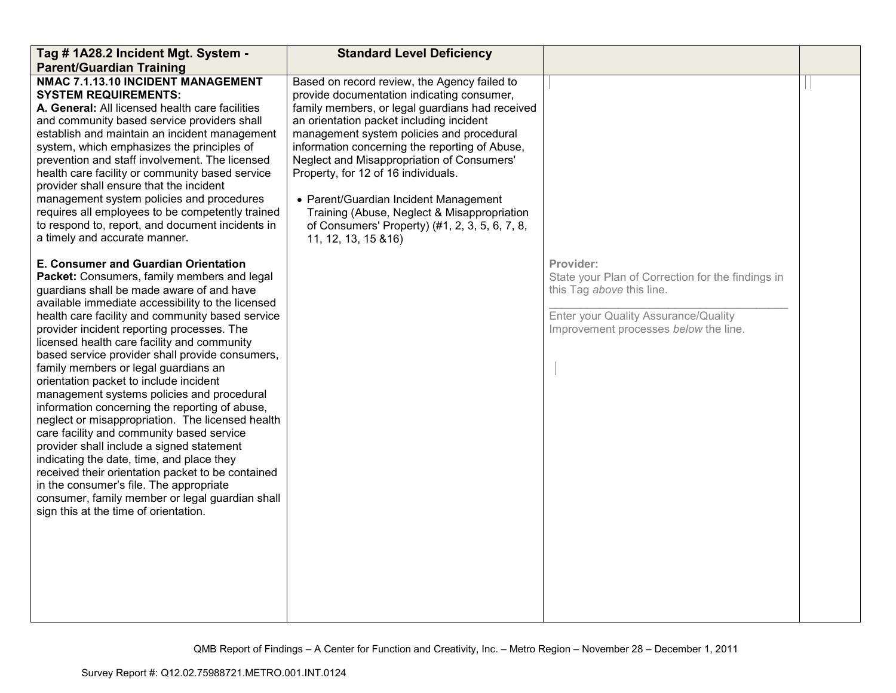| Tag # 1A28.2 Incident Mgt. System - Parent/Guardian Training | Standard Level Deficiency | | |
|---|---|---|---|
| **NMAC 7.1.13.10 INCIDENT MANAGEMENT SYSTEM REQUIREMENTS:**<br>**A. General:** All licensed health care facilities and community based service providers shall establish and maintain an incident management system, which emphasizes the principles of prevention and staff involvement. The licensed health care facility or community based service provider shall ensure that the incident management system policies and procedures requires all employees to be competently trained to respond to, report, and document incidents in a timely and accurate manner.<br><br>**E. Consumer and Guardian Orientation Packet:** Consumers, family members and legal guardians shall be made aware of and have available immediate accessibility to the licensed health care facility and community based service provider incident reporting processes. The licensed health care facility and community based service provider shall provide consumers, family members or legal guardians an orientation packet to include incident management systems policies and procedural information concerning the reporting of abuse, neglect or misappropriation. The licensed health care facility and community based service provider shall include a signed statement indicating the date, time, and place they received their orientation packet to be contained in the consumer's file. The appropriate consumer, family member or legal guardian shall sign this at the time of orientation. | Based on record review, the Agency failed to provide documentation indicating consumer, family members, or legal guardians had received an orientation packet including incident management system policies and procedural information concerning the reporting of Abuse, Neglect and Misappropriation of Consumers' Property, for 12 of 16 individuals.<br><br>• Parent/Guardian Incident Management Training (Abuse, Neglect & Misappropriation of Consumers' Property) (#1, 2, 3, 5, 6, 7, 8, 11, 12, 13, 15 &16) | **Provider:**<br>State your Plan of Correction for the findings in this Tag *above* this line.<br>\_\_\_\_\_\_\_\_\_\_\_\_\_\_\_\_\_\_\_\_\_\_\_\_\_\_\_\_\_\_\_\_\_\_\_\_<br>Enter your Quality Assurance/Quality Improvement processes *below* the line. | |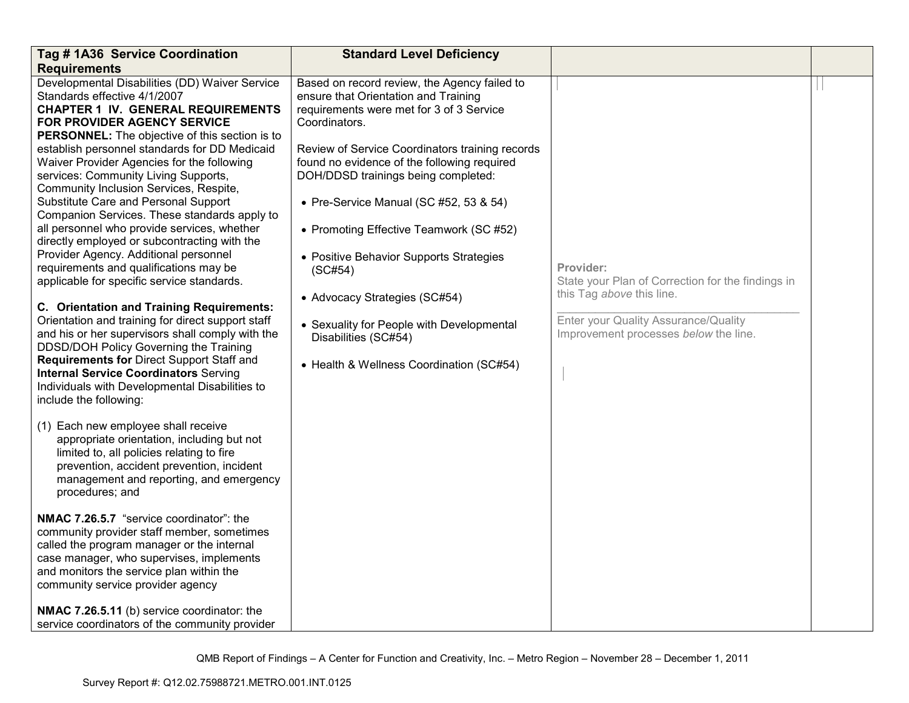| Tag # 1A36 Service Coordination Requirements | Standard Level Deficiency | | |
|---|---|---|---|
| Developmental Disabilities (DD) Waiver Service Standards effective 4/1/2007<br>**CHAPTER 1 IV. GENERAL REQUIREMENTS FOR PROVIDER AGENCY SERVICE PERSONNEL:** The objective of this section is to establish personnel standards for DD Medicaid Waiver Provider Agencies for the following services: Community Living Supports, Community Inclusion Services, Respite, Substitute Care and Personal Support Companion Services. These standards apply to all personnel who provide services, whether directly employed or subcontracting with the Provider Agency. Additional personnel requirements and qualifications may be applicable for specific service standards.<br><br>**C. Orientation and Training Requirements:** Orientation and training for direct support staff and his or her supervisors shall comply with the DDSD/DOH Policy Governing the Training **Requirements for** Direct Support Staff and **Internal Service Coordinators** Serving Individuals with Developmental Disabilities to include the following:<br><br>(1) Each new employee shall receive appropriate orientation, including but not limited to, all policies relating to fire prevention, accident prevention, incident management and reporting, and emergency procedures; and<br><br>**NMAC 7.26.5.7** "service coordinator": the community provider staff member, sometimes called the program manager or the internal case manager, who supervises, implements and monitors the service plan within the community service provider agency<br><br>**NMAC 7.26.5.11** (b) service coordinator: the service coordinators of the community provider | Based on record review, the Agency failed to ensure that Orientation and Training requirements were met for 3 of 3 Service Coordinators.<br><br>Review of Service Coordinators training records found no evidence of the following required DOH/DDSD trainings being completed:<br><br>• Pre-Service Manual (SC #52, 53 & 54)<br><br>• Promoting Effective Teamwork (SC #52)<br><br>• Positive Behavior Supports Strategies (SC#54)<br><br>• Advocacy Strategies (SC#54)<br><br>• Sexuality for People with Developmental Disabilities (SC#54)<br><br>• Health & Wellness Coordination (SC#54) | **Provider:**<br>State your Plan of Correction for the findings in this Tag *above* this line.<br>______________________________<br>Enter your Quality Assurance/Quality Improvement processes *below* the line. | |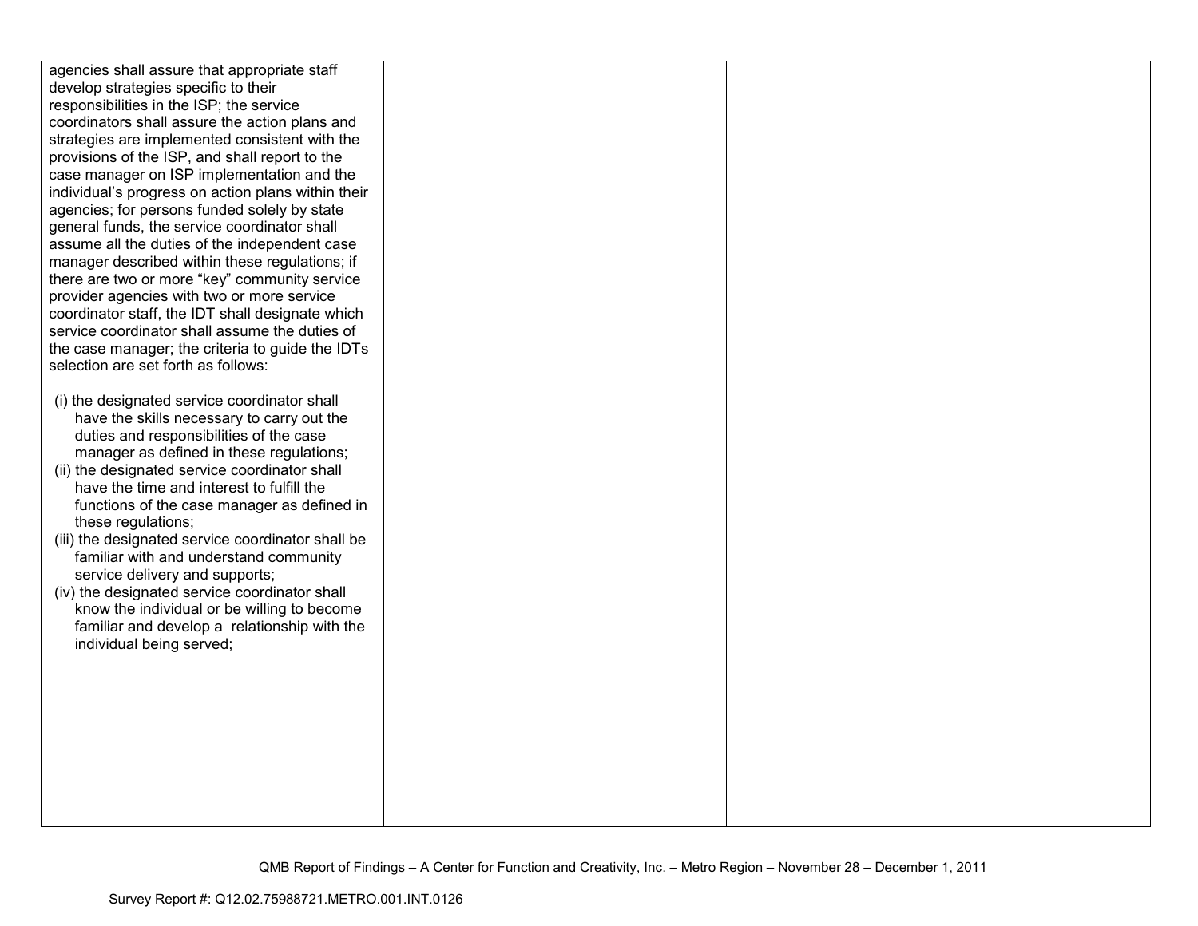| | | | |
|---|---|---|---|
| agencies shall assure that appropriate staff develop strategies specific to their responsibilities in the ISP; the service coordinators shall assure the action plans and strategies are implemented consistent with the provisions of the ISP, and shall report to the case manager on ISP implementation and the individual's progress on action plans within their agencies; for persons funded solely by state general funds, the service coordinator shall assume all the duties of the independent case manager described within these regulations; if there are two or more "key" community service provider agencies with two or more service coordinator staff, the IDT shall designate which service coordinator shall assume the duties of the case manager; the criteria to guide the IDTs selection are set forth as follows:<br><br>(i) the designated service coordinator shall have the skills necessary to carry out the duties and responsibilities of the case manager as defined in these regulations;<br>(ii) the designated service coordinator shall have the time and interest to fulfill the functions of the case manager as defined in these regulations;<br>(iii) the designated service coordinator shall be familiar with and understand community service delivery and supports;<br>(iv) the designated service coordinator shall know the individual or be willing to become familiar and develop a relationship with the individual being served; | | | |

QMB Report of Findings – A Center for Function and Creativity, Inc. – Metro Region – November 28 – December 1, 2011

Survey Report #: Q12.02.75988721.METRO.001.INT.0126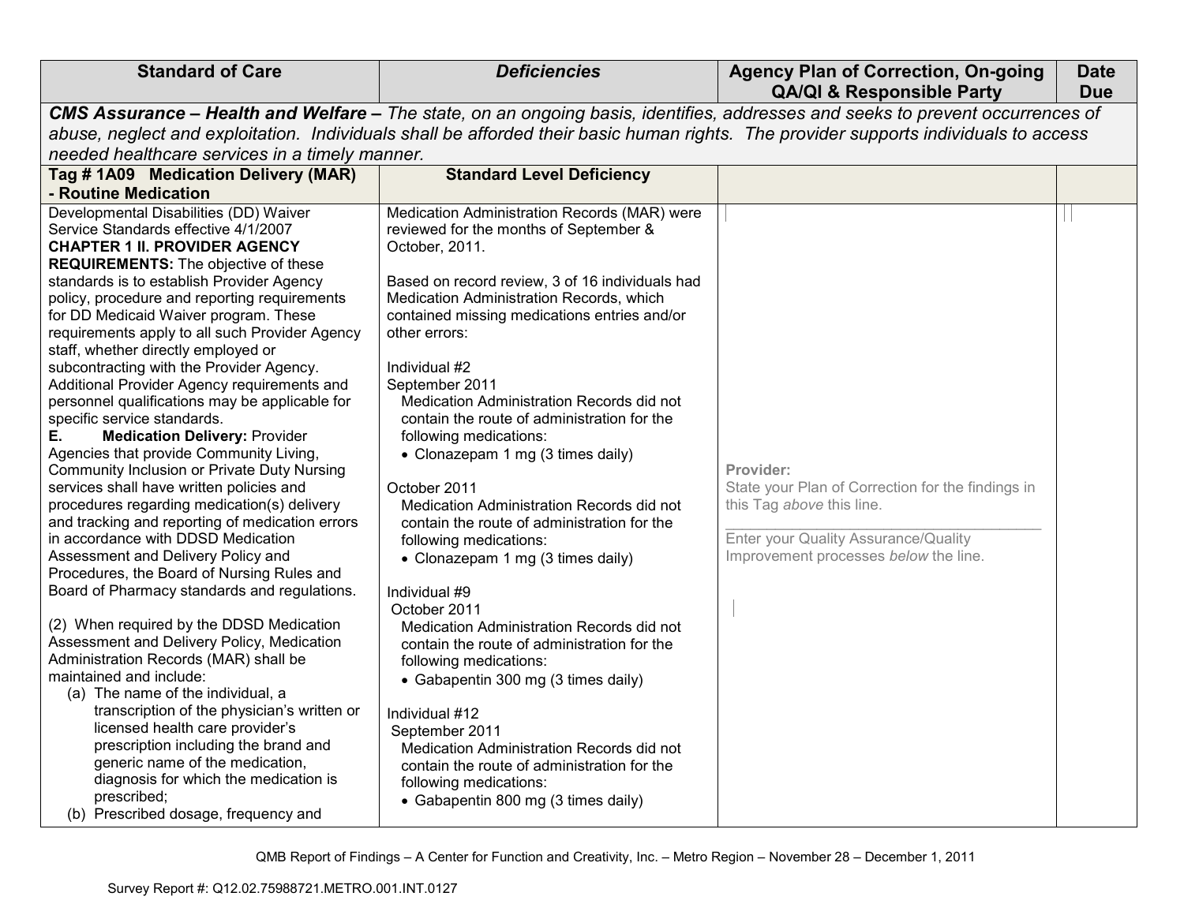| Standard of Care | *Deficiencies* | Agency Plan of Correction, On-going QA/QI & Responsible Party | Date Due |
|---|---|---|---|
| ***CMS Assurance – Health and Welfare –*** *The state, on an ongoing basis, identifies, addresses and seeks to prevent occurrences of abuse, neglect and exploitation. Individuals shall be afforded their basic human rights. The provider supports individuals to access needed healthcare services in a timely manner.* | | | |
| **Tag # 1A09 Medication Delivery (MAR) - Routine Medication** | **Standard Level Deficiency** | | |
| Developmental Disabilities (DD) Waiver Service Standards effective 4/1/2007<br>**CHAPTER 1 II. PROVIDER AGENCY REQUIREMENTS:** The objective of these standards is to establish Provider Agency policy, procedure and reporting requirements for DD Medicaid Waiver program. These requirements apply to all such Provider Agency staff, whether directly employed or subcontracting with the Provider Agency. Additional Provider Agency requirements and personnel qualifications may be applicable for specific service standards.<br>**E. Medication Delivery:** Provider Agencies that provide Community Living, Community Inclusion or Private Duty Nursing services shall have written policies and procedures regarding medication(s) delivery and tracking and reporting of medication errors in accordance with DDSD Medication Assessment and Delivery Policy and Procedures, the Board of Nursing Rules and Board of Pharmacy standards and regulations.<br><br>(2) When required by the DDSD Medication Assessment and Delivery Policy, Medication Administration Records (MAR) shall be maintained and include:<br>(a) The name of the individual, a transcription of the physician's written or licensed health care provider's prescription including the brand and generic name of the medication, diagnosis for which the medication is prescribed;<br>(b) Prescribed dosage, frequency and | Medication Administration Records (MAR) were reviewed for the months of September & October, 2011.<br><br>Based on record review, 3 of 16 individuals had Medication Administration Records, which contained missing medications entries and/or other errors:<br><br>Individual #2<br>September 2011<br>Medication Administration Records did not contain the route of administration for the following medications:<br>• Clonazepam 1 mg (3 times daily)<br><br>October 2011<br>Medication Administration Records did not contain the route of administration for the following medications:<br>• Clonazepam 1 mg (3 times daily)<br><br>Individual #9<br>October 2011<br>Medication Administration Records did not contain the route of administration for the following medications:<br>• Gabapentin 300 mg (3 times daily)<br><br>Individual #12<br>September 2011<br>Medication Administration Records did not contain the route of administration for the following medications:<br>• Gabapentin 800 mg (3 times daily) | **Provider:**<br>State your Plan of Correction for the findings in this Tag *above* this line.<br>\_\_\_\_\_\_\_\_\_\_\_\_\_\_\_\_\_\_\_\_\_\_\_\_\_\_\_\_\_\_\_\_\_\_\_\_<br>Enter your Quality Assurance/Quality Improvement processes *below* the line. | |

QMB Report of Findings – A Center for Function and Creativity, Inc. – Metro Region – November 28 – December 1, 2011

Survey Report #: Q12.02.75988721.METRO.001.INT.0127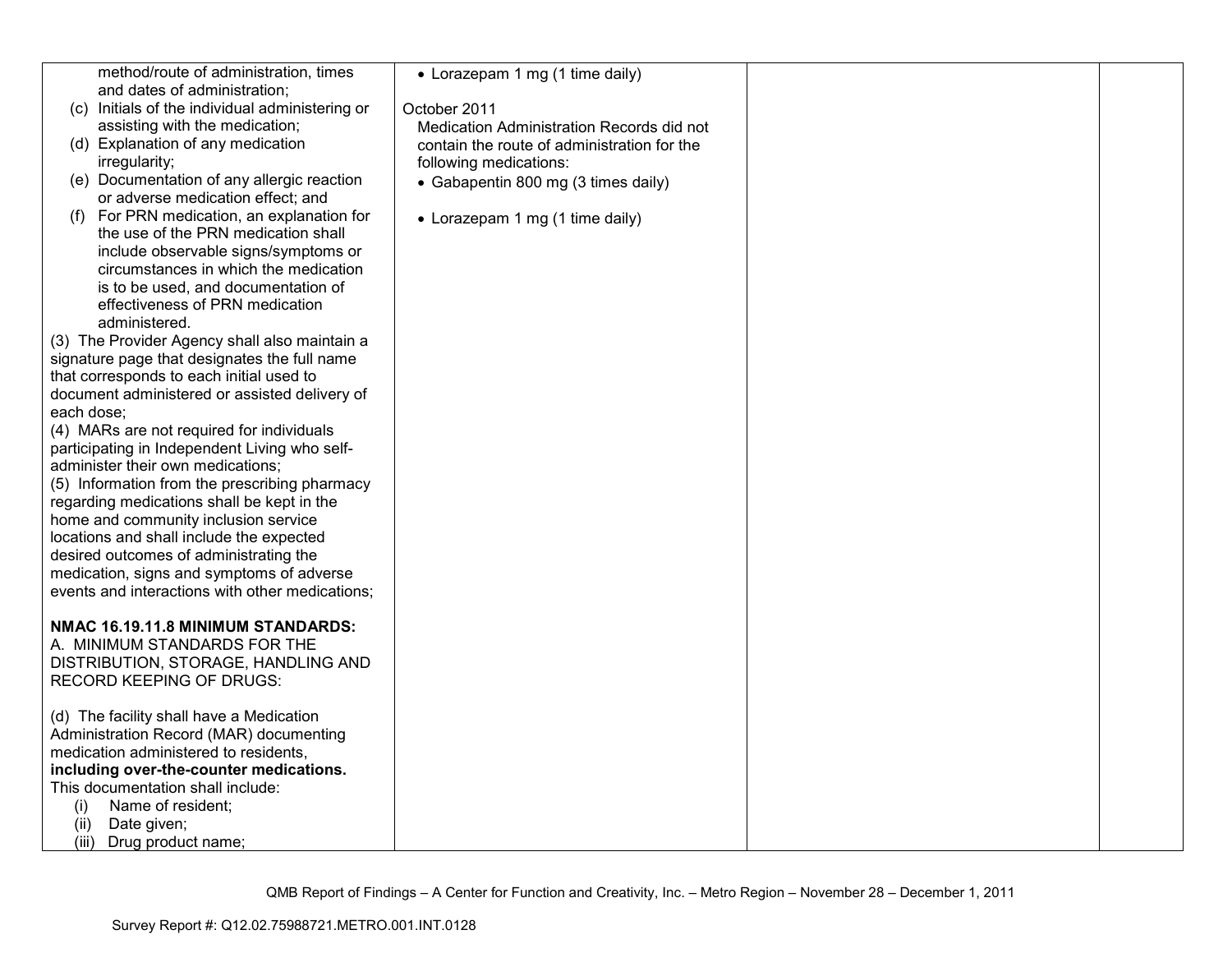| | | | |
|---|---|---|---|
| method/route of administration, times and dates of administration;<br>(c) Initials of the individual administering or assisting with the medication;<br>(d) Explanation of any medication irregularity;<br>(e) Documentation of any allergic reaction or adverse medication effect; and<br>(f) For PRN medication, an explanation for the use of the PRN medication shall include observable signs/symptoms or circumstances in which the medication is to be used, and documentation of effectiveness of PRN medication administered.<br>(3) The Provider Agency shall also maintain a signature page that designates the full name that corresponds to each initial used to document administered or assisted delivery of each dose;<br>(4) MARs are not required for individuals participating in Independent Living who self-administer their own medications;<br>(5) Information from the prescribing pharmacy regarding medications shall be kept in the home and community inclusion service locations and shall include the expected desired outcomes of administrating the medication, signs and symptoms of adverse events and interactions with other medications;<br><br>**NMAC 16.19.11.8 MINIMUM STANDARDS:**<br>A. MINIMUM STANDARDS FOR THE DISTRIBUTION, STORAGE, HANDLING AND RECORD KEEPING OF DRUGS:<br><br>(d) The facility shall have a Medication Administration Record (MAR) documenting medication administered to residents, **including over-the-counter medications.** This documentation shall include:<br>(i) Name of resident;<br>(ii) Date given;<br>(iii) Drug product name; | • Lorazepam 1 mg (1 time daily)<br><br>October 2011<br>Medication Administration Records did not contain the route of administration for the following medications:<br>• Gabapentin 800 mg (3 times daily)<br><br>• Lorazepam 1 mg (1 time daily) | | |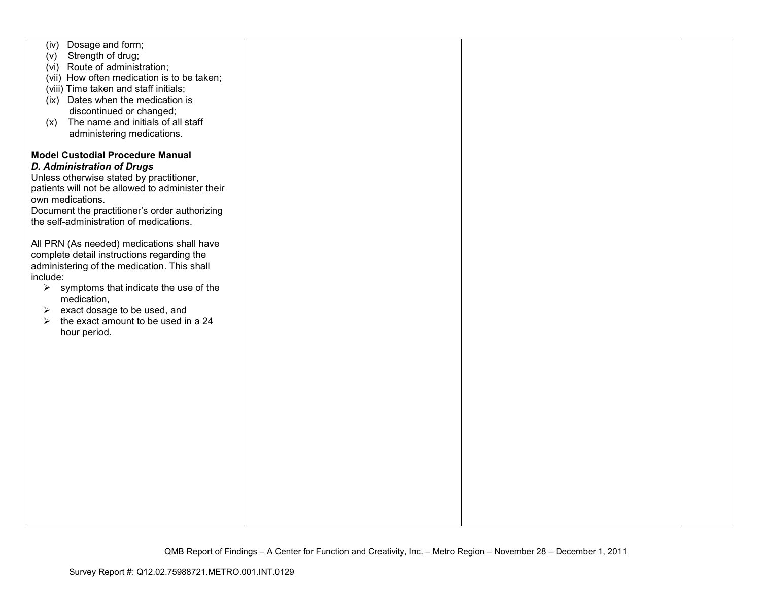| | | | |
|---|---|---|---|
| (iv) Dosage and form;<br>(v) Strength of drug;<br>(vi) Route of administration;<br>(vii) How often medication is to be taken;<br>(viii) Time taken and staff initials;<br>(ix) Dates when the medication is discontinued or changed;<br>(x) The name and initials of all staff administering medications.<br><br>**Model Custodial Procedure Manual**<br>***D. Administration of Drugs***<br>Unless otherwise stated by practitioner, patients will not be allowed to administer their own medications.<br>Document the practitioner's order authorizing the self-administration of medications.<br><br>All PRN (As needed) medications shall have complete detail instructions regarding the administering of the medication. This shall include:<br>➢ symptoms that indicate the use of the medication,<br>➢ exact dosage to be used, and<br>➢ the exact amount to be used in a 24 hour period. | | | |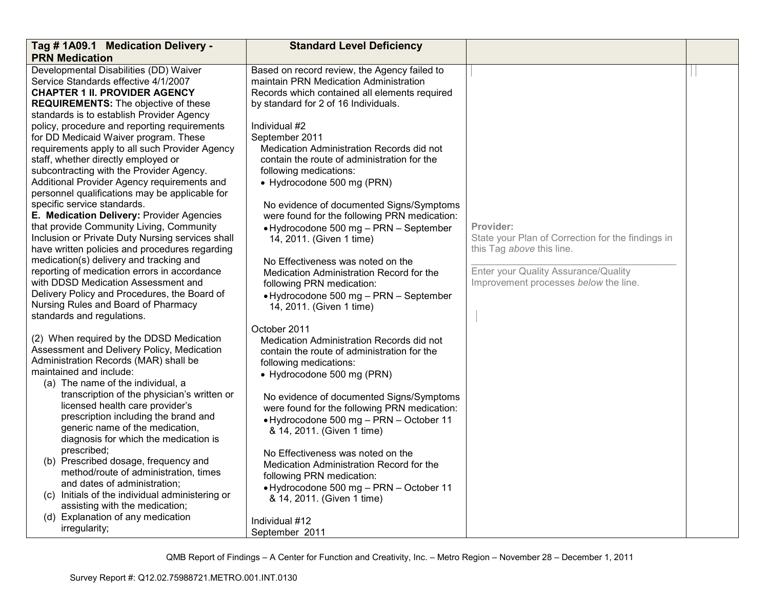| Tag # 1A09.1 Medication Delivery - PRN Medication | Standard Level Deficiency | | |
|---|---|---|---|
| Developmental Disabilities (DD) Waiver Service Standards effective 4/1/2007<br>**CHAPTER 1 II. PROVIDER AGENCY REQUIREMENTS:** The objective of these standards is to establish Provider Agency policy, procedure and reporting requirements for DD Medicaid Waiver program. These requirements apply to all such Provider Agency staff, whether directly employed or subcontracting with the Provider Agency. Additional Provider Agency requirements and personnel qualifications may be applicable for specific service standards.<br>**E. Medication Delivery:** Provider Agencies that provide Community Living, Community Inclusion or Private Duty Nursing services shall have written policies and procedures regarding medication(s) delivery and tracking and reporting of medication errors in accordance with DDSD Medication Assessment and Delivery Policy and Procedures, the Board of Nursing Rules and Board of Pharmacy standards and regulations.<br><br>(2) When required by the DDSD Medication Assessment and Delivery Policy, Medication Administration Records (MAR) shall be maintained and include:<br>(a) The name of the individual, a transcription of the physician's written or licensed health care provider's prescription including the brand and generic name of the medication, diagnosis for which the medication is prescribed;<br>(b) Prescribed dosage, frequency and method/route of administration, times and dates of administration;<br>(c) Initials of the individual administering or assisting with the medication;<br>(d) Explanation of any medication irregularity; | Based on record review, the Agency failed to maintain PRN Medication Administration Records which contained all elements required by standard for 2 of 16 Individuals.<br><br>Individual #2<br>September 2011<br>Medication Administration Records did not contain the route of administration for the following medications:<br>• Hydrocodone 500 mg (PRN)<br><br>No evidence of documented Signs/Symptoms were found for the following PRN medication:<br>• Hydrocodone 500 mg – PRN – September 14, 2011. (Given 1 time)<br><br>No Effectiveness was noted on the Medication Administration Record for the following PRN medication:<br>• Hydrocodone 500 mg – PRN – September 14, 2011. (Given 1 time)<br><br>October 2011<br>Medication Administration Records did not contain the route of administration for the following medications:<br>• Hydrocodone 500 mg (PRN)<br><br>No evidence of documented Signs/Symptoms were found for the following PRN medication:<br>• Hydrocodone 500 mg – PRN – October 11 & 14, 2011. (Given 1 time)<br><br>No Effectiveness was noted on the Medication Administration Record for the following PRN medication:<br>• Hydrocodone 500 mg – PRN – October 11 & 14, 2011. (Given 1 time)<br><br>Individual #12<br>September 2011 | **Provider:**<br>State your Plan of Correction for the findings in this Tag *above* this line.<br>\_\_\_\_\_\_\_\_\_\_\_\_\_\_\_\_\_\_\_\_\_\_\_\_\_\_\_\_\_\_\_\_<br>Enter your Quality Assurance/Quality Improvement processes *below* the line. | |

QMB Report of Findings – A Center for Function and Creativity, Inc. – Metro Region – November 28 – December 1, 2011

Survey Report #: Q12.02.75988721.METRO.001.INT.0130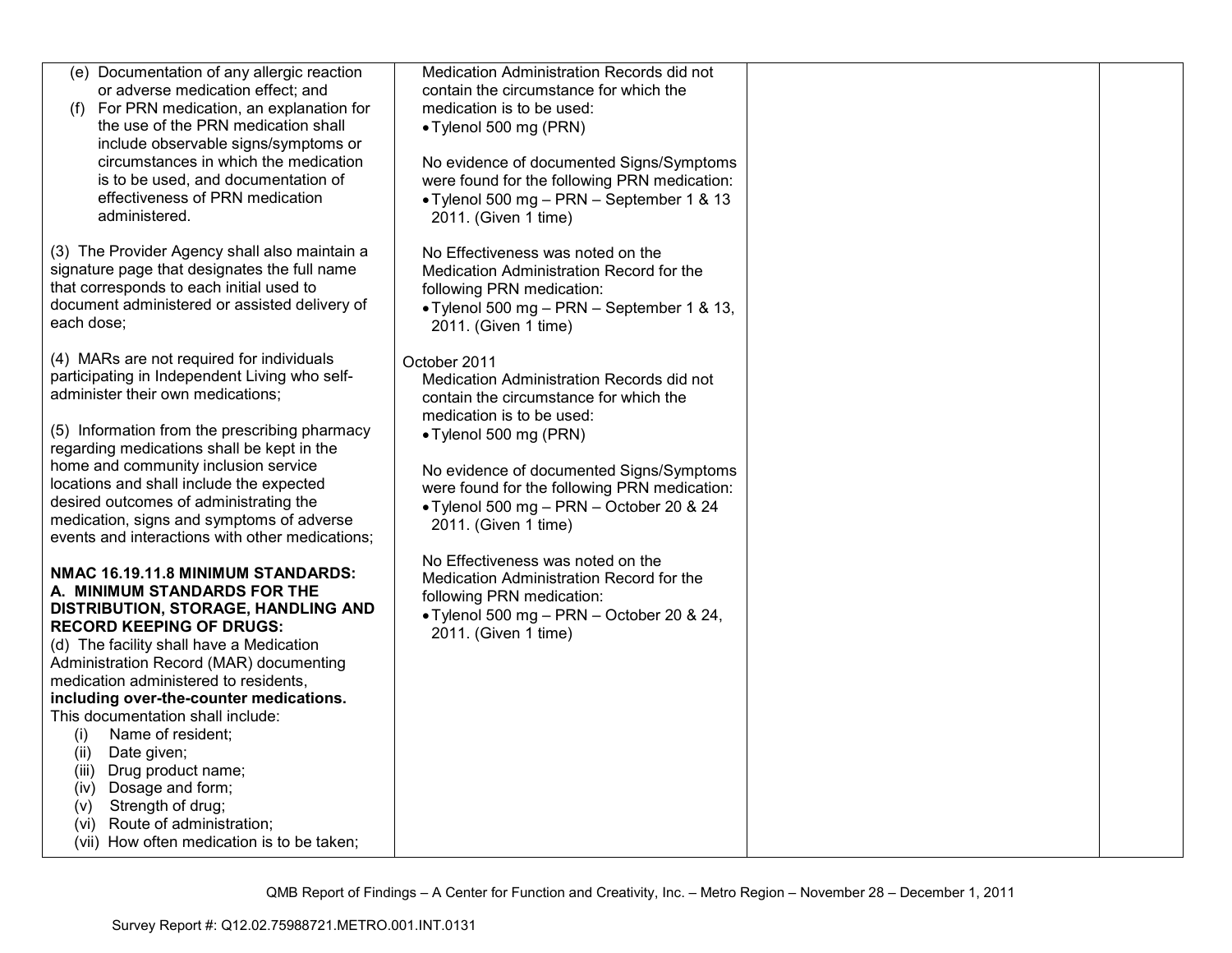| | | | |
|---|---|---|---|
| (e) Documentation of any allergic reaction or adverse medication effect; and<br>(f) For PRN medication, an explanation for the use of the PRN medication shall include observable signs/symptoms or circumstances in which the medication is to be used, and documentation of effectiveness of PRN medication administered.<br><br>(3) The Provider Agency shall also maintain a signature page that designates the full name that corresponds to each initial used to document administered or assisted delivery of each dose;<br><br>(4) MARs are not required for individuals participating in Independent Living who self-administer their own medications;<br><br>(5) Information from the prescribing pharmacy regarding medications shall be kept in the home and community inclusion service locations and shall include the expected desired outcomes of administrating the medication, signs and symptoms of adverse events and interactions with other medications;<br><br>**NMAC 16.19.11.8 MINIMUM STANDARDS: A. MINIMUM STANDARDS FOR THE DISTRIBUTION, STORAGE, HANDLING AND RECORD KEEPING OF DRUGS:**<br>(d) The facility shall have a Medication Administration Record (MAR) documenting medication administered to residents, **including over-the-counter medications.** This documentation shall include:<br>(i) Name of resident;<br>(ii) Date given;<br>(iii) Drug product name;<br>(iv) Dosage and form;<br>(v) Strength of drug;<br>(vi) Route of administration;<br>(vii) How often medication is to be taken; | Medication Administration Records did not contain the circumstance for which the medication is to be used:<br>• Tylenol 500 mg (PRN)<br><br>No evidence of documented Signs/Symptoms were found for the following PRN medication:<br>• Tylenol 500 mg – PRN – September 1 & 13 2011. (Given 1 time)<br><br>No Effectiveness was noted on the Medication Administration Record for the following PRN medication:<br>• Tylenol 500 mg – PRN – September 1 & 13, 2011. (Given 1 time)<br><br>October 2011<br>Medication Administration Records did not contain the circumstance for which the medication is to be used:<br>• Tylenol 500 mg (PRN)<br><br>No evidence of documented Signs/Symptoms were found for the following PRN medication:<br>• Tylenol 500 mg – PRN – October 20 & 24 2011. (Given 1 time)<br><br>No Effectiveness was noted on the Medication Administration Record for the following PRN medication:<br>• Tylenol 500 mg – PRN – October 20 & 24, 2011. (Given 1 time) | | |

QMB Report of Findings – A Center for Function and Creativity, Inc. – Metro Region – November 28 – December 1, 2011

Survey Report #: Q12.02.75988721.METRO.001.INT.0131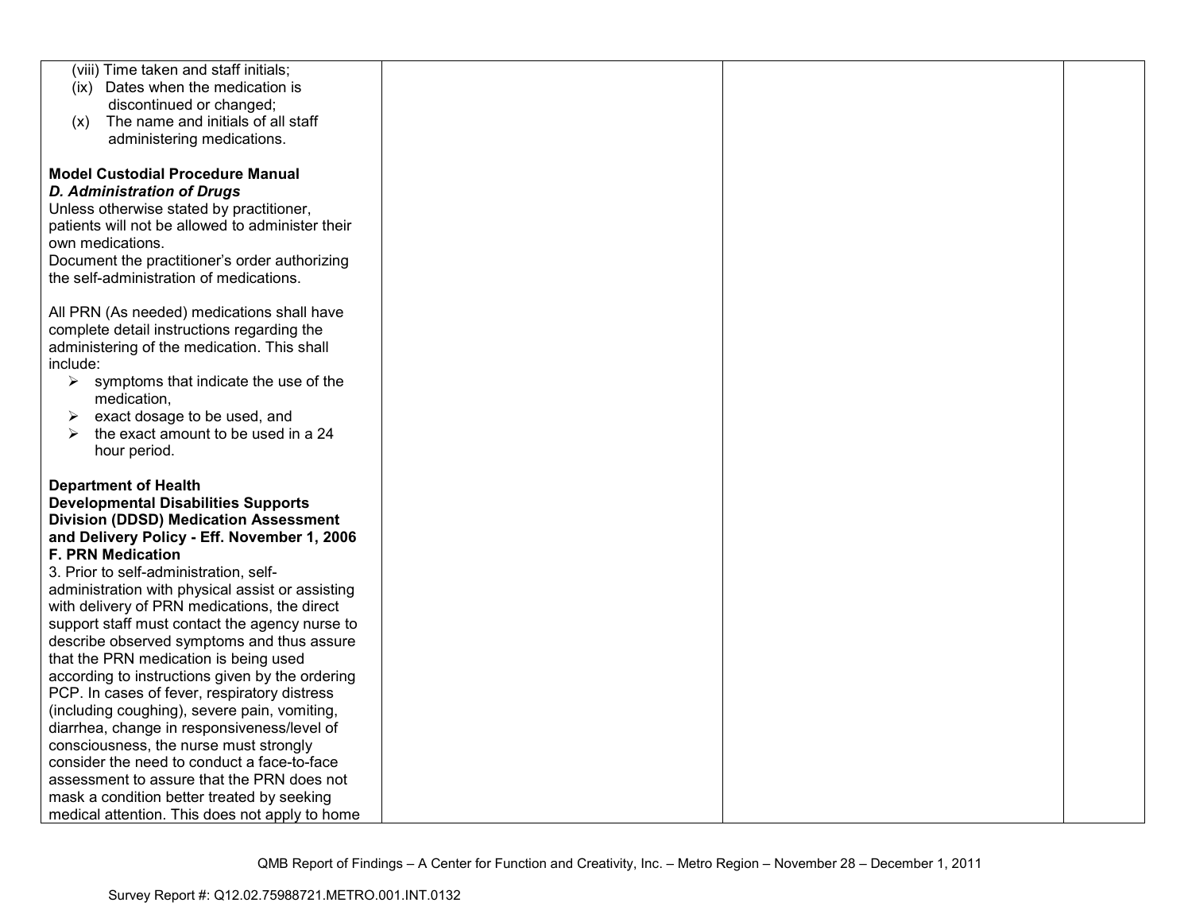| | | | |
|---|---|---|---|
| (viii) Time taken and staff initials;<br>(ix) Dates when the medication is discontinued or changed;<br>(x) The name and initials of all staff administering medications.<br><br>**Model Custodial Procedure Manual**<br>***D. Administration of Drugs***<br>Unless otherwise stated by practitioner, patients will not be allowed to administer their own medications.<br>Document the practitioner's order authorizing the self-administration of medications.<br><br>All PRN (As needed) medications shall have complete detail instructions regarding the administering of the medication. This shall include:<br>➢ symptoms that indicate the use of the medication,<br>➢ exact dosage to be used, and<br>➢ the exact amount to be used in a 24 hour period.<br><br>**Department of Health Developmental Disabilities Supports Division (DDSD) Medication Assessment and Delivery Policy - Eff. November 1, 2006**<br>**F. PRN Medication**<br>3. Prior to self-administration, self-administration with physical assist or assisting with delivery of PRN medications, the direct support staff must contact the agency nurse to describe observed symptoms and thus assure that the PRN medication is being used according to instructions given by the ordering PCP. In cases of fever, respiratory distress (including coughing), severe pain, vomiting, diarrhea, change in responsiveness/level of consciousness, the nurse must strongly consider the need to conduct a face-to-face assessment to assure that the PRN does not mask a condition better treated by seeking medical attention. This does not apply to home | | | |

QMB Report of Findings – A Center for Function and Creativity, Inc. – Metro Region – November 28 – December 1, 2011

Survey Report #: Q12.02.75988721.METRO.001.INT.0132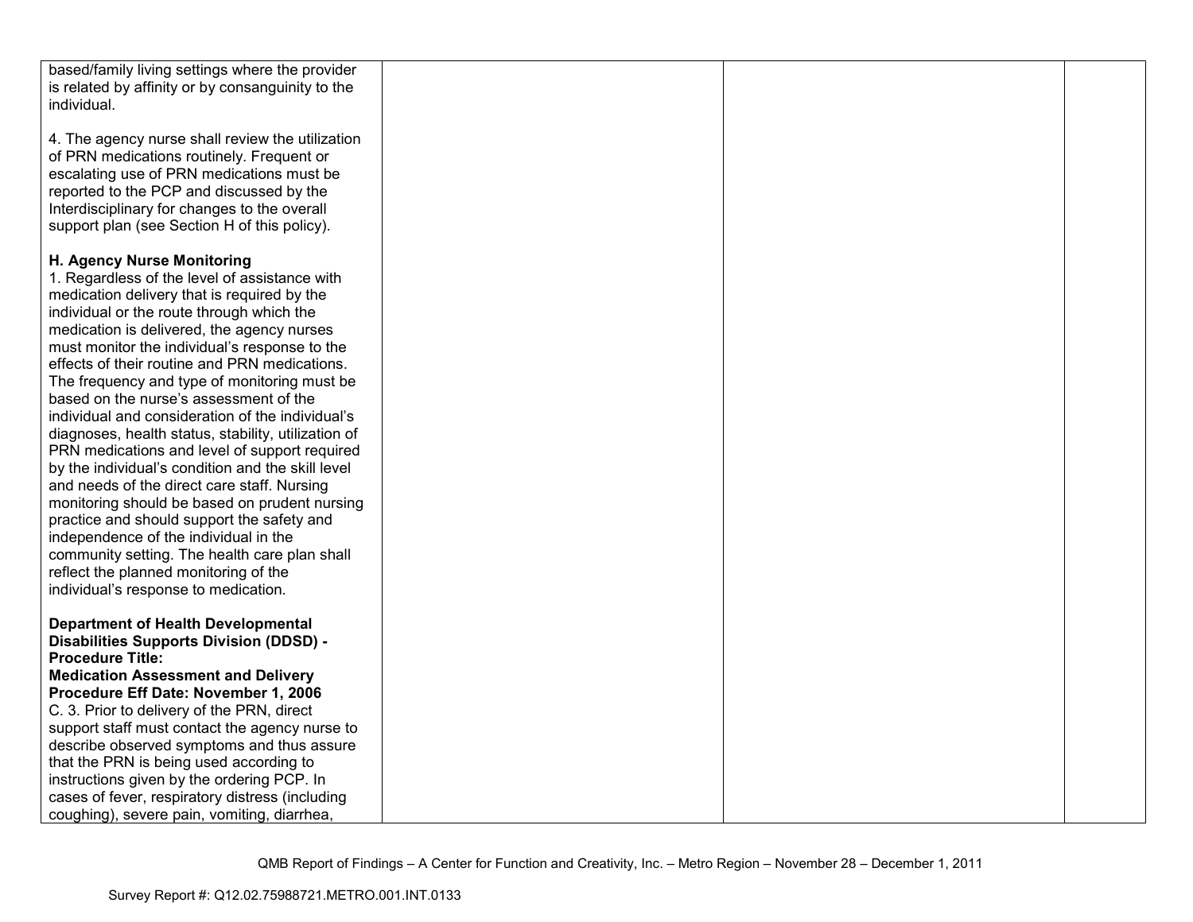| | | | |
|---|---|---|---|
| based/family living settings where the provider is related by affinity or by consanguinity to the individual.<br><br>4. The agency nurse shall review the utilization of PRN medications routinely. Frequent or escalating use of PRN medications must be reported to the PCP and discussed by the Interdisciplinary for changes to the overall support plan (see Section H of this policy).<br><br>**H. Agency Nurse Monitoring**<br>1. Regardless of the level of assistance with medication delivery that is required by the individual or the route through which the medication is delivered, the agency nurses must monitor the individual's response to the effects of their routine and PRN medications. The frequency and type of monitoring must be based on the nurse's assessment of the individual and consideration of the individual's diagnoses, health status, stability, utilization of PRN medications and level of support required by the individual's condition and the skill level and needs of the direct care staff. Nursing monitoring should be based on prudent nursing practice and should support the safety and independence of the individual in the community setting. The health care plan shall reflect the planned monitoring of the individual's response to medication.<br><br>**Department of Health Developmental Disabilities Supports Division (DDSD) - Procedure Title: Medication Assessment and Delivery Procedure Eff Date: November 1, 2006**<br>C. 3. Prior to delivery of the PRN, direct support staff must contact the agency nurse to describe observed symptoms and thus assure that the PRN is being used according to instructions given by the ordering PCP. In cases of fever, respiratory distress (including coughing), severe pain, vomiting, diarrhea, | | | |

QMB Report of Findings – A Center for Function and Creativity, Inc. – Metro Region – November 28 – December 1, 2011

Survey Report #: Q12.02.75988721.METRO.001.INT.0133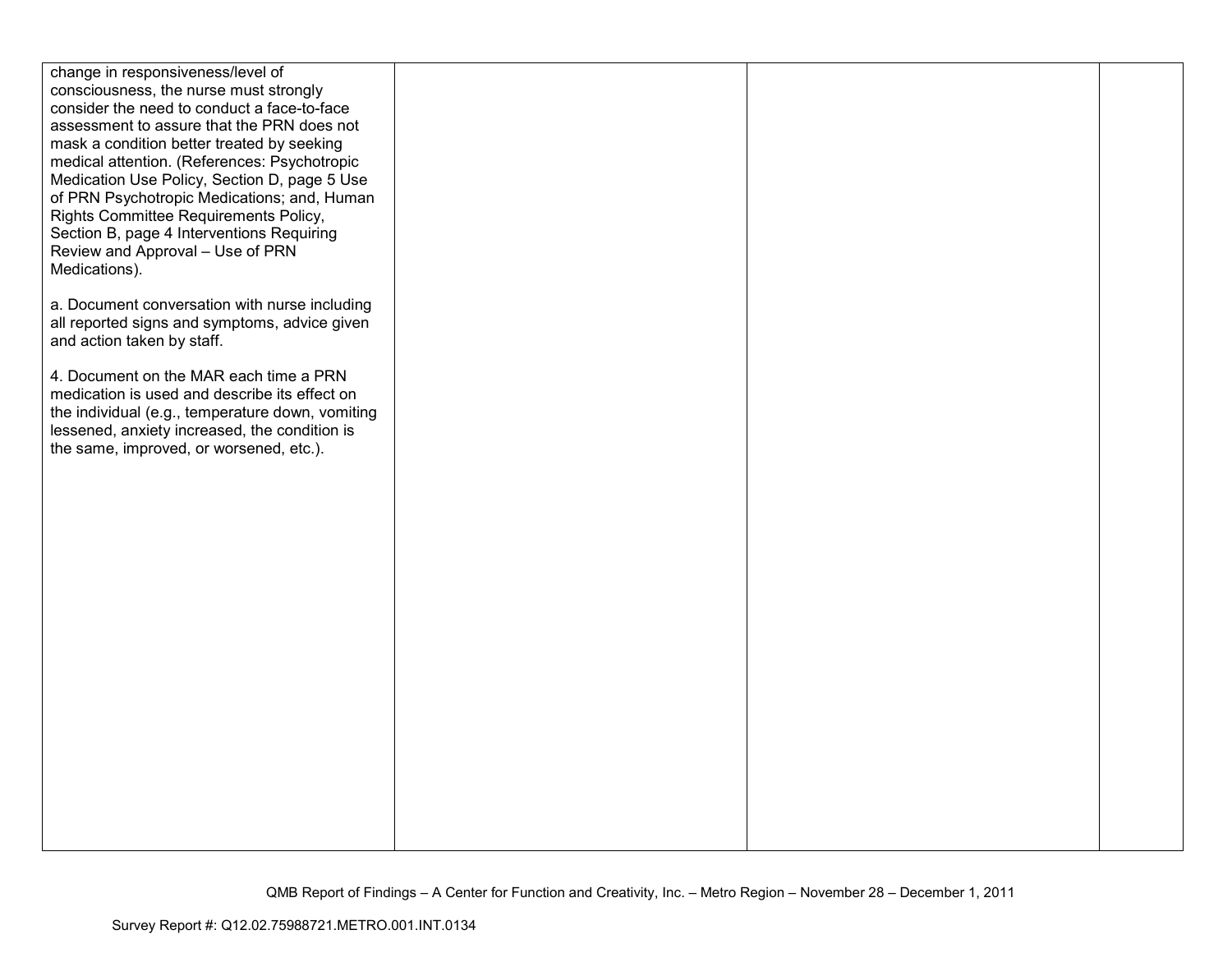| | | | |
|---|---|---|---|
| change in responsiveness/level of consciousness, the nurse must strongly consider the need to conduct a face-to-face assessment to assure that the PRN does not mask a condition better treated by seeking medical attention. (References: Psychotropic Medication Use Policy, Section D, page 5 Use of PRN Psychotropic Medications; and, Human Rights Committee Requirements Policy, Section B, page 4 Interventions Requiring Review and Approval – Use of PRN Medications).<br><br>a. Document conversation with nurse including all reported signs and symptoms, advice given and action taken by staff.<br><br>4. Document on the MAR each time a PRN medication is used and describe its effect on the individual (e.g., temperature down, vomiting lessened, anxiety increased, the condition is the same, improved, or worsened, etc.). | | | |

QMB Report of Findings – A Center for Function and Creativity, Inc. – Metro Region – November 28 – December 1, 2011

Survey Report #: Q12.02.75988721.METRO.001.INT.0134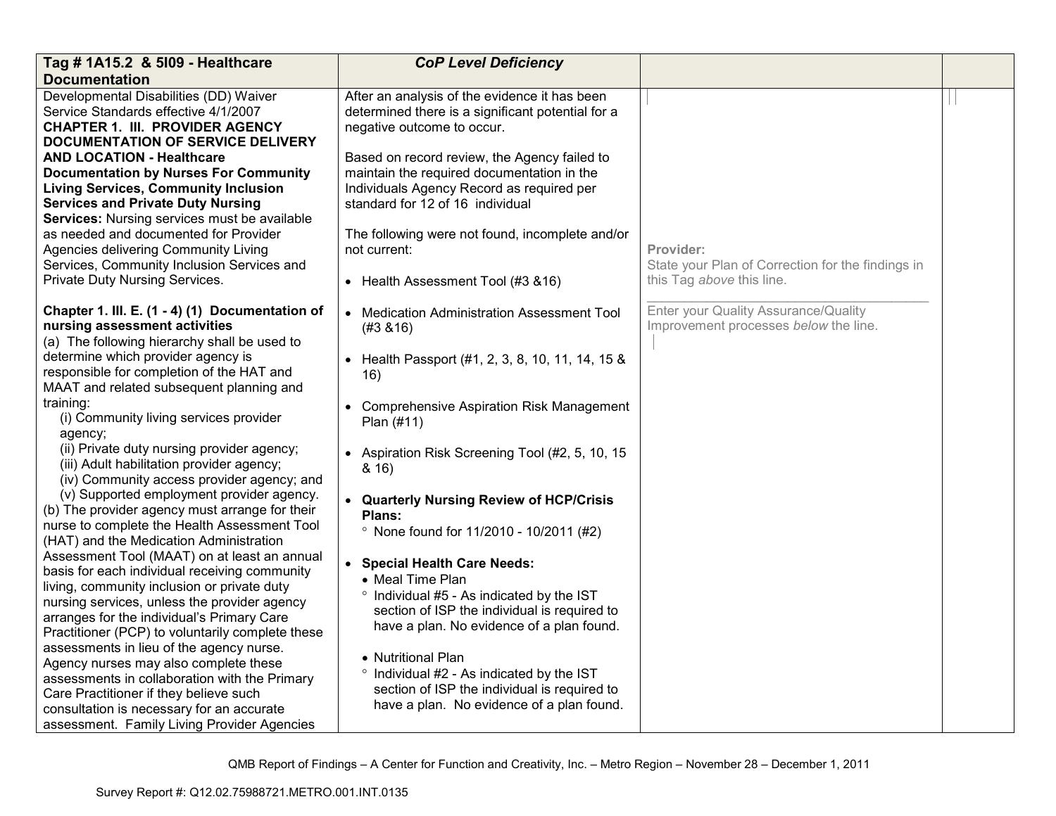| Tag # 1A15.2 & 5I09 - Healthcare Documentation | *CoP Level Deficiency* | | |
|---|---|---|---|
| Developmental Disabilities (DD) Waiver Service Standards effective 4/1/2007<br>**CHAPTER 1. III. PROVIDER AGENCY DOCUMENTATION OF SERVICE DELIVERY AND LOCATION - Healthcare Documentation by Nurses For Community Living Services, Community Inclusion Services and Private Duty Nursing Services:** Nursing services must be available as needed and documented for Provider Agencies delivering Community Living Services, Community Inclusion Services and Private Duty Nursing Services.<br><br>**Chapter 1. III. E. (1 - 4) (1) Documentation of nursing assessment activities**<br>(a) The following hierarchy shall be used to determine which provider agency is responsible for completion of the HAT and MAAT and related subsequent planning and training:<br>(i) Community living services provider agency;<br>(ii) Private duty nursing provider agency;<br>(iii) Adult habilitation provider agency;<br>(iv) Community access provider agency; and<br>(v) Supported employment provider agency.<br>(b) The provider agency must arrange for their nurse to complete the Health Assessment Tool (HAT) and the Medication Administration Assessment Tool (MAAT) on at least an annual basis for each individual receiving community living, community inclusion or private duty nursing services, unless the provider agency arranges for the individual's Primary Care Practitioner (PCP) to voluntarily complete these assessments in lieu of the agency nurse. Agency nurses may also complete these assessments in collaboration with the Primary Care Practitioner if they believe such consultation is necessary for an accurate assessment. Family Living Provider Agencies | After an analysis of the evidence it has been determined there is a significant potential for a negative outcome to occur.<br><br>Based on record review, the Agency failed to maintain the required documentation in the Individuals Agency Record as required per standard for 12 of 16 individual<br><br>The following were not found, incomplete and/or not current:<br><br>• Health Assessment Tool (#3 &16)<br><br>• Medication Administration Assessment Tool (#3 &16)<br><br>• Health Passport (#1, 2, 3, 8, 10, 11, 14, 15 & 16)<br><br>• Comprehensive Aspiration Risk Management Plan (#11)<br><br>• Aspiration Risk Screening Tool (#2, 5, 10, 15 & 16)<br><br>• **Quarterly Nursing Review of HCP/Crisis Plans:**<br>° None found for 11/2010 - 10/2011 (#2)<br><br>• **Special Health Care Needs:**<br>• Meal Time Plan<br>° Individual #5 - As indicated by the IST section of ISP the individual is required to have a plan. No evidence of a plan found.<br><br>• Nutritional Plan<br>° Individual #2 - As indicated by the IST section of ISP the individual is required to have a plan. No evidence of a plan found. | **Provider:**<br>State your Plan of Correction for the findings in this Tag *above* this line.<br>\_\_\_\_\_\_\_\_\_\_\_\_\_\_\_\_\_\_\_\_\_\_\_\_\_\_\_\_\_\_\_\_<br>Enter your Quality Assurance/Quality Improvement processes *below* the line. | |

QMB Report of Findings – A Center for Function and Creativity, Inc. – Metro Region – November 28 – December 1, 2011

Survey Report #: Q12.02.75988721.METRO.001.INT.0135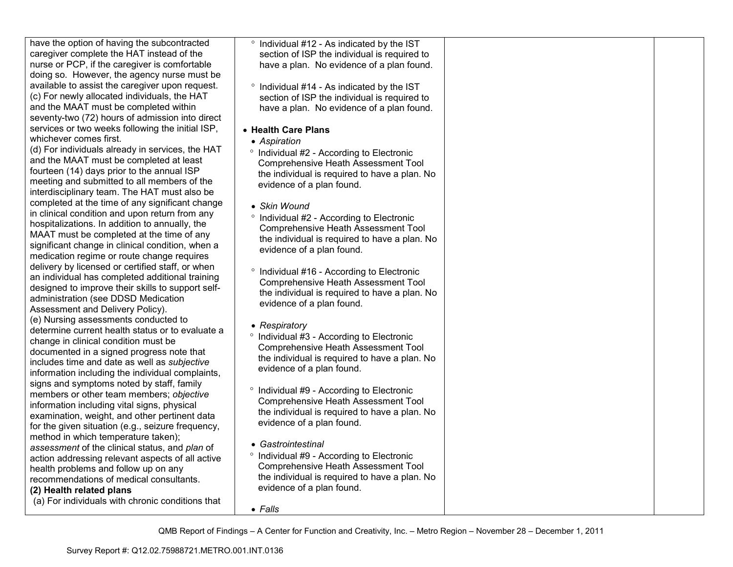| | | | |
|---|---|---|---|
| have the option of having the subcontracted caregiver complete the HAT instead of the nurse or PCP, if the caregiver is comfortable doing so. However, the agency nurse must be available to assist the caregiver upon request.<br>(c) For newly allocated individuals, the HAT and the MAAT must be completed within seventy-two (72) hours of admission into direct services or two weeks following the initial ISP, whichever comes first.<br>(d) For individuals already in services, the HAT and the MAAT must be completed at least fourteen (14) days prior to the annual ISP meeting and submitted to all members of the interdisciplinary team. The HAT must also be completed at the time of any significant change in clinical condition and upon return from any hospitalizations. In addition to annually, the MAAT must be completed at the time of any significant change in clinical condition, when a medication regime or route change requires delivery by licensed or certified staff, or when an individual has completed additional training designed to improve their skills to support self-administration (see DDSD Medication Assessment and Delivery Policy).<br>(e) Nursing assessments conducted to determine current health status or to evaluate a change in clinical condition must be documented in a signed progress note that includes time and date as well as *subjective* information including the individual complaints, signs and symptoms noted by staff, family members or other team members; *objective* information including vital signs, physical examination, weight, and other pertinent data for the given situation (e.g., seizure frequency, method in which temperature taken); *assessment* of the clinical status, and *plan* of action addressing relevant aspects of all active health problems and follow up on any recommendations of medical consultants.<br>**(2) Health related plans**<br>(a) For individuals with chronic conditions that | ° Individual #12 - As indicated by the IST section of ISP the individual is required to have a plan. No evidence of a plan found.<br><br>° Individual #14 - As indicated by the IST section of ISP the individual is required to have a plan. No evidence of a plan found.<br><br>• **Health Care Plans**<br>• *Aspiration*<br>° Individual #2 - According to Electronic Comprehensive Heath Assessment Tool the individual is required to have a plan. No evidence of a plan found.<br><br>• *Skin Wound*<br>° Individual #2 - According to Electronic Comprehensive Heath Assessment Tool the individual is required to have a plan. No evidence of a plan found.<br><br>° Individual #16 - According to Electronic Comprehensive Heath Assessment Tool the individual is required to have a plan. No evidence of a plan found.<br><br>• *Respiratory*<br>° Individual #3 - According to Electronic Comprehensive Heath Assessment Tool the individual is required to have a plan. No evidence of a plan found.<br><br>° Individual #9 - According to Electronic Comprehensive Heath Assessment Tool the individual is required to have a plan. No evidence of a plan found.<br><br>• *Gastrointestinal*<br>° Individual #9 - According to Electronic Comprehensive Heath Assessment Tool the individual is required to have a plan. No evidence of a plan found.<br><br>• *Falls* | | |

QMB Report of Findings – A Center for Function and Creativity, Inc. – Metro Region – November 28 – December 1, 2011

Survey Report #: Q12.02.75988721.METRO.001.INT.0136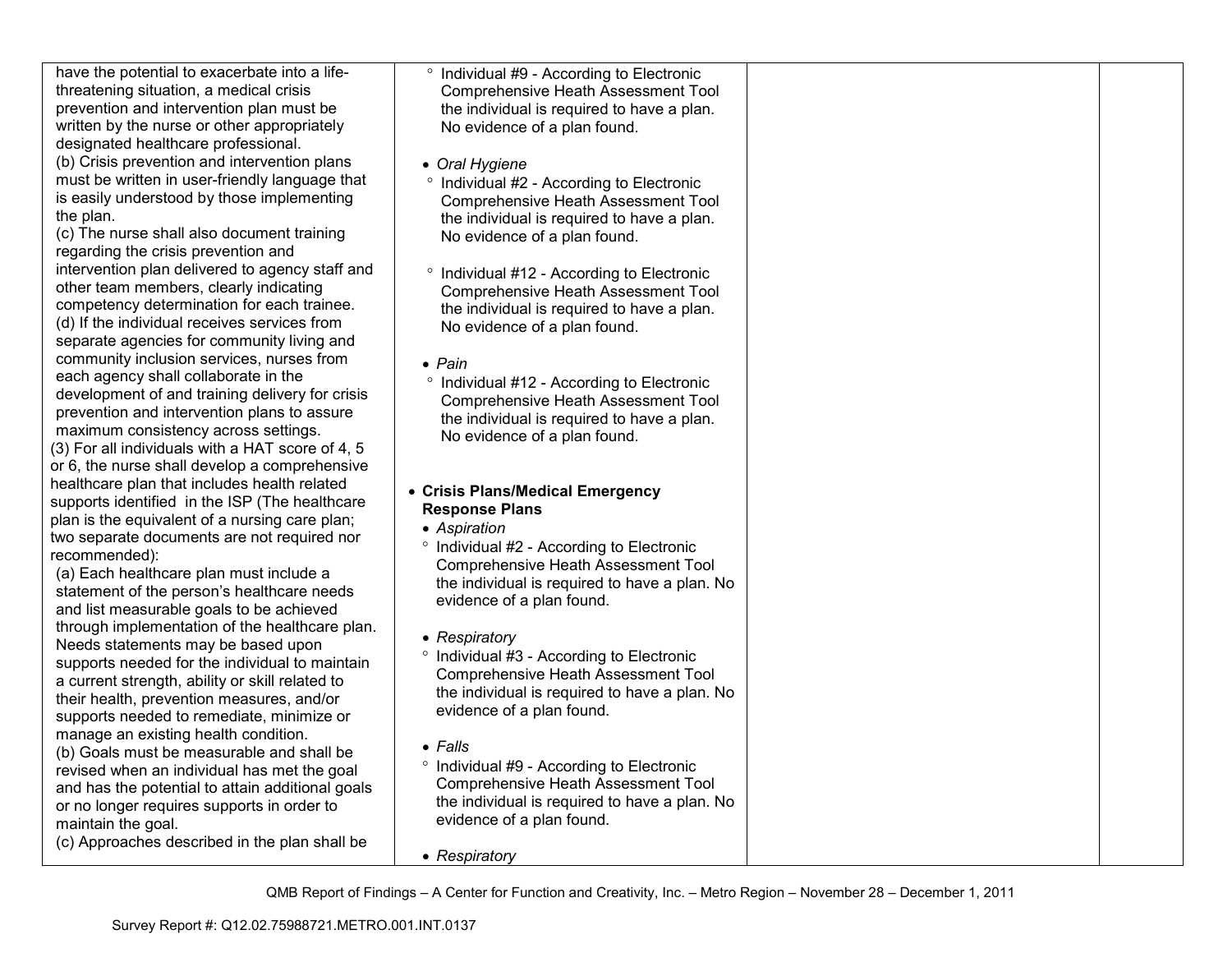| | | | |
|---|---|---|---|
| have the potential to exacerbate into a life-threatening situation, a medical crisis prevention and intervention plan must be written by the nurse or other appropriately designated healthcare professional.<br>(b) Crisis prevention and intervention plans must be written in user-friendly language that is easily understood by those implementing the plan.<br>(c) The nurse shall also document training regarding the crisis prevention and intervention plan delivered to agency staff and other team members, clearly indicating competency determination for each trainee.<br>(d) If the individual receives services from separate agencies for community living and community inclusion services, nurses from each agency shall collaborate in the development of and training delivery for crisis prevention and intervention plans to assure maximum consistency across settings.<br>(3) For all individuals with a HAT score of 4, 5 or 6, the nurse shall develop a comprehensive healthcare plan that includes health related supports identified in the ISP (The healthcare plan is the equivalent of a nursing care plan; two separate documents are not required nor recommended):<br>(a) Each healthcare plan must include a statement of the person's healthcare needs and list measurable goals to be achieved through implementation of the healthcare plan. Needs statements may be based upon supports needed for the individual to maintain a current strength, ability or skill related to their health, prevention measures, and/or supports needed to remediate, minimize or manage an existing health condition.<br>(b) Goals must be measurable and shall be revised when an individual has met the goal and has the potential to attain additional goals or no longer requires supports in order to maintain the goal.<br>(c) Approaches described in the plan shall be | ° Individual #9 - According to Electronic Comprehensive Heath Assessment Tool the individual is required to have a plan. No evidence of a plan found.<br><br>• *Oral Hygiene*<br>° Individual #2 - According to Electronic Comprehensive Heath Assessment Tool the individual is required to have a plan. No evidence of a plan found.<br><br>° Individual #12 - According to Electronic Comprehensive Heath Assessment Tool the individual is required to have a plan. No evidence of a plan found.<br><br>• *Pain*<br>° Individual #12 - According to Electronic Comprehensive Heath Assessment Tool the individual is required to have a plan. No evidence of a plan found.<br><br>• **Crisis Plans/Medical Emergency Response Plans**<br>• *Aspiration*<br>° Individual #2 - According to Electronic Comprehensive Heath Assessment Tool the individual is required to have a plan. No evidence of a plan found.<br><br>• *Respiratory*<br>° Individual #3 - According to Electronic Comprehensive Heath Assessment Tool the individual is required to have a plan. No evidence of a plan found.<br><br>• *Falls*<br>° Individual #9 - According to Electronic Comprehensive Heath Assessment Tool the individual is required to have a plan. No evidence of a plan found.<br><br>• *Respiratory* | | |

QMB Report of Findings – A Center for Function and Creativity, Inc. – Metro Region – November 28 – December 1, 2011

Survey Report #: Q12.02.75988721.METRO.001.INT.0137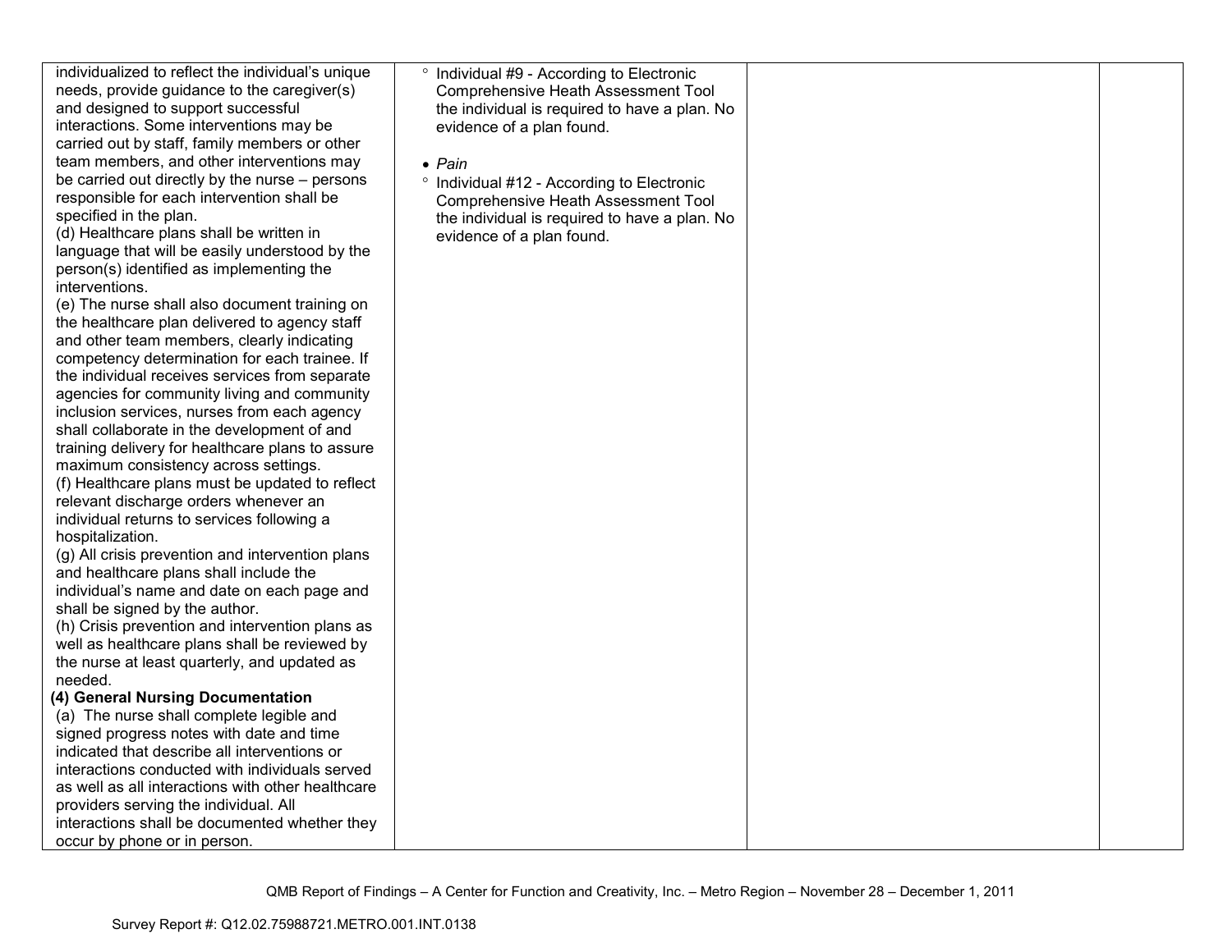| | | | |
|---|---|---|---|
| individualized to reflect the individual's unique needs, provide guidance to the caregiver(s) and designed to support successful interactions. Some interventions may be carried out by staff, family members or other team members, and other interventions may be carried out directly by the nurse – persons responsible for each intervention shall be specified in the plan.<br>(d) Healthcare plans shall be written in language that will be easily understood by the person(s) identified as implementing the interventions.<br>(e) The nurse shall also document training on the healthcare plan delivered to agency staff and other team members, clearly indicating competency determination for each trainee. If the individual receives services from separate agencies for community living and community inclusion services, nurses from each agency shall collaborate in the development of and training delivery for healthcare plans to assure maximum consistency across settings.<br>(f) Healthcare plans must be updated to reflect relevant discharge orders whenever an individual returns to services following a hospitalization.<br>(g) All crisis prevention and intervention plans and healthcare plans shall include the individual's name and date on each page and shall be signed by the author.<br>(h) Crisis prevention and intervention plans as well as healthcare plans shall be reviewed by the nurse at least quarterly, and updated as needed.<br>**(4) General Nursing Documentation**<br>(a) The nurse shall complete legible and signed progress notes with date and time indicated that describe all interventions or interactions conducted with individuals served as well as all interactions with other healthcare providers serving the individual. All interactions shall be documented whether they occur by phone or in person. | ◦ Individual #9 - According to Electronic Comprehensive Heath Assessment Tool the individual is required to have a plan. No evidence of a plan found.<br><br>• *Pain*<br>◦ Individual #12 - According to Electronic Comprehensive Heath Assessment Tool the individual is required to have a plan. No evidence of a plan found. | | |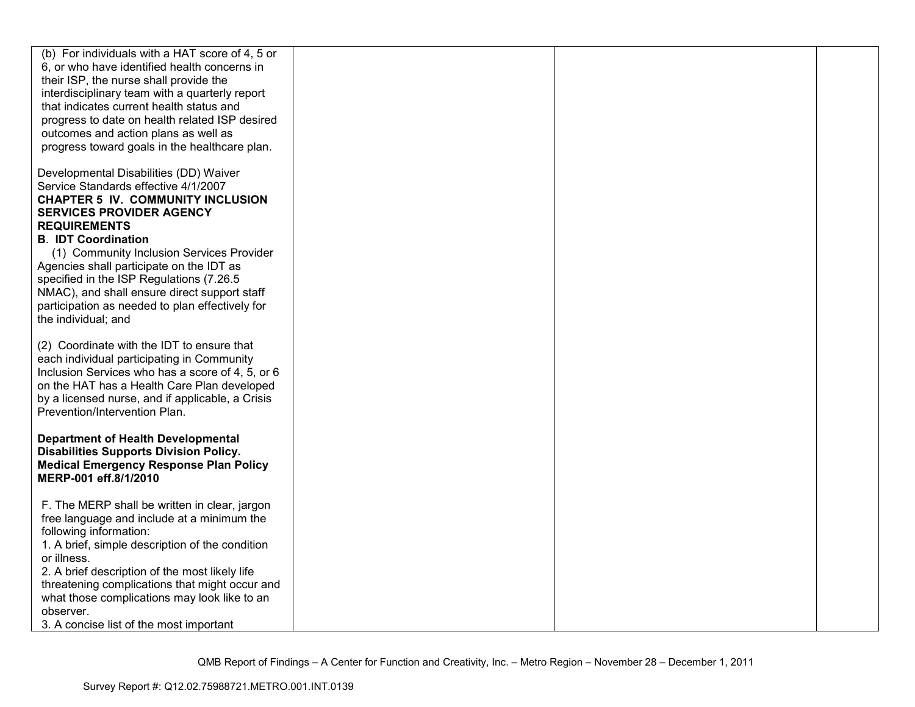| | | | |
|---|---|---|---|
| (b) For individuals with a HAT score of 4, 5 or 6, or who have identified health concerns in their ISP, the nurse shall provide the interdisciplinary team with a quarterly report that indicates current health status and progress to date on health related ISP desired outcomes and action plans as well as progress toward goals in the healthcare plan.<br><br>Developmental Disabilities (DD) Waiver Service Standards effective 4/1/2007<br>**CHAPTER 5 IV. COMMUNITY INCLUSION SERVICES PROVIDER AGENCY REQUIREMENTS**<br>**B. IDT Coordination**<br>(1) Community Inclusion Services Provider Agencies shall participate on the IDT as specified in the ISP Regulations (7.26.5 NMAC), and shall ensure direct support staff participation as needed to plan effectively for the individual; and<br><br>(2) Coordinate with the IDT to ensure that each individual participating in Community Inclusion Services who has a score of 4, 5, or 6 on the HAT has a Health Care Plan developed by a licensed nurse, and if applicable, a Crisis Prevention/Intervention Plan.<br><br>**Department of Health Developmental Disabilities Supports Division Policy. Medical Emergency Response Plan Policy MERP-001 eff.8/1/2010**<br><br>F. The MERP shall be written in clear, jargon free language and include at a minimum the following information:<br>1. A brief, simple description of the condition or illness.<br>2. A brief description of the most likely life threatening complications that might occur and what those complications may look like to an observer.<br>3. A concise list of the most important | | | |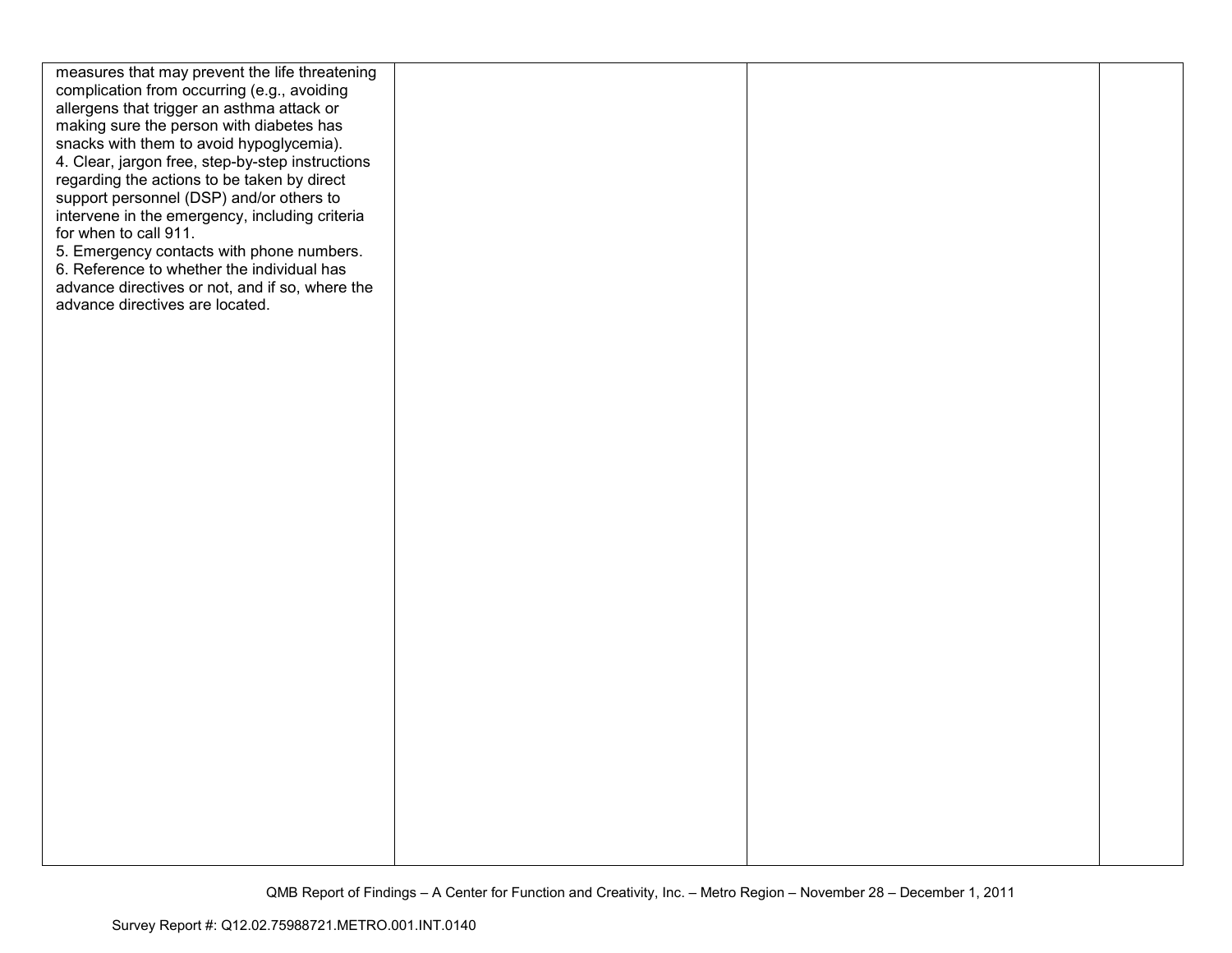| | | | |
|---|---|---|---|
| measures that may prevent the life threatening complication from occurring (e.g., avoiding allergens that trigger an asthma attack or making sure the person with diabetes has snacks with them to avoid hypoglycemia).<br>4. Clear, jargon free, step-by-step instructions regarding the actions to be taken by direct support personnel (DSP) and/or others to intervene in the emergency, including criteria for when to call 911.<br>5. Emergency contacts with phone numbers.<br>6. Reference to whether the individual has advance directives or not, and if so, where the advance directives are located. | | | |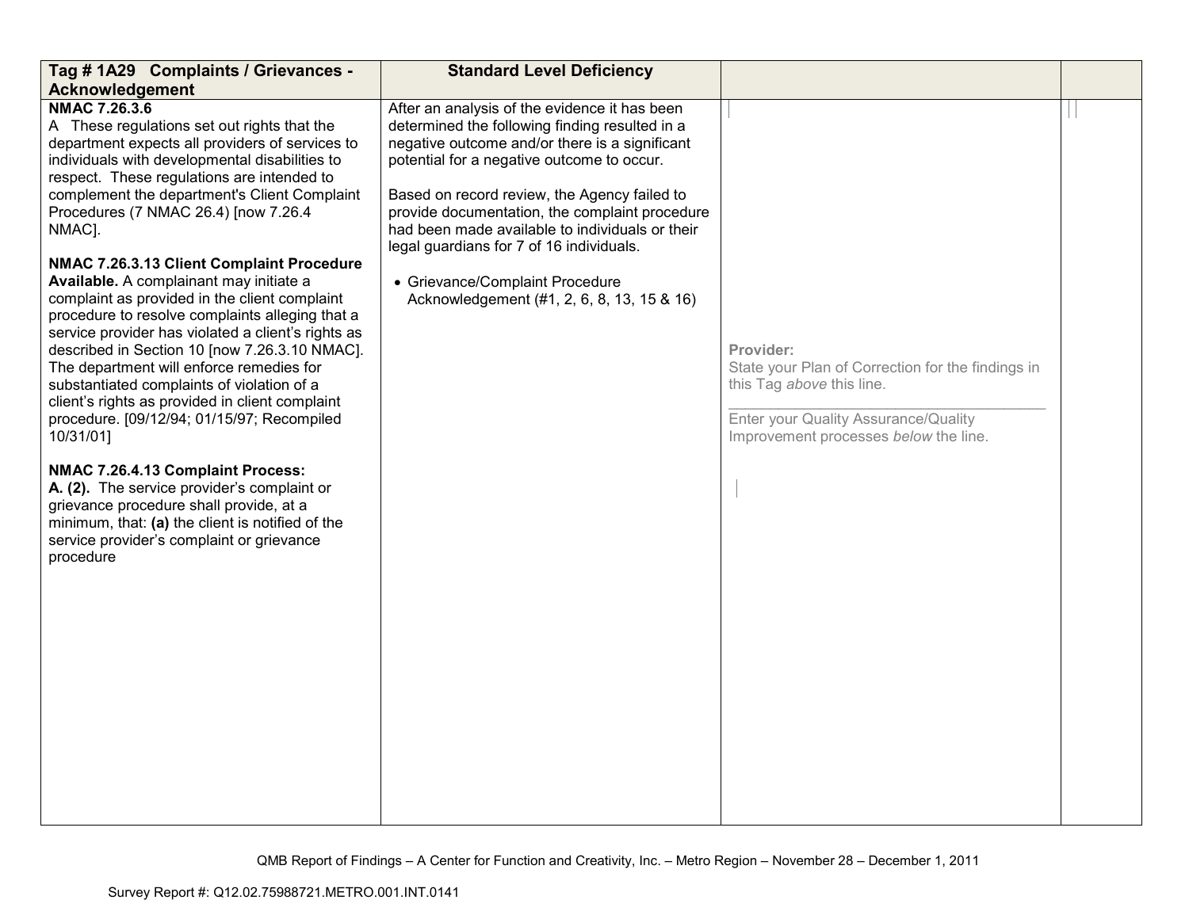| Tag # 1A29 Complaints / Grievances - Acknowledgement | Standard Level Deficiency | | |
|---|---|---|---|
| **NMAC 7.26.3.6**<br>A These regulations set out rights that the department expects all providers of services to individuals with developmental disabilities to respect. These regulations are intended to complement the department's Client Complaint Procedures (7 NMAC 26.4) [now 7.26.4 NMAC].<br><br>**NMAC 7.26.3.13 Client Complaint Procedure Available.** A complainant may initiate a complaint as provided in the client complaint procedure to resolve complaints alleging that a service provider has violated a client's rights as described in Section 10 [now 7.26.3.10 NMAC]. The department will enforce remedies for substantiated complaints of violation of a client's rights as provided in client complaint procedure. [09/12/94; 01/15/97; Recompiled 10/31/01]<br><br>**NMAC 7.26.4.13 Complaint Process:**<br>**A. (2).** The service provider's complaint or grievance procedure shall provide, at a minimum, that: **(a)** the client is notified of the service provider's complaint or grievance procedure | After an analysis of the evidence it has been determined the following finding resulted in a negative outcome and/or there is a significant potential for a negative outcome to occur.<br><br>Based on record review, the Agency failed to provide documentation, the complaint procedure had been made available to individuals or their legal guardians for 7 of 16 individuals.<br><br>• Grievance/Complaint Procedure Acknowledgement (#1, 2, 6, 8, 13, 15 & 16) | **Provider:**<br>State your Plan of Correction for the findings in this Tag *above* this line.<br>\_\_\_\_\_\_\_\_\_\_\_\_\_\_\_\_\_\_\_\_\_\_\_\_\_\_\_\_\_\_\_\_\_\_\_\_\_\_\_\_<br>Enter your Quality Assurance/Quality Improvement processes *below* the line. | |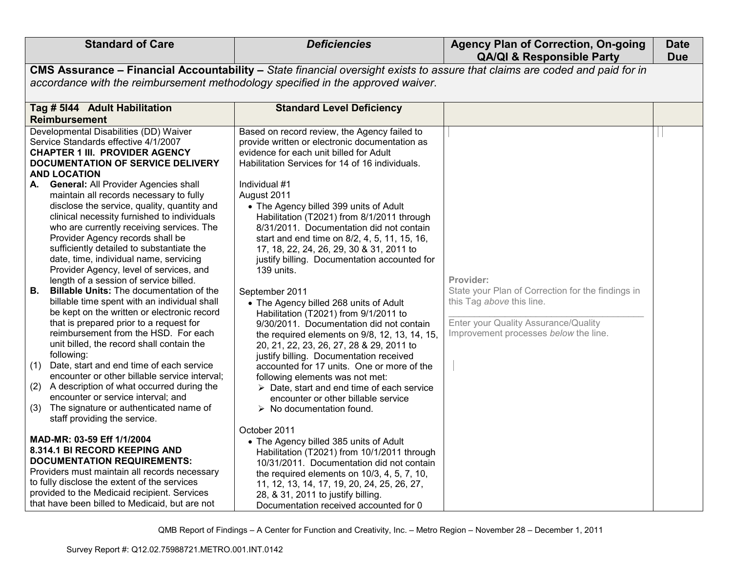| Standard of Care | *Deficiencies* | Agency Plan of Correction, On-going QA/QI & Responsible Party | Date Due |
|---|---|---|---|
| **CMS Assurance – Financial Accountability –** *State financial oversight exists to assure that claims are coded and paid for in accordance with the reimbursement methodology specified in the approved waiver.* | | | |
| **Tag # 5I44 Adult Habilitation Reimbursement** | **Standard Level Deficiency** | | |
| Developmental Disabilities (DD) Waiver Service Standards effective 4/1/2007<br>**CHAPTER 1 III. PROVIDER AGENCY DOCUMENTATION OF SERVICE DELIVERY AND LOCATION**<br>**A. General:** All Provider Agencies shall maintain all records necessary to fully disclose the service, quality, quantity and clinical necessity furnished to individuals who are currently receiving services. The Provider Agency records shall be sufficiently detailed to substantiate the date, time, individual name, servicing Provider Agency, level of services, and length of a session of service billed.<br>**B. Billable Units:** The documentation of the billable time spent with an individual shall be kept on the written or electronic record that is prepared prior to a request for reimbursement from the HSD. For each unit billed, the record shall contain the following:<br>(1) Date, start and end time of each service encounter or other billable service interval;<br>(2) A description of what occurred during the encounter or service interval; and<br>(3) The signature or authenticated name of staff providing the service.<br><br>**MAD-MR: 03-59 Eff 1/1/2004**<br>**8.314.1 BI RECORD KEEPING AND DOCUMENTATION REQUIREMENTS:**<br>Providers must maintain all records necessary to fully disclose the extent of the services provided to the Medicaid recipient. Services that have been billed to Medicaid, but are not | Based on record review, the Agency failed to provide written or electronic documentation as evidence for each unit billed for Adult Habilitation Services for 14 of 16 individuals.<br><br>Individual #1<br>August 2011<br>• The Agency billed 399 units of Adult Habilitation (T2021) from 8/1/2011 through 8/31/2011. Documentation did not contain start and end time on 8/2, 4, 5, 11, 15, 16, 17, 18, 22, 24, 26, 29, 30 & 31, 2011 to justify billing. Documentation accounted for 139 units.<br><br>September 2011<br>• The Agency billed 268 units of Adult Habilitation (T2021) from 9/1/2011 to 9/30/2011. Documentation did not contain the required elements on 9/8, 12, 13, 14, 15, 20, 21, 22, 23, 26, 27, 28 & 29, 2011 to justify billing. Documentation received accounted for 17 units. One or more of the following elements was not met:<br>➢ Date, start and end time of each service encounter or other billable service<br>➢ No documentation found.<br><br>October 2011<br>• The Agency billed 385 units of Adult Habilitation (T2021) from 10/1/2011 through 10/31/2011. Documentation did not contain the required elements on 10/3, 4, 5, 7, 10, 11, 12, 13, 14, 17, 19, 20, 24, 25, 26, 27, 28, & 31, 2011 to justify billing. Documentation received accounted for 0 | Provider:<br>State your Plan of Correction for the findings in this Tag *above* this line.<br>\_\_\_\_\_\_\_\_\_\_\_\_\_\_\_\_\_\_\_\_\_\_\_\_\_\_\_\_\_\_\_\_\_\_<br>Enter your Quality Assurance/Quality Improvement processes *below* the line. | |

QMB Report of Findings – A Center for Function and Creativity, Inc. – Metro Region – November 28 – December 1, 2011

Survey Report #: Q12.02.75988721.METRO.001.INT.0142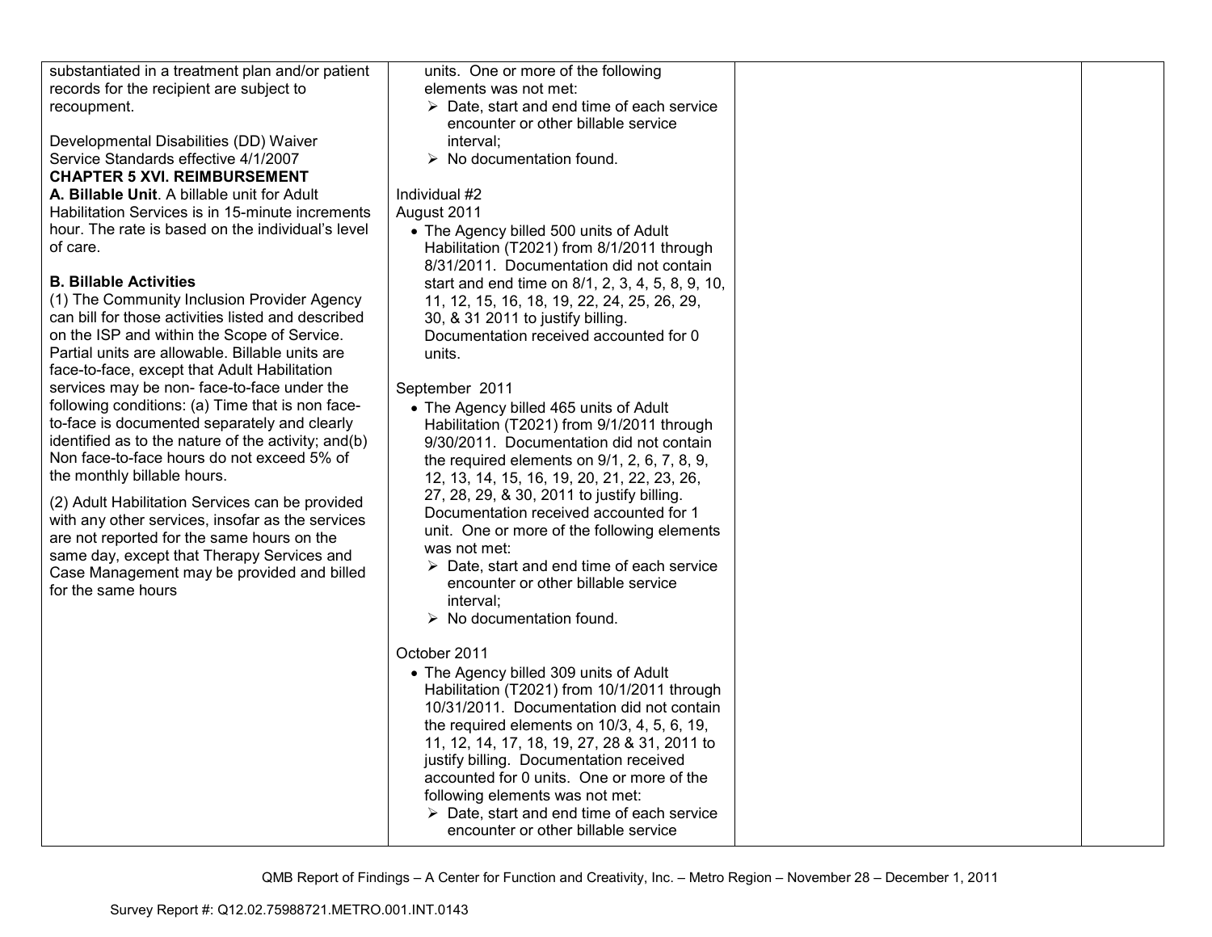| | | | |
|---|---|---|---|
| substantiated in a treatment plan and/or patient records for the recipient are subject to recoupment.<br><br>Developmental Disabilities (DD) Waiver Service Standards effective 4/1/2007<br>**CHAPTER 5 XVI. REIMBURSEMENT**<br>**A. Billable Unit**. A billable unit for Adult Habilitation Services is in 15-minute increments hour. The rate is based on the individual's level of care.<br><br>**B. Billable Activities**<br>(1) The Community Inclusion Provider Agency can bill for those activities listed and described on the ISP and within the Scope of Service. Partial units are allowable. Billable units are face-to-face, except that Adult Habilitation services may be non- face-to-face under the following conditions: (a) Time that is non face-to-face is documented separately and clearly identified as to the nature of the activity; and(b) Non face-to-face hours do not exceed 5% of the monthly billable hours.<br><br>(2) Adult Habilitation Services can be provided with any other services, insofar as the services are not reported for the same hours on the same day, except that Therapy Services and Case Management may be provided and billed for the same hours | units. One or more of the following elements was not met:<br>➢ Date, start and end time of each service encounter or other billable service interval;<br>➢ No documentation found.<br><br>Individual #2<br>August 2011<br>• The Agency billed 500 units of Adult Habilitation (T2021) from 8/1/2011 through 8/31/2011. Documentation did not contain start and end time on 8/1, 2, 3, 4, 5, 8, 9, 10, 11, 12, 15, 16, 18, 19, 22, 24, 25, 26, 29, 30, & 31 2011 to justify billing. Documentation received accounted for 0 units.<br><br>September 2011<br>• The Agency billed 465 units of Adult Habilitation (T2021) from 9/1/2011 through 9/30/2011. Documentation did not contain the required elements on 9/1, 2, 6, 7, 8, 9, 12, 13, 14, 15, 16, 19, 20, 21, 22, 23, 26, 27, 28, 29, & 30, 2011 to justify billing. Documentation received accounted for 1 unit. One or more of the following elements was not met:<br>➢ Date, start and end time of each service encounter or other billable service interval;<br>➢ No documentation found.<br><br>October 2011<br>• The Agency billed 309 units of Adult Habilitation (T2021) from 10/1/2011 through 10/31/2011. Documentation did not contain the required elements on 10/3, 4, 5, 6, 19, 11, 12, 14, 17, 18, 19, 27, 28 & 31, 2011 to justify billing. Documentation received accounted for 0 units. One or more of the following elements was not met:<br>➢ Date, start and end time of each service encounter or other billable service | | |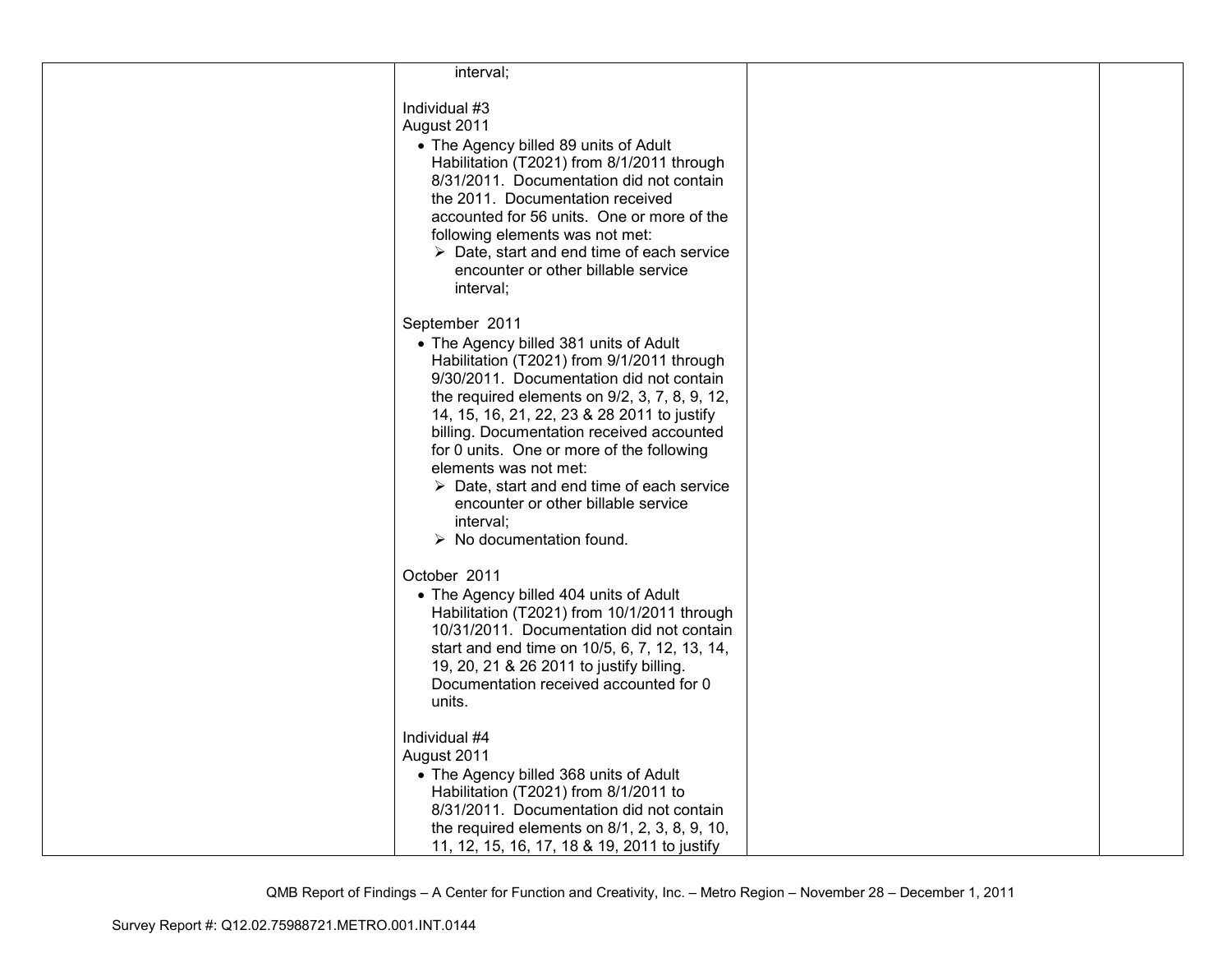| | | | |
|---|---|---|---|
| | interval;<br><br>Individual #3<br>August 2011<br>• The Agency billed 89 units of Adult Habilitation (T2021) from 8/1/2011 through 8/31/2011. Documentation did not contain the 2011. Documentation received accounted for 56 units. One or more of the following elements was not met:<br>➢ Date, start and end time of each service encounter or other billable service interval;<br><br>September 2011<br>• The Agency billed 381 units of Adult Habilitation (T2021) from 9/1/2011 through 9/30/2011. Documentation did not contain the required elements on 9/2, 3, 7, 8, 9, 12, 14, 15, 16, 21, 22, 23 & 28 2011 to justify billing. Documentation received accounted for 0 units. One or more of the following elements was not met:<br>➢ Date, start and end time of each service encounter or other billable service interval;<br>➢ No documentation found.<br><br>October 2011<br>• The Agency billed 404 units of Adult Habilitation (T2021) from 10/1/2011 through 10/31/2011. Documentation did not contain start and end time on 10/5, 6, 7, 12, 13, 14, 19, 20, 21 & 26 2011 to justify billing. Documentation received accounted for 0 units.<br><br>Individual #4<br>August 2011<br>• The Agency billed 368 units of Adult Habilitation (T2021) from 8/1/2011 to 8/31/2011. Documentation did not contain the required elements on 8/1, 2, 3, 8, 9, 10, 11, 12, 15, 16, 17, 18 & 19, 2011 to justify | | |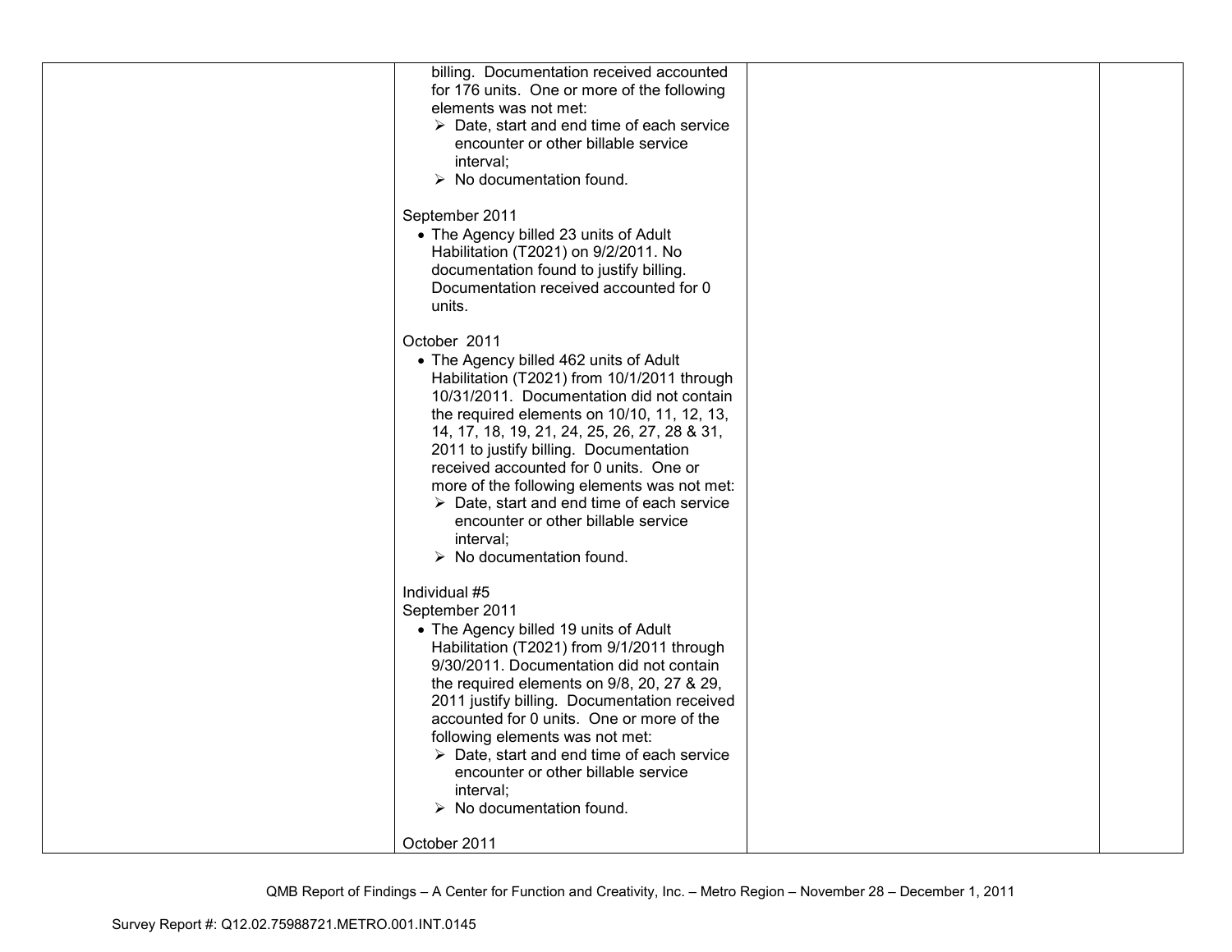| | | | |
|---|---|---|---|
| | billing. Documentation received accounted for 176 units. One or more of the following elements was not met:<br>➢ Date, start and end time of each service encounter or other billable service interval;<br>➢ No documentation found.<br><br>September 2011<br>• The Agency billed 23 units of Adult Habilitation (T2021) on 9/2/2011. No documentation found to justify billing. Documentation received accounted for 0 units.<br><br>October 2011<br>• The Agency billed 462 units of Adult Habilitation (T2021) from 10/1/2011 through 10/31/2011. Documentation did not contain the required elements on 10/10, 11, 12, 13, 14, 17, 18, 19, 21, 24, 25, 26, 27, 28 & 31, 2011 to justify billing. Documentation received accounted for 0 units. One or more of the following elements was not met:<br>➢ Date, start and end time of each service encounter or other billable service interval;<br>➢ No documentation found.<br><br>Individual #5<br>September 2011<br>• The Agency billed 19 units of Adult Habilitation (T2021) from 9/1/2011 through 9/30/2011. Documentation did not contain the required elements on 9/8, 20, 27 & 29, 2011 justify billing. Documentation received accounted for 0 units. One or more of the following elements was not met:<br>➢ Date, start and end time of each service encounter or other billable service interval;<br>➢ No documentation found.<br><br>October 2011 | | |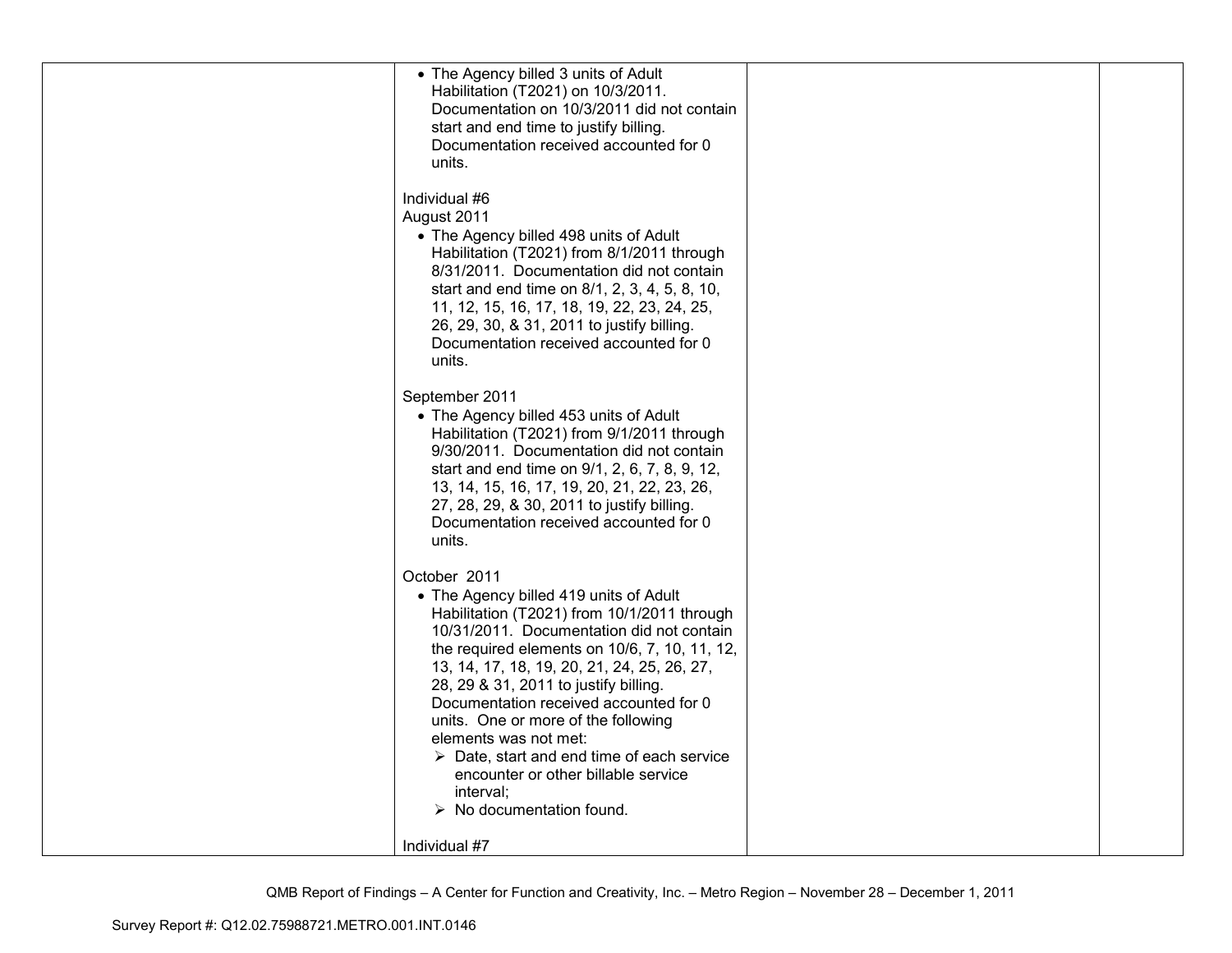| | | | |
|---|---|---|---|
| | • The Agency billed 3 units of Adult Habilitation (T2021) on 10/3/2011. Documentation on 10/3/2011 did not contain start and end time to justify billing. Documentation received accounted for 0 units.<br><br>Individual #6<br>August 2011<br>• The Agency billed 498 units of Adult Habilitation (T2021) from 8/1/2011 through 8/31/2011. Documentation did not contain start and end time on 8/1, 2, 3, 4, 5, 8, 10, 11, 12, 15, 16, 17, 18, 19, 22, 23, 24, 25, 26, 29, 30, & 31, 2011 to justify billing. Documentation received accounted for 0 units.<br><br>September 2011<br>• The Agency billed 453 units of Adult Habilitation (T2021) from 9/1/2011 through 9/30/2011. Documentation did not contain start and end time on 9/1, 2, 6, 7, 8, 9, 12, 13, 14, 15, 16, 17, 19, 20, 21, 22, 23, 26, 27, 28, 29, & 30, 2011 to justify billing. Documentation received accounted for 0 units.<br><br>October 2011<br>• The Agency billed 419 units of Adult Habilitation (T2021) from 10/1/2011 through 10/31/2011. Documentation did not contain the required elements on 10/6, 7, 10, 11, 12, 13, 14, 17, 18, 19, 20, 21, 24, 25, 26, 27, 28, 29 & 31, 2011 to justify billing. Documentation received accounted for 0 units. One or more of the following elements was not met:<br>➢ Date, start and end time of each service encounter or other billable service interval;<br>➢ No documentation found.<br><br>Individual #7 | | |

QMB Report of Findings – A Center for Function and Creativity, Inc. – Metro Region – November 28 – December 1, 2011

Survey Report #: Q12.02.75988721.METRO.001.INT.0146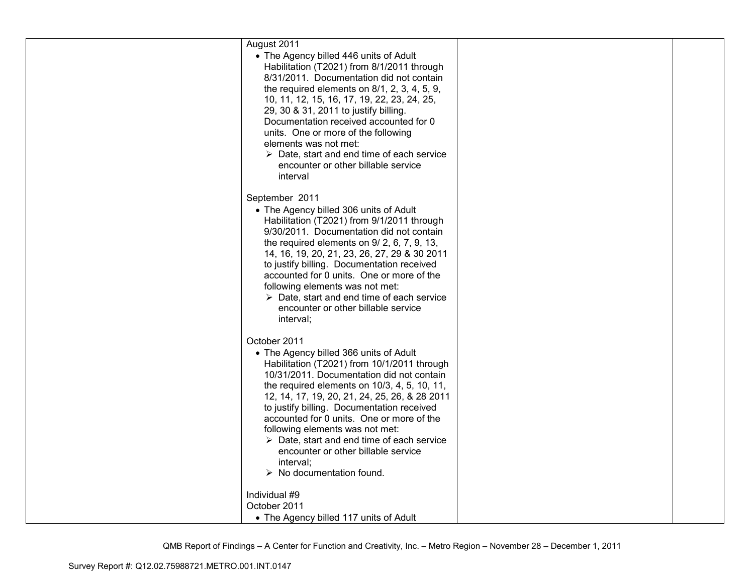| | | | |
|---|---|---|---|
| | August 2011<br>• The Agency billed 446 units of Adult Habilitation (T2021) from 8/1/2011 through 8/31/2011. Documentation did not contain the required elements on 8/1, 2, 3, 4, 5, 9, 10, 11, 12, 15, 16, 17, 19, 22, 23, 24, 25, 29, 30 & 31, 2011 to justify billing. Documentation received accounted for 0 units. One or more of the following elements was not met:<br>➢ Date, start and end time of each service encounter or other billable service interval<br><br>September 2011<br>• The Agency billed 306 units of Adult Habilitation (T2021) from 9/1/2011 through 9/30/2011. Documentation did not contain the required elements on 9/ 2, 6, 7, 9, 13, 14, 16, 19, 20, 21, 23, 26, 27, 29 & 30 2011 to justify billing. Documentation received accounted for 0 units. One or more of the following elements was not met:<br>➢ Date, start and end time of each service encounter or other billable service interval;<br><br>October 2011<br>• The Agency billed 366 units of Adult Habilitation (T2021) from 10/1/2011 through 10/31/2011. Documentation did not contain the required elements on 10/3, 4, 5, 10, 11, 12, 14, 17, 19, 20, 21, 24, 25, 26, & 28 2011 to justify billing. Documentation received accounted for 0 units. One or more of the following elements was not met:<br>➢ Date, start and end time of each service encounter or other billable service interval;<br>➢ No documentation found.<br><br>Individual #9<br>October 2011<br>• The Agency billed 117 units of Adult | | |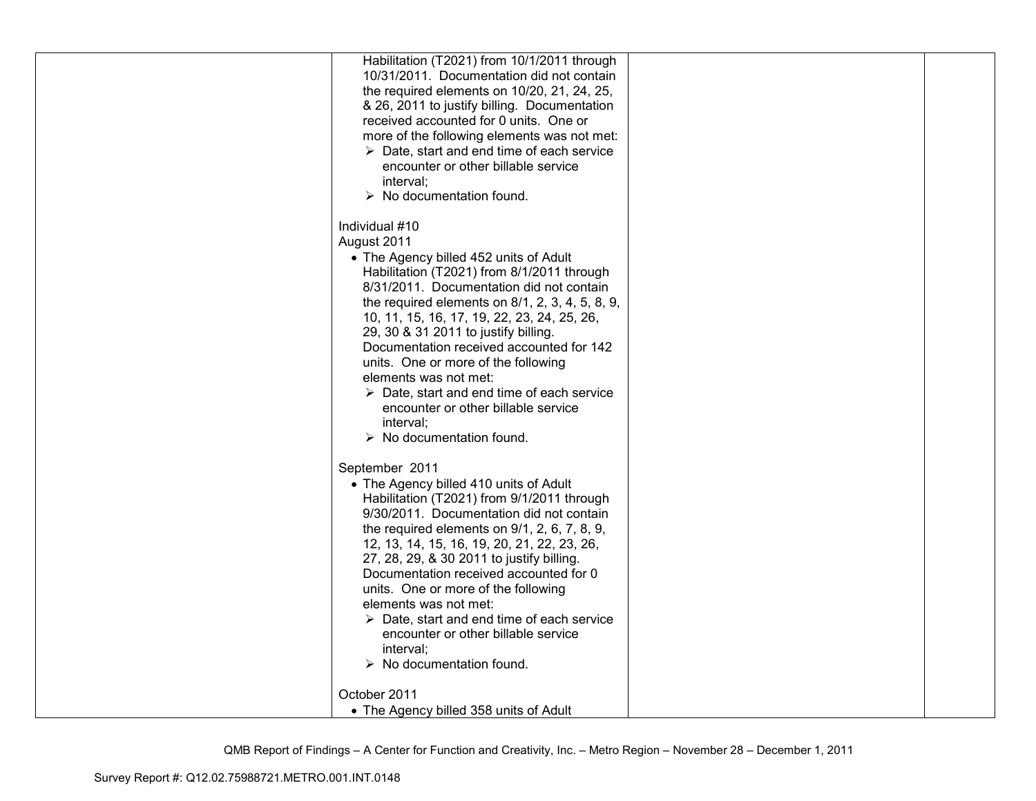| | | | |
|---|---|---|---|
| | Habilitation (T2021) from 10/1/2011 through 10/31/2011. Documentation did not contain the required elements on 10/20, 21, 24, 25, & 26, 2011 to justify billing. Documentation received accounted for 0 units. One or more of the following elements was not met:<br>➢ Date, start and end time of each service encounter or other billable service interval;<br>➢ No documentation found.<br><br>Individual #10<br>August 2011<br>• The Agency billed 452 units of Adult Habilitation (T2021) from 8/1/2011 through 8/31/2011. Documentation did not contain the required elements on 8/1, 2, 3, 4, 5, 8, 9, 10, 11, 15, 16, 17, 19, 22, 23, 24, 25, 26, 29, 30 & 31 2011 to justify billing. Documentation received accounted for 142 units. One or more of the following elements was not met:<br>➢ Date, start and end time of each service encounter or other billable service interval;<br>➢ No documentation found.<br><br>September 2011<br>• The Agency billed 410 units of Adult Habilitation (T2021) from 9/1/2011 through 9/30/2011. Documentation did not contain the required elements on 9/1, 2, 6, 7, 8, 9, 12, 13, 14, 15, 16, 19, 20, 21, 22, 23, 26, 27, 28, 29, & 30 2011 to justify billing. Documentation received accounted for 0 units. One or more of the following elements was not met:<br>➢ Date, start and end time of each service encounter or other billable service interval;<br>➢ No documentation found.<br><br>October 2011<br>• The Agency billed 358 units of Adult | | |

QMB Report of Findings – A Center for Function and Creativity, Inc. – Metro Region – November 28 – December 1, 2011

Survey Report #: Q12.02.75988721.METRO.001.INT.0148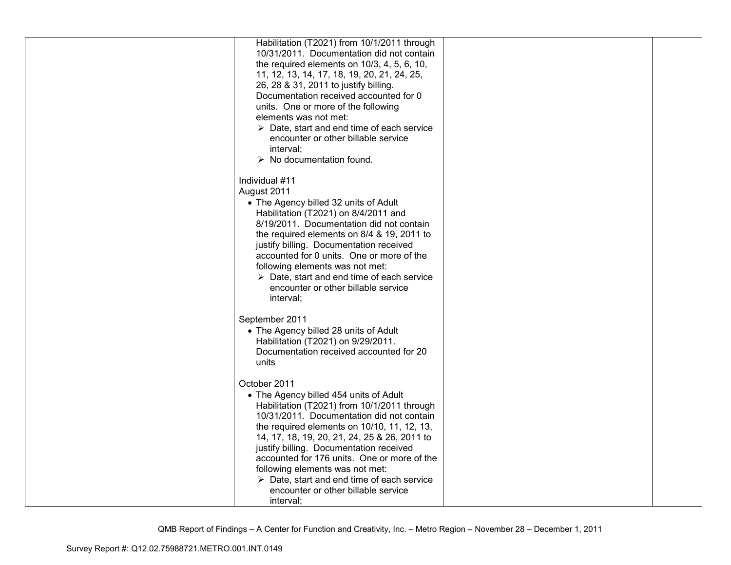| | | | |
|---|---|---|---|
| | Habilitation (T2021) from 10/1/2011 through 10/31/2011. Documentation did not contain the required elements on 10/3, 4, 5, 6, 10, 11, 12, 13, 14, 17, 18, 19, 20, 21, 24, 25, 26, 28 & 31, 2011 to justify billing. Documentation received accounted for 0 units. One or more of the following elements was not met:<br>➢ Date, start and end time of each service encounter or other billable service interval;<br>➢ No documentation found.<br><br>Individual #11<br>August 2011<br>• The Agency billed 32 units of Adult Habilitation (T2021) on 8/4/2011 and 8/19/2011. Documentation did not contain the required elements on 8/4 & 19, 2011 to justify billing. Documentation received accounted for 0 units. One or more of the following elements was not met:<br>➢ Date, start and end time of each service encounter or other billable service interval;<br><br>September 2011<br>• The Agency billed 28 units of Adult Habilitation (T2021) on 9/29/2011. Documentation received accounted for 20 units<br><br>October 2011<br>• The Agency billed 454 units of Adult Habilitation (T2021) from 10/1/2011 through 10/31/2011. Documentation did not contain the required elements on 10/10, 11, 12, 13, 14, 17, 18, 19, 20, 21, 24, 25 & 26, 2011 to justify billing. Documentation received accounted for 176 units. One or more of the following elements was not met:<br>➢ Date, start and end time of each service encounter or other billable service interval; | | |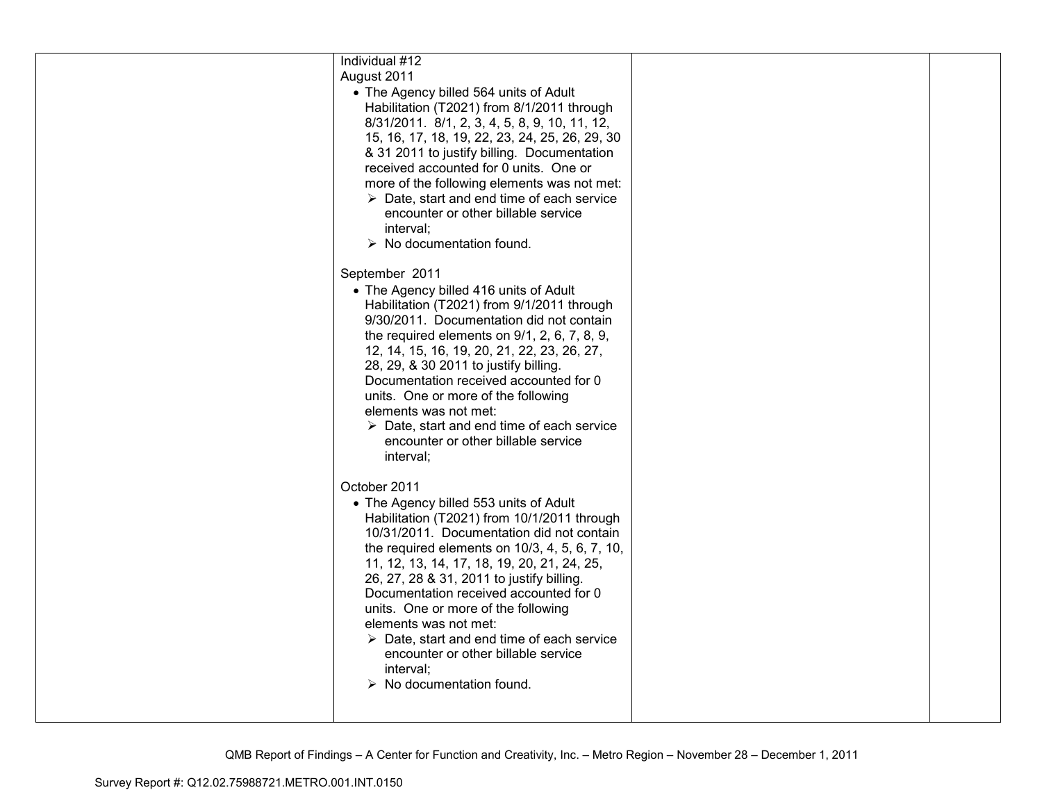| | | | |
|---|---|---|---|
| | Individual #12<br>August 2011<br>• The Agency billed 564 units of Adult Habilitation (T2021) from 8/1/2011 through 8/31/2011. 8/1, 2, 3, 4, 5, 8, 9, 10, 11, 12, 15, 16, 17, 18, 19, 22, 23, 24, 25, 26, 29, 30 & 31 2011 to justify billing. Documentation received accounted for 0 units. One or more of the following elements was not met:<br>➢ Date, start and end time of each service encounter or other billable service interval;<br>➢ No documentation found.<br><br>September 2011<br>• The Agency billed 416 units of Adult Habilitation (T2021) from 9/1/2011 through 9/30/2011. Documentation did not contain the required elements on 9/1, 2, 6, 7, 8, 9, 12, 14, 15, 16, 19, 20, 21, 22, 23, 26, 27, 28, 29, & 30 2011 to justify billing. Documentation received accounted for 0 units. One or more of the following elements was not met:<br>➢ Date, start and end time of each service encounter or other billable service interval;<br><br>October 2011<br>• The Agency billed 553 units of Adult Habilitation (T2021) from 10/1/2011 through 10/31/2011. Documentation did not contain the required elements on 10/3, 4, 5, 6, 7, 10, 11, 12, 13, 14, 17, 18, 19, 20, 21, 24, 25, 26, 27, 28 & 31, 2011 to justify billing. Documentation received accounted for 0 units. One or more of the following elements was not met:<br>➢ Date, start and end time of each service encounter or other billable service interval;<br>➢ No documentation found. | | |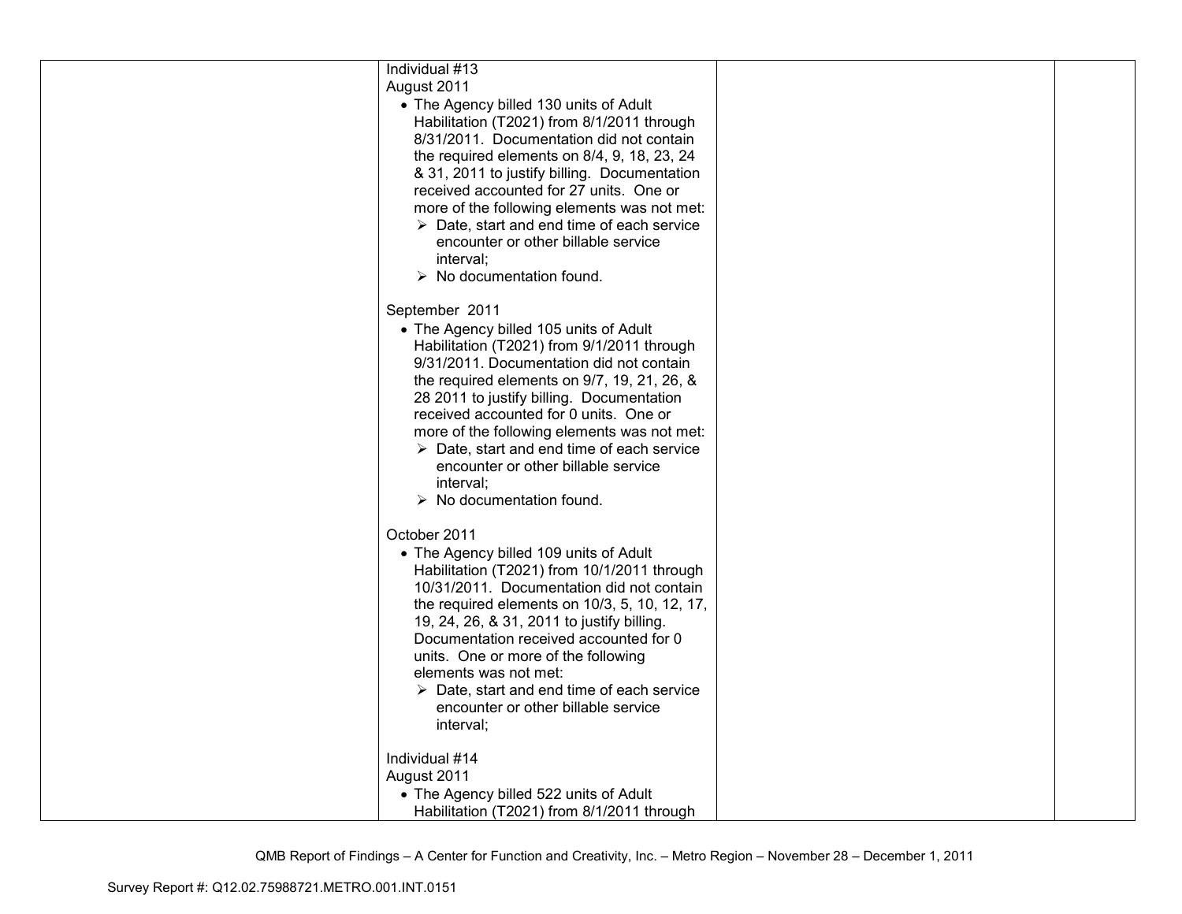| | | | |
|---|---|---|---|
| | Individual #13<br>August 2011<br>• The Agency billed 130 units of Adult Habilitation (T2021) from 8/1/2011 through 8/31/2011. Documentation did not contain the required elements on 8/4, 9, 18, 23, 24 & 31, 2011 to justify billing. Documentation received accounted for 27 units. One or more of the following elements was not met:<br>➢ Date, start and end time of each service encounter or other billable service interval;<br>➢ No documentation found.<br><br>September 2011<br>• The Agency billed 105 units of Adult Habilitation (T2021) from 9/1/2011 through 9/31/2011. Documentation did not contain the required elements on 9/7, 19, 21, 26, & 28 2011 to justify billing. Documentation received accounted for 0 units. One or more of the following elements was not met:<br>➢ Date, start and end time of each service encounter or other billable service interval;<br>➢ No documentation found.<br><br>October 2011<br>• The Agency billed 109 units of Adult Habilitation (T2021) from 10/1/2011 through 10/31/2011. Documentation did not contain the required elements on 10/3, 5, 10, 12, 17, 19, 24, 26, & 31, 2011 to justify billing. Documentation received accounted for 0 units. One or more of the following elements was not met:<br>➢ Date, start and end time of each service encounter or other billable service interval;<br><br>Individual #14<br>August 2011<br>• The Agency billed 522 units of Adult Habilitation (T2021) from 8/1/2011 through | | |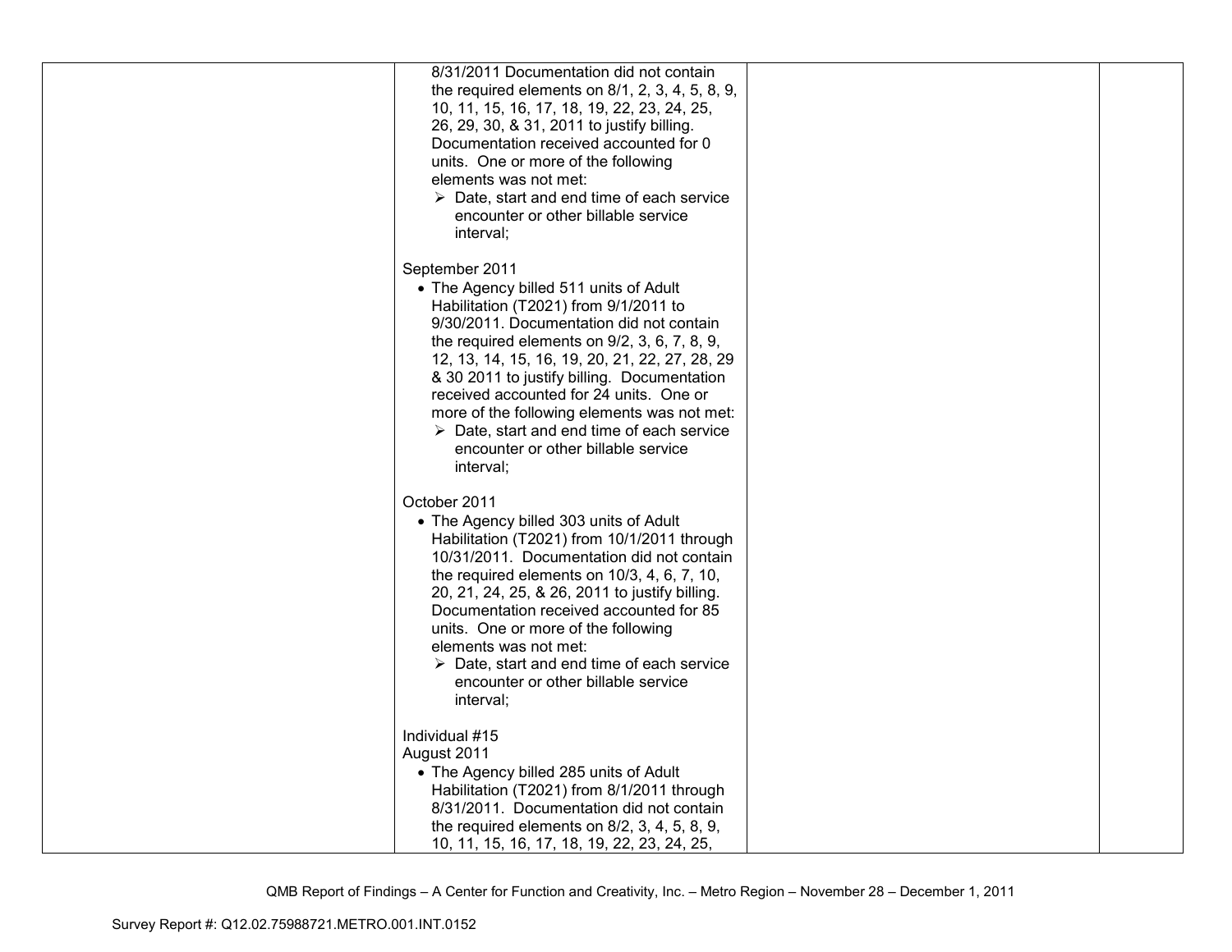| | | | |
|---|---|---|---|
| | 8/31/2011 Documentation did not contain the required elements on 8/1, 2, 3, 4, 5, 8, 9, 10, 11, 15, 16, 17, 18, 19, 22, 23, 24, 25, 26, 29, 30, & 31, 2011 to justify billing. Documentation received accounted for 0 units. One or more of the following elements was not met:<br>➢ Date, start and end time of each service encounter or other billable service interval;<br><br>September 2011<br>• The Agency billed 511 units of Adult Habilitation (T2021) from 9/1/2011 to 9/30/2011. Documentation did not contain the required elements on 9/2, 3, 6, 7, 8, 9, 12, 13, 14, 15, 16, 19, 20, 21, 22, 27, 28, 29 & 30 2011 to justify billing. Documentation received accounted for 24 units. One or more of the following elements was not met:<br>➢ Date, start and end time of each service encounter or other billable service interval;<br><br>October 2011<br>• The Agency billed 303 units of Adult Habilitation (T2021) from 10/1/2011 through 10/31/2011. Documentation did not contain the required elements on 10/3, 4, 6, 7, 10, 20, 21, 24, 25, & 26, 2011 to justify billing. Documentation received accounted for 85 units. One or more of the following elements was not met:<br>➢ Date, start and end time of each service encounter or other billable service interval;<br><br>Individual #15<br>August 2011<br>• The Agency billed 285 units of Adult Habilitation (T2021) from 8/1/2011 through 8/31/2011. Documentation did not contain the required elements on 8/2, 3, 4, 5, 8, 9, 10, 11, 15, 16, 17, 18, 19, 22, 23, 24, 25, | | |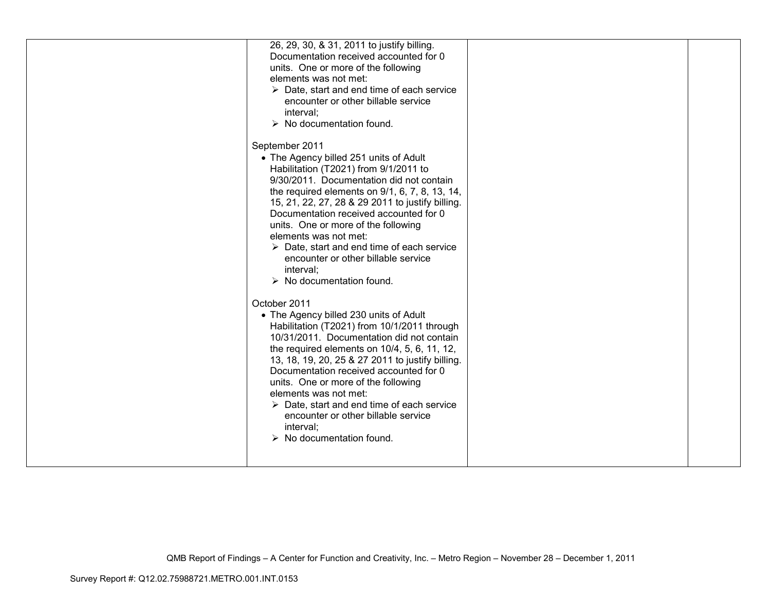| | | | |
|---|---|---|---|
| | 26, 29, 30, & 31, 2011 to justify billing. Documentation received accounted for 0 units. One or more of the following elements was not met:<br>➢ Date, start and end time of each service encounter or other billable service interval;<br>➢ No documentation found.<br><br>September 2011<br>• The Agency billed 251 units of Adult Habilitation (T2021) from 9/1/2011 to 9/30/2011. Documentation did not contain the required elements on 9/1, 6, 7, 8, 13, 14, 15, 21, 22, 27, 28 & 29 2011 to justify billing. Documentation received accounted for 0 units. One or more of the following elements was not met:<br>➢ Date, start and end time of each service encounter or other billable service interval;<br>➢ No documentation found.<br><br>October 2011<br>• The Agency billed 230 units of Adult Habilitation (T2021) from 10/1/2011 through 10/31/2011. Documentation did not contain the required elements on 10/4, 5, 6, 11, 12, 13, 18, 19, 20, 25 & 27 2011 to justify billing. Documentation received accounted for 0 units. One or more of the following elements was not met:<br>➢ Date, start and end time of each service encounter or other billable service interval;<br>➢ No documentation found. | | |

QMB Report of Findings – A Center for Function and Creativity, Inc. – Metro Region – November 28 – December 1, 2011

Survey Report #: Q12.02.75988721.METRO.001.INT.0153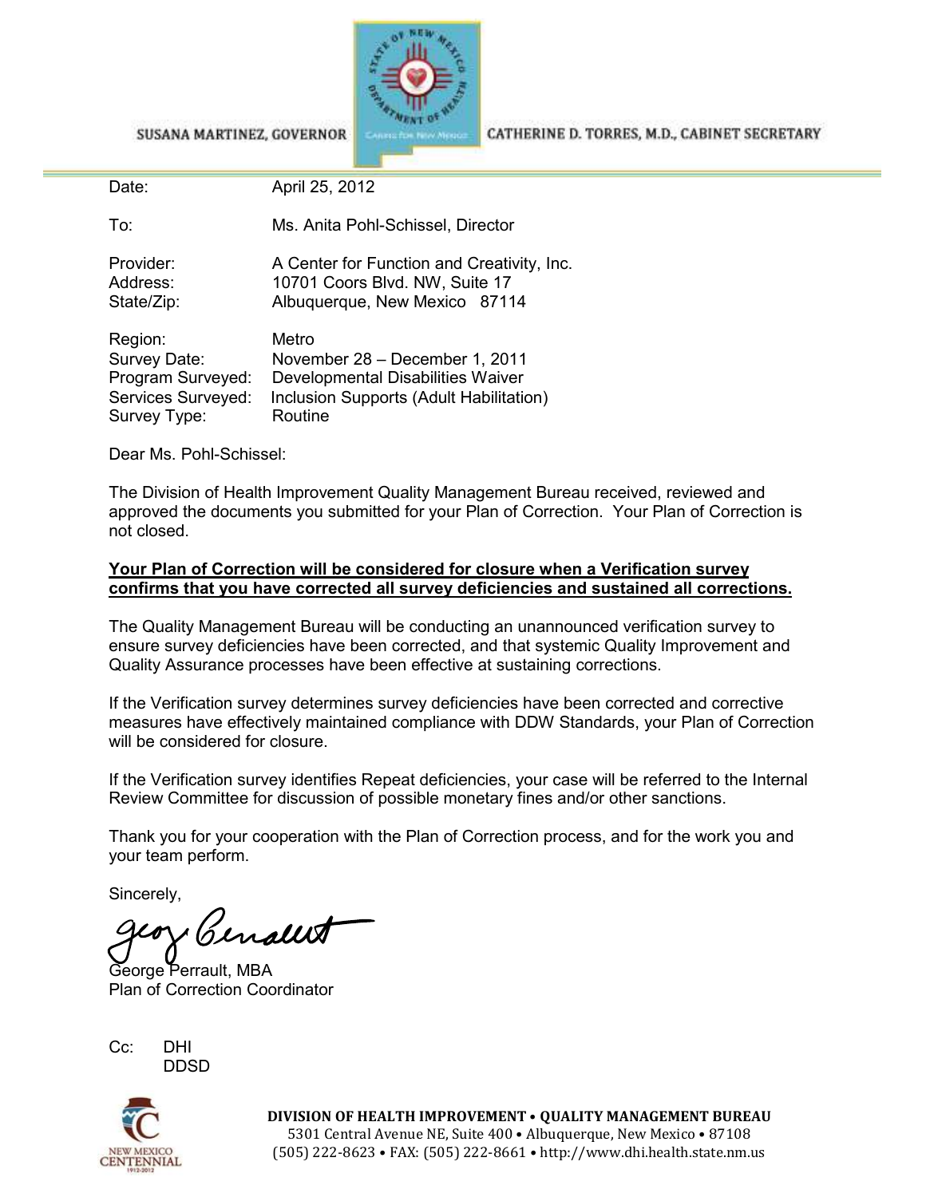SUSANA MARTINEZ, GOVERNOR CATHERINE D. TORRES, M.D., CABINET SECRETARY

| | |
|---|---|
| Date: | April 25, 2012 |
| To: | Ms. Anita Pohl-Schissel, Director |
| Provider: | A Center for Function and Creativity, Inc. |
| Address: | 10701 Coors Blvd. NW, Suite 17 |
| State/Zip: | Albuquerque, New Mexico 87114 |
| Region: | Metro |
| Survey Date: | November 28 – December 1, 2011 |
| Program Surveyed: | Developmental Disabilities Waiver |
| Services Surveyed: | Inclusion Supports (Adult Habilitation) |
| Survey Type: | Routine |

Dear Ms. Pohl-Schissel:

The Division of Health Improvement Quality Management Bureau received, reviewed and approved the documents you submitted for your Plan of Correction. Your Plan of Correction is not closed.

**Your Plan of Correction will be considered for closure when a Verification survey confirms that you have corrected all survey deficiencies and sustained all corrections.**

The Quality Management Bureau will be conducting an unannounced verification survey to ensure survey deficiencies have been corrected, and that systemic Quality Improvement and Quality Assurance processes have been effective at sustaining corrections.

If the Verification survey determines survey deficiencies have been corrected and corrective measures have effectively maintained compliance with DDW Standards, your Plan of Correction will be considered for closure.

If the Verification survey identifies Repeat deficiencies, your case will be referred to the Internal Review Committee for discussion of possible monetary fines and/or other sanctions.

Thank you for your cooperation with the Plan of Correction process, and for the work you and your team perform.

Sincerely,

George Perrault, MBA
Plan of Correction Coordinator

Cc: DHI
DDSD

**DIVISION OF HEALTH IMPROVEMENT • QUALITY MANAGEMENT BUREAU**
5301 Central Avenue NE, Suite 400 • Albuquerque, New Mexico • 87108
(505) 222-8623 • FAX: (505) 222-8661 • http://www.dhi.health.state.nm.us